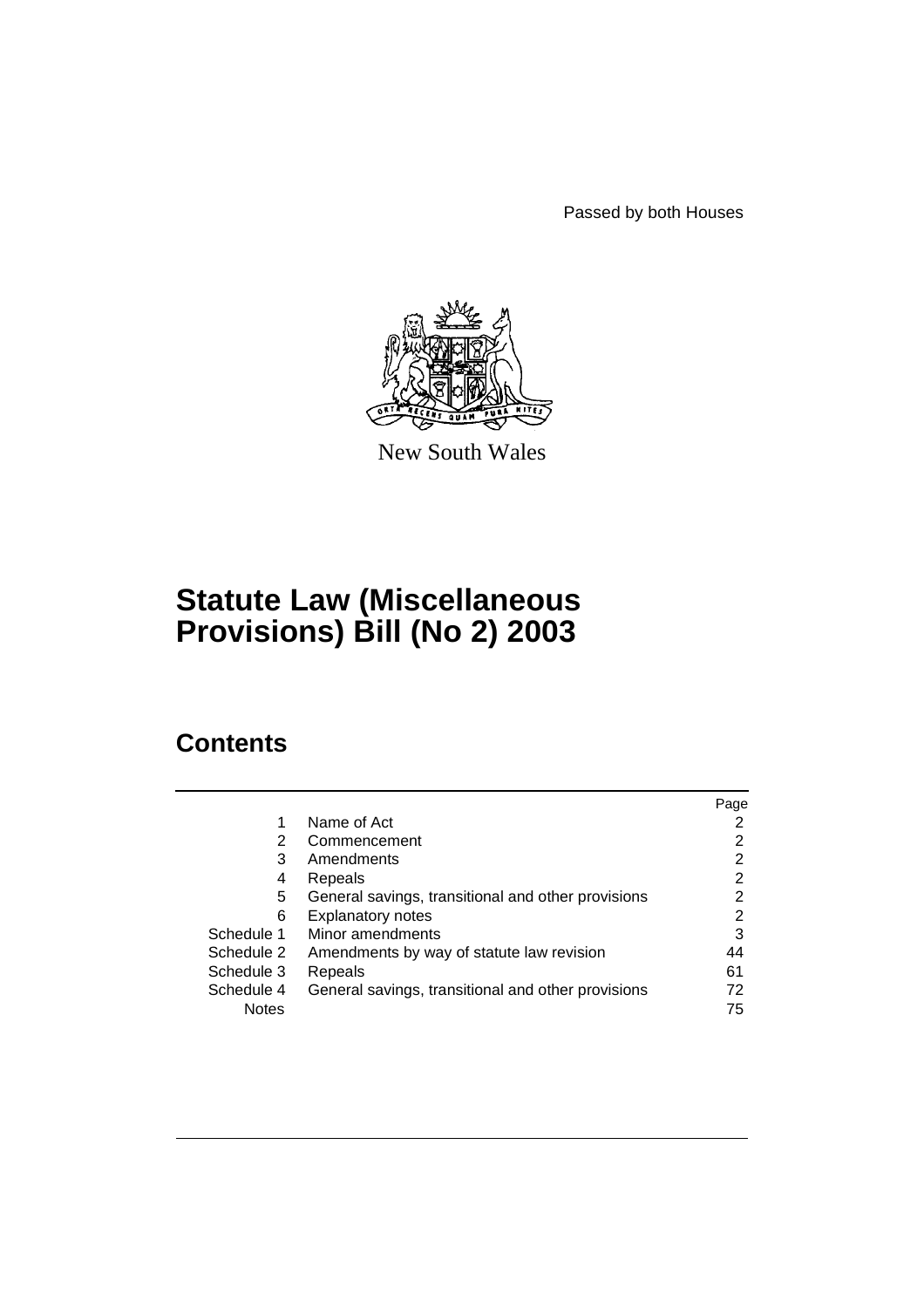Passed by both Houses

New South Wales

# Statute Law (Miscellaneous Provisions) Bill (No 2) 2003

## Contents

| | | Page |
|---|---|---|
| 1 | Name of Act | 2 |
| 2 | Commencement | 2 |
| 3 | Amendments | 2 |
| 4 | Repeals | 2 |
| 5 | General savings, transitional and other provisions | 2 |
| 6 | Explanatory notes | 2 |
| Schedule 1 | Minor amendments | 3 |
| Schedule 2 | Amendments by way of statute law revision | 44 |
| Schedule 3 | Repeals | 61 |
| Schedule 4 | General savings, transitional and other provisions | 72 |
| Notes | | 75 |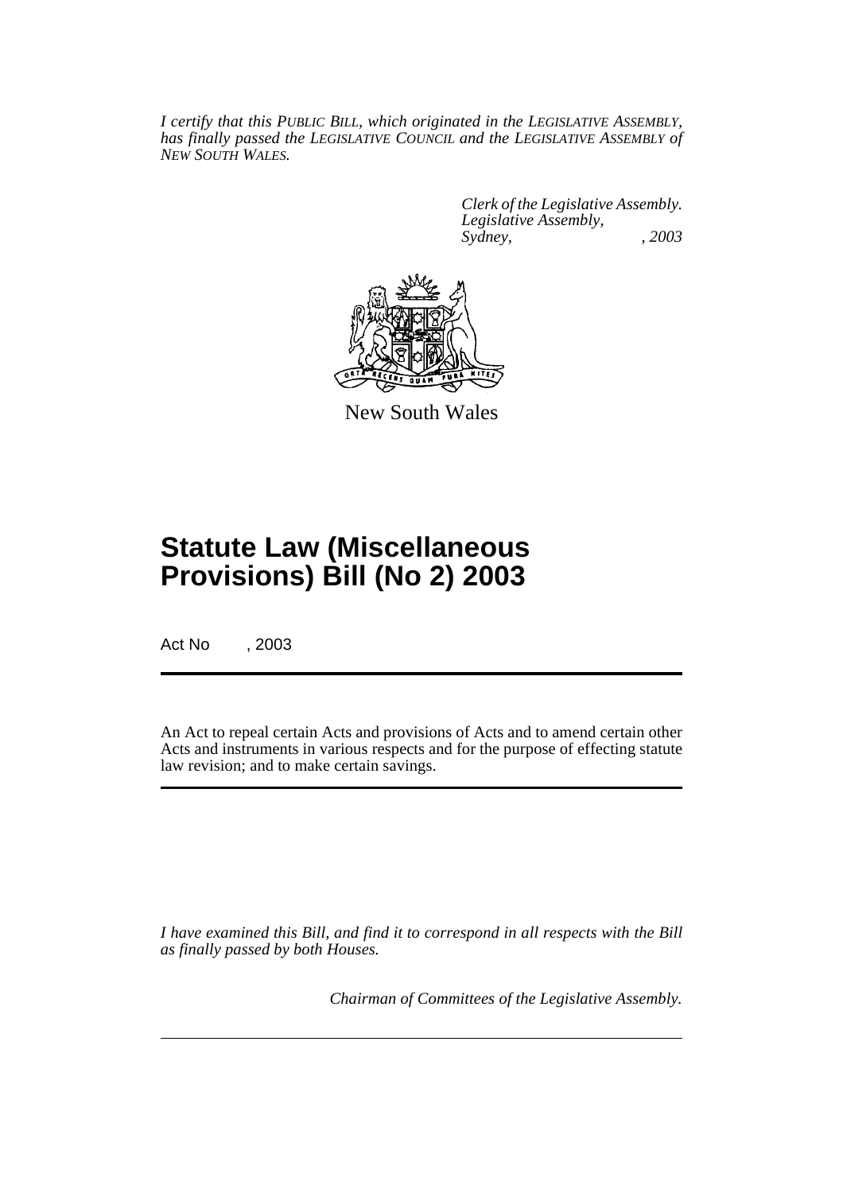*I certify that this PUBLIC BILL, which originated in the LEGISLATIVE ASSEMBLY, has finally passed the LEGISLATIVE COUNCIL and the LEGISLATIVE ASSEMBLY of NEW SOUTH WALES.*

*Clerk of the Legislative Assembly.*
*Legislative Assembly,*
*Sydney, , 2003*

New South Wales

# Statute Law (Miscellaneous Provisions) Bill (No 2) 2003

Act No , 2003

An Act to repeal certain Acts and provisions of Acts and to amend certain other Acts and instruments in various respects and for the purpose of effecting statute law revision; and to make certain savings.

*I have examined this Bill, and find it to correspond in all respects with the Bill as finally passed by both Houses.*

*Chairman of Committees of the Legislative Assembly.*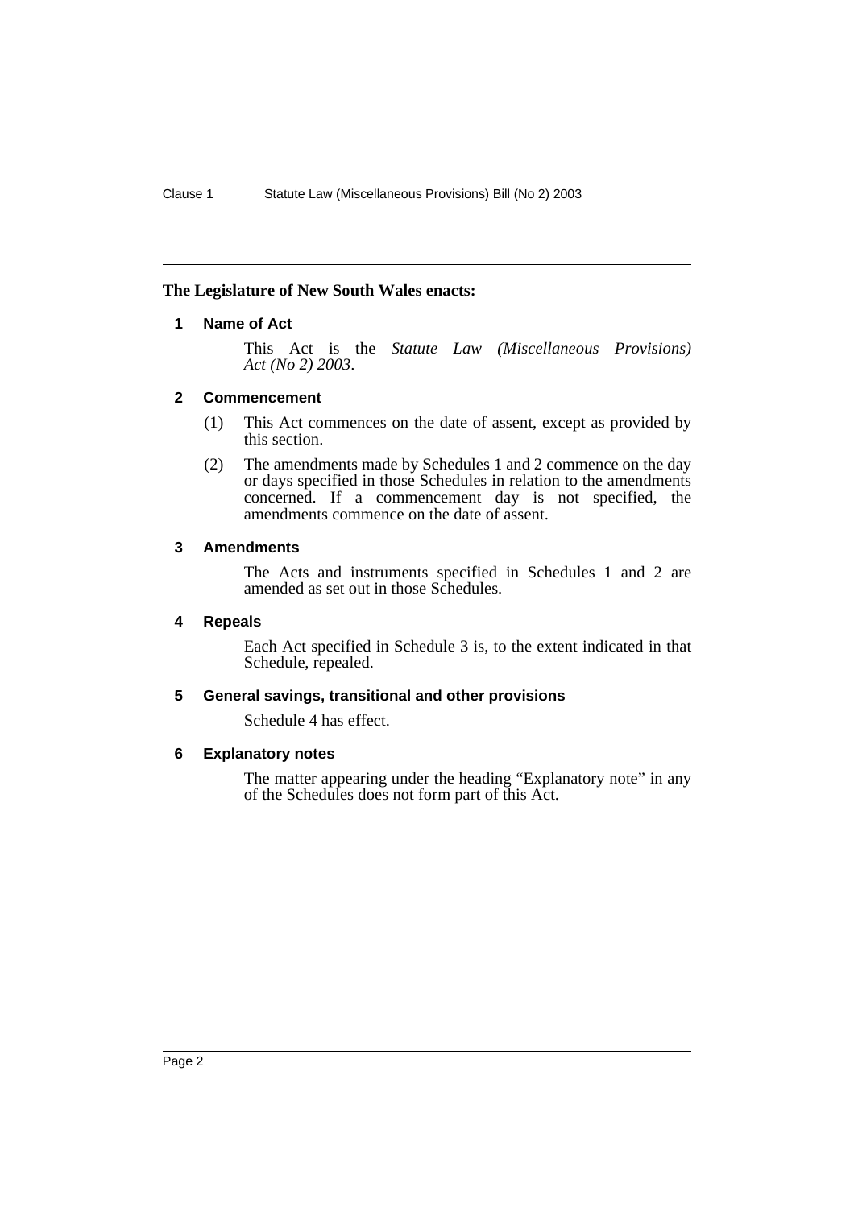**The Legislature of New South Wales enacts:**

## 1 Name of Act

This Act is the *Statute Law (Miscellaneous Provisions) Act (No 2) 2003*.

## 2 Commencement

(1) This Act commences on the date of assent, except as provided by this section.

(2) The amendments made by Schedules 1 and 2 commence on the day or days specified in those Schedules in relation to the amendments concerned. If a commencement day is not specified, the amendments commence on the date of assent.

## 3 Amendments

The Acts and instruments specified in Schedules 1 and 2 are amended as set out in those Schedules.

## 4 Repeals

Each Act specified in Schedule 3 is, to the extent indicated in that Schedule, repealed.

## 5 General savings, transitional and other provisions

Schedule 4 has effect.

## 6 Explanatory notes

The matter appearing under the heading "Explanatory note" in any of the Schedules does not form part of this Act.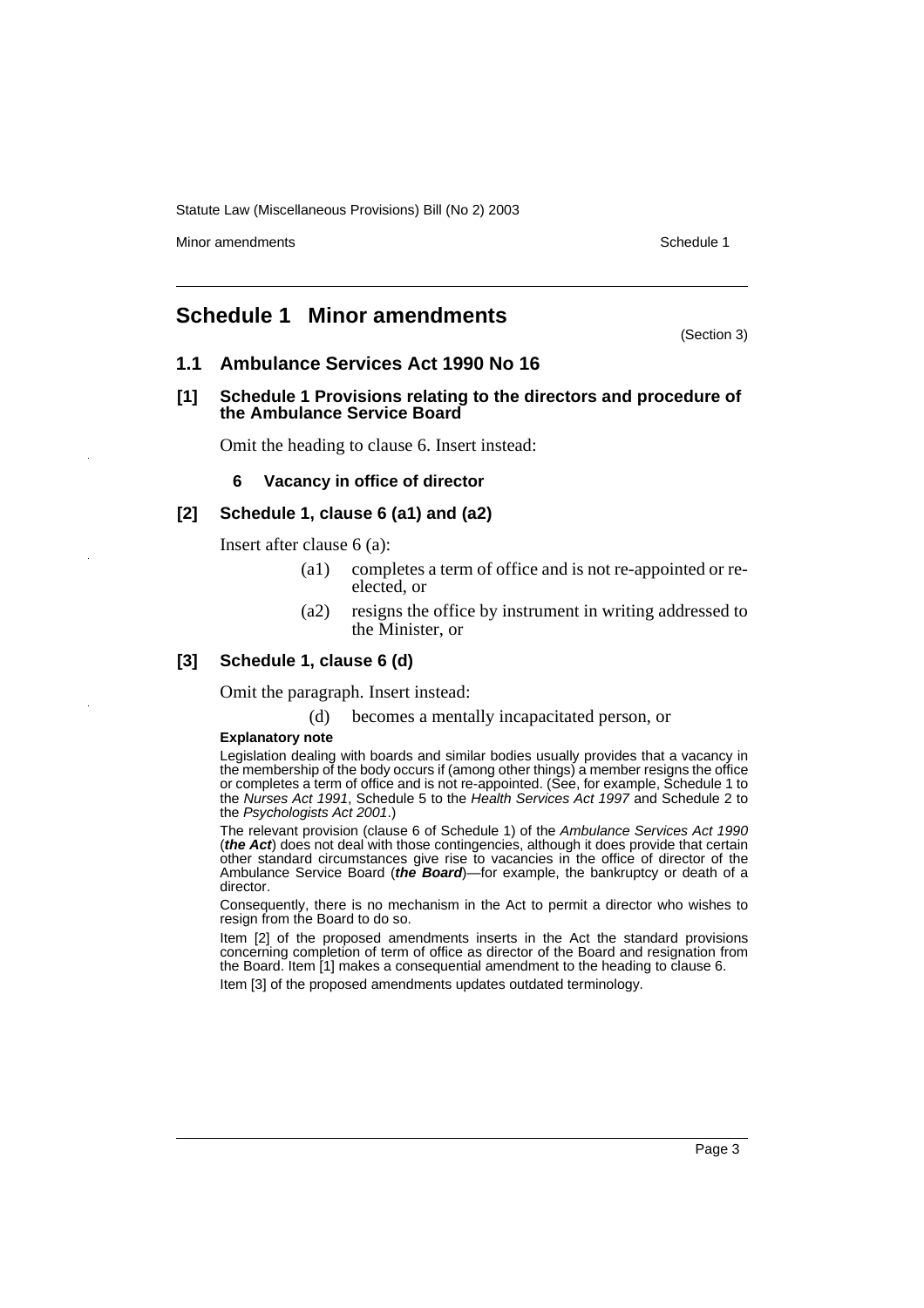## Schedule 1 Minor amendments

(Section 3)

### 1.1 Ambulance Services Act 1990 No 16

#### [1] Schedule 1 Provisions relating to the directors and procedure of the Ambulance Service Board

Omit the heading to clause 6. Insert instead:

**6 Vacancy in office of director**

#### [2] Schedule 1, clause 6 (a1) and (a2)

Insert after clause 6 (a):

> (a1) completes a term of office and is not re-appointed or re-elected, or
>
> (a2) resigns the office by instrument in writing addressed to the Minister, or

#### [3] Schedule 1, clause 6 (d)

Omit the paragraph. Insert instead:

> (d) becomes a mentally incapacitated person, or

**Explanatory note**

Legislation dealing with boards and similar bodies usually provides that a vacancy in the membership of the body occurs if (among other things) a member resigns the office or completes a term of office and is not re-appointed. (See, for example, Schedule 1 to the *Nurses Act 1991*, Schedule 5 to the *Health Services Act 1997* and Schedule 2 to the *Psychologists Act 2001*.)

The relevant provision (clause 6 of Schedule 1) of the *Ambulance Services Act 1990* (***the Act***) does not deal with those contingencies, although it does provide that certain other standard circumstances give rise to vacancies in the office of director of the Ambulance Service Board (***the Board***)—for example, the bankruptcy or death of a director.

Consequently, there is no mechanism in the Act to permit a director who wishes to resign from the Board to do so.

Item [2] of the proposed amendments inserts in the Act the standard provisions concerning completion of term of office as director of the Board and resignation from the Board. Item [1] makes a consequential amendment to the heading to clause 6.

Item [3] of the proposed amendments updates outdated terminology.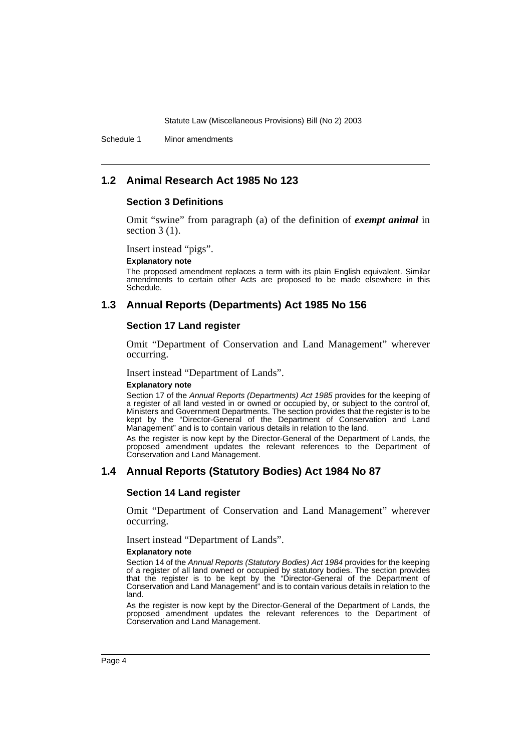## 1.2 Animal Research Act 1985 No 123

### Section 3 Definitions

Omit "swine" from paragraph (a) of the definition of ***exempt animal*** in section 3 (1).

Insert instead "pigs".

**Explanatory note**

The proposed amendment replaces a term with its plain English equivalent. Similar amendments to certain other Acts are proposed to be made elsewhere in this Schedule.

## 1.3 Annual Reports (Departments) Act 1985 No 156

### Section 17 Land register

Omit "Department of Conservation and Land Management" wherever occurring.

Insert instead "Department of Lands".

**Explanatory note**

Section 17 of the *Annual Reports (Departments) Act 1985* provides for the keeping of a register of all land vested in or owned or occupied by, or subject to the control of, Ministers and Government Departments. The section provides that the register is to be kept by the "Director-General of the Department of Conservation and Land Management" and is to contain various details in relation to the land.

As the register is now kept by the Director-General of the Department of Lands, the proposed amendment updates the relevant references to the Department of Conservation and Land Management.

## 1.4 Annual Reports (Statutory Bodies) Act 1984 No 87

### Section 14 Land register

Omit "Department of Conservation and Land Management" wherever occurring.

Insert instead "Department of Lands".

**Explanatory note**

Section 14 of the *Annual Reports (Statutory Bodies) Act 1984* provides for the keeping of a register of all land owned or occupied by statutory bodies. The section provides that the register is to be kept by the "Director-General of the Department of Conservation and Land Management" and is to contain various details in relation to the land.

As the register is now kept by the Director-General of the Department of Lands, the proposed amendment updates the relevant references to the Department of Conservation and Land Management.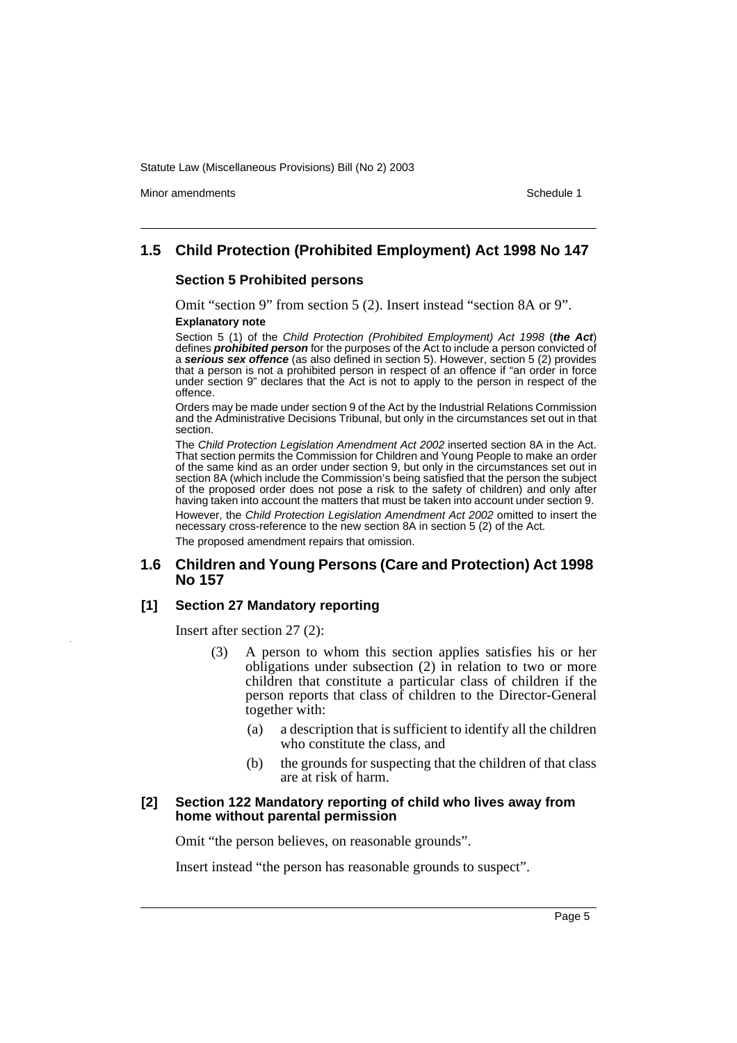## 1.5 Child Protection (Prohibited Employment) Act 1998 No 147

### Section 5 Prohibited persons

Omit "section 9" from section 5 (2). Insert instead "section 8A or 9".

**Explanatory note**

Section 5 (1) of the *Child Protection (Prohibited Employment) Act 1998* (***the Act***) defines ***prohibited person*** for the purposes of the Act to include a person convicted of a ***serious sex offence*** (as also defined in section 5). However, section 5 (2) provides that a person is not a prohibited person in respect of an offence if "an order in force under section 9" declares that the Act is not to apply to the person in respect of the offence.

Orders may be made under section 9 of the Act by the Industrial Relations Commission and the Administrative Decisions Tribunal, but only in the circumstances set out in that section.

The *Child Protection Legislation Amendment Act 2002* inserted section 8A in the Act. That section permits the Commission for Children and Young People to make an order of the same kind as an order under section 9, but only in the circumstances set out in section 8A (which include the Commission's being satisfied that the person the subject of the proposed order does not pose a risk to the safety of children) and only after having taken into account the matters that must be taken into account under section 9.

However, the *Child Protection Legislation Amendment Act 2002* omitted to insert the necessary cross-reference to the new section 8A in section 5 (2) of the Act.

The proposed amendment repairs that omission.

## 1.6 Children and Young Persons (Care and Protection) Act 1998 No 157

### [1] Section 27 Mandatory reporting

Insert after section 27 (2):

(3) A person to whom this section applies satisfies his or her obligations under subsection (2) in relation to two or more children that constitute a particular class of children if the person reports that class of children to the Director-General together with:

(a) a description that is sufficient to identify all the children who constitute the class, and

(b) the grounds for suspecting that the children of that class are at risk of harm.

### [2] Section 122 Mandatory reporting of child who lives away from home without parental permission

Omit "the person believes, on reasonable grounds".

Insert instead "the person has reasonable grounds to suspect".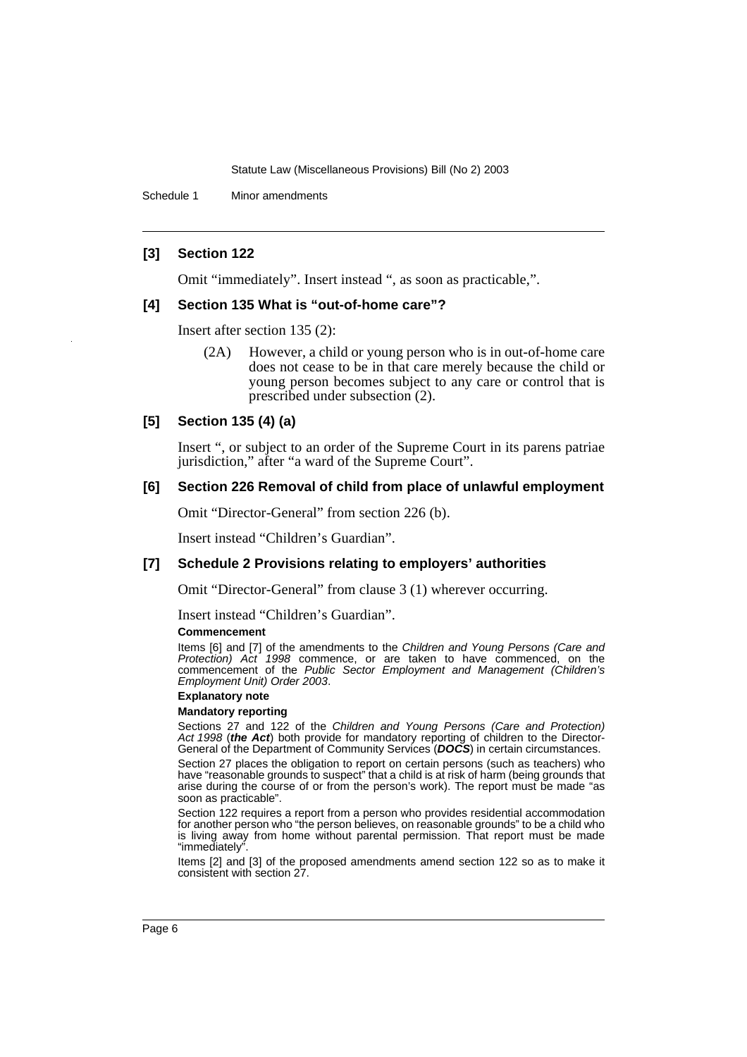### [3] Section 122

Omit "immediately". Insert instead ", as soon as practicable,".

### [4] Section 135 What is "out-of-home care"?

Insert after section 135 (2):

> (2A) However, a child or young person who is in out-of-home care does not cease to be in that care merely because the child or young person becomes subject to any care or control that is prescribed under subsection (2).

### [5] Section 135 (4) (a)

Insert ", or subject to an order of the Supreme Court in its parens patriae jurisdiction," after "a ward of the Supreme Court".

### [6] Section 226 Removal of child from place of unlawful employment

Omit "Director-General" from section 226 (b).

Insert instead "Children's Guardian".

### [7] Schedule 2 Provisions relating to employers' authorities

Omit "Director-General" from clause 3 (1) wherever occurring.

Insert instead "Children's Guardian".

**Commencement**

Items [6] and [7] of the amendments to the *Children and Young Persons (Care and Protection) Act 1998* commence, or are taken to have commenced, on the commencement of the *Public Sector Employment and Management (Children's Employment Unit) Order 2003*.

**Explanatory note**

**Mandatory reporting**

Sections 27 and 122 of the *Children and Young Persons (Care and Protection) Act 1998* (***the Act***) both provide for mandatory reporting of children to the Director-General of the Department of Community Services (***DOCS***) in certain circumstances.

Section 27 places the obligation to report on certain persons (such as teachers) who have "reasonable grounds to suspect" that a child is at risk of harm (being grounds that arise during the course of or from the person's work). The report must be made "as soon as practicable".

Section 122 requires a report from a person who provides residential accommodation for another person who "the person believes, on reasonable grounds" to be a child who is living away from home without parental permission. That report must be made "immediately".

Items [2] and [3] of the proposed amendments amend section 122 so as to make it consistent with section 27.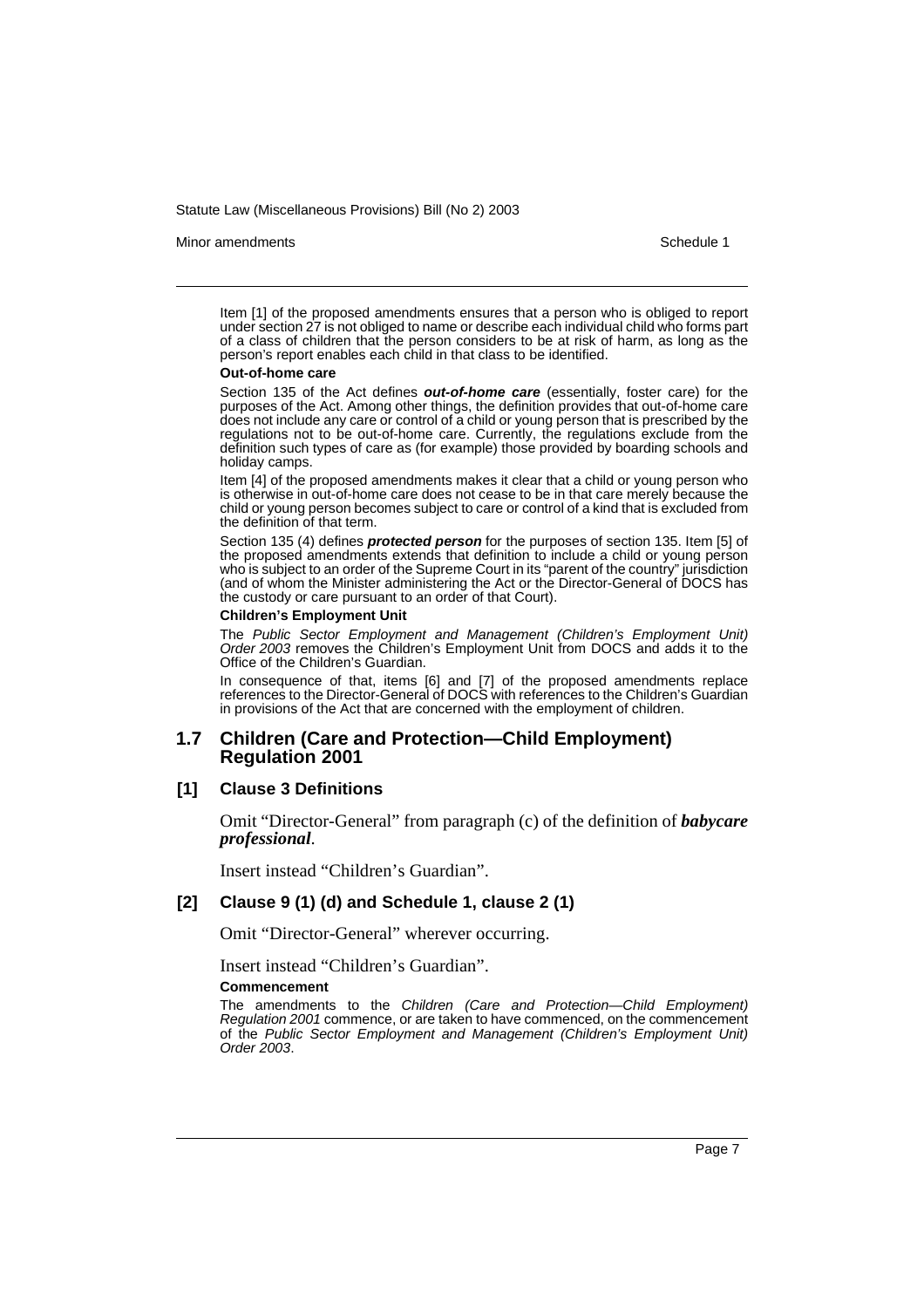Item [1] of the proposed amendments ensures that a person who is obliged to report under section 27 is not obliged to name or describe each individual child who forms part of a class of children that the person considers to be at risk of harm, as long as the person's report enables each child in that class to be identified.

**Out-of-home care**

Section 135 of the Act defines ***out-of-home care*** (essentially, foster care) for the purposes of the Act. Among other things, the definition provides that out-of-home care does not include any care or control of a child or young person that is prescribed by the regulations not to be out-of-home care. Currently, the regulations exclude from the definition such types of care as (for example) those provided by boarding schools and holiday camps.

Item [4] of the proposed amendments makes it clear that a child or young person who is otherwise in out-of-home care does not cease to be in that care merely because the child or young person becomes subject to care or control of a kind that is excluded from the definition of that term.

Section 135 (4) defines ***protected person*** for the purposes of section 135. Item [5] of the proposed amendments extends that definition to include a child or young person who is subject to an order of the Supreme Court in its "parent of the country" jurisdiction (and of whom the Minister administering the Act or the Director-General of DOCS has the custody or care pursuant to an order of that Court).

**Children's Employment Unit**

The *Public Sector Employment and Management (Children's Employment Unit) Order 2003* removes the Children's Employment Unit from DOCS and adds it to the Office of the Children's Guardian.

In consequence of that, items [6] and [7] of the proposed amendments replace references to the Director-General of DOCS with references to the Children's Guardian in provisions of the Act that are concerned with the employment of children.

## 1.7 Children (Care and Protection—Child Employment) Regulation 2001

### [1] Clause 3 Definitions

Omit "Director-General" from paragraph (c) of the definition of ***babycare professional***.

Insert instead "Children's Guardian".

### [2] Clause 9 (1) (d) and Schedule 1, clause 2 (1)

Omit "Director-General" wherever occurring.

Insert instead "Children's Guardian".

**Commencement**

The amendments to the *Children (Care and Protection—Child Employment) Regulation 2001* commence, or are taken to have commenced, on the commencement of the *Public Sector Employment and Management (Children's Employment Unit) Order 2003*.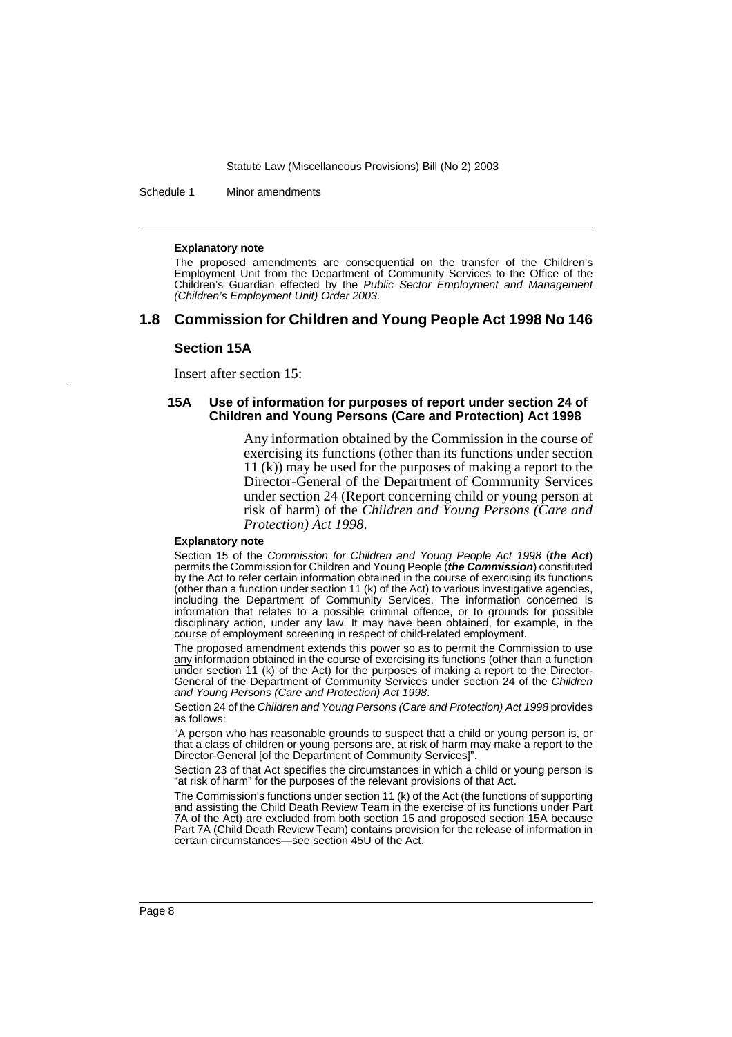**Explanatory note**

The proposed amendments are consequential on the transfer of the Children's Employment Unit from the Department of Community Services to the Office of the Children's Guardian effected by the *Public Sector Employment and Management (Children's Employment Unit) Order 2003*.

## 1.8 Commission for Children and Young People Act 1998 No 146

### Section 15A

Insert after section 15:

#### 15A Use of information for purposes of report under section 24 of Children and Young Persons (Care and Protection) Act 1998

Any information obtained by the Commission in the course of exercising its functions (other than its functions under section 11 (k)) may be used for the purposes of making a report to the Director-General of the Department of Community Services under section 24 (Report concerning child or young person at risk of harm) of the *Children and Young Persons (Care and Protection) Act 1998*.

**Explanatory note**

Section 15 of the *Commission for Children and Young People Act 1998* (***the Act***) permits the Commission for Children and Young People (***the Commission***) constituted by the Act to refer certain information obtained in the course of exercising its functions (other than a function under section 11 (k) of the Act) to various investigative agencies, including the Department of Community Services. The information concerned is information that relates to a possible criminal offence, or to grounds for possible disciplinary action, under any law. It may have been obtained, for example, in the course of employment screening in respect of child-related employment.

The proposed amendment extends this power so as to permit the Commission to use any information obtained in the course of exercising its functions (other than a function under section 11 (k) of the Act) for the purposes of making a report to the Director-General of the Department of Community Services under section 24 of the *Children and Young Persons (Care and Protection) Act 1998*.

Section 24 of the *Children and Young Persons (Care and Protection) Act 1998* provides as follows:

"A person who has reasonable grounds to suspect that a child or young person is, or that a class of children or young persons are, at risk of harm may make a report to the Director-General [of the Department of Community Services]".

Section 23 of that Act specifies the circumstances in which a child or young person is "at risk of harm" for the purposes of the relevant provisions of that Act.

The Commission's functions under section 11 (k) of the Act (the functions of supporting and assisting the Child Death Review Team in the exercise of its functions under Part 7A of the Act) are excluded from both section 15 and proposed section 15A because Part 7A (Child Death Review Team) contains provision for the release of information in certain circumstances—see section 45U of the Act.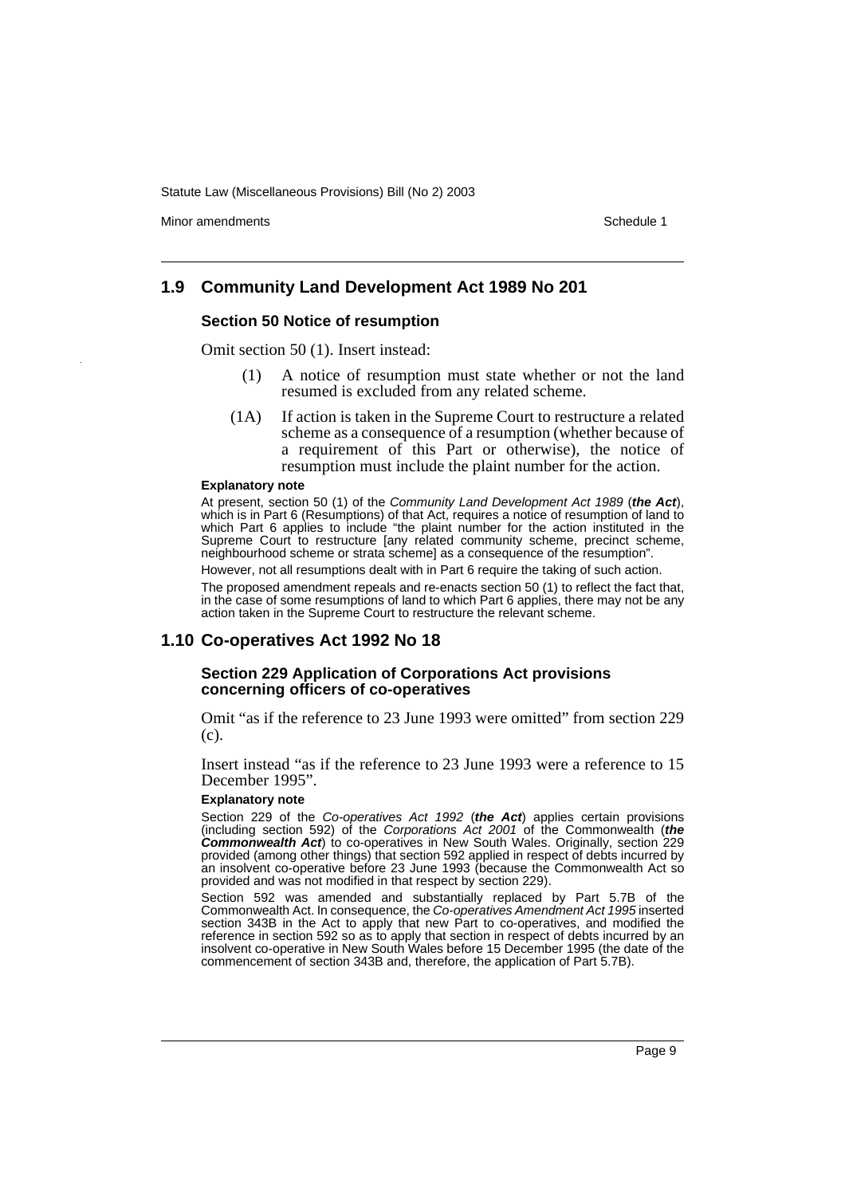## 1.9 Community Land Development Act 1989 No 201

### Section 50 Notice of resumption

Omit section 50 (1). Insert instead:

> (1) A notice of resumption must state whether or not the land resumed is excluded from any related scheme.
>
> (1A) If action is taken in the Supreme Court to restructure a related scheme as a consequence of a resumption (whether because of a requirement of this Part or otherwise), the notice of resumption must include the plaint number for the action.

**Explanatory note**

At present, section 50 (1) of the *Community Land Development Act 1989* (***the Act***), which is in Part 6 (Resumptions) of that Act, requires a notice of resumption of land to which Part 6 applies to include "the plaint number for the action instituted in the Supreme Court to restructure [any related community scheme, precinct scheme, neighbourhood scheme or strata scheme] as a consequence of the resumption".

However, not all resumptions dealt with in Part 6 require the taking of such action.

The proposed amendment repeals and re-enacts section 50 (1) to reflect the fact that, in the case of some resumptions of land to which Part 6 applies, there may not be any action taken in the Supreme Court to restructure the relevant scheme.

## 1.10 Co-operatives Act 1992 No 18

### Section 229 Application of Corporations Act provisions concerning officers of co-operatives

Omit "as if the reference to 23 June 1993 were omitted" from section 229 (c).

Insert instead "as if the reference to 23 June 1993 were a reference to 15 December 1995".

**Explanatory note**

Section 229 of the *Co-operatives Act 1992* (***the Act***) applies certain provisions (including section 592) of the *Corporations Act 2001* of the Commonwealth (***the Commonwealth Act***) to co-operatives in New South Wales. Originally, section 229 provided (among other things) that section 592 applied in respect of debts incurred by an insolvent co-operative before 23 June 1993 (because the Commonwealth Act so provided and was not modified in that respect by section 229).

Section 592 was amended and substantially replaced by Part 5.7B of the Commonwealth Act. In consequence, the *Co-operatives Amendment Act 1995* inserted section 343B in the Act to apply that new Part to co-operatives, and modified the reference in section 592 so as to apply that section in respect of debts incurred by an insolvent co-operative in New South Wales before 15 December 1995 (the date of the commencement of section 343B and, therefore, the application of Part 5.7B).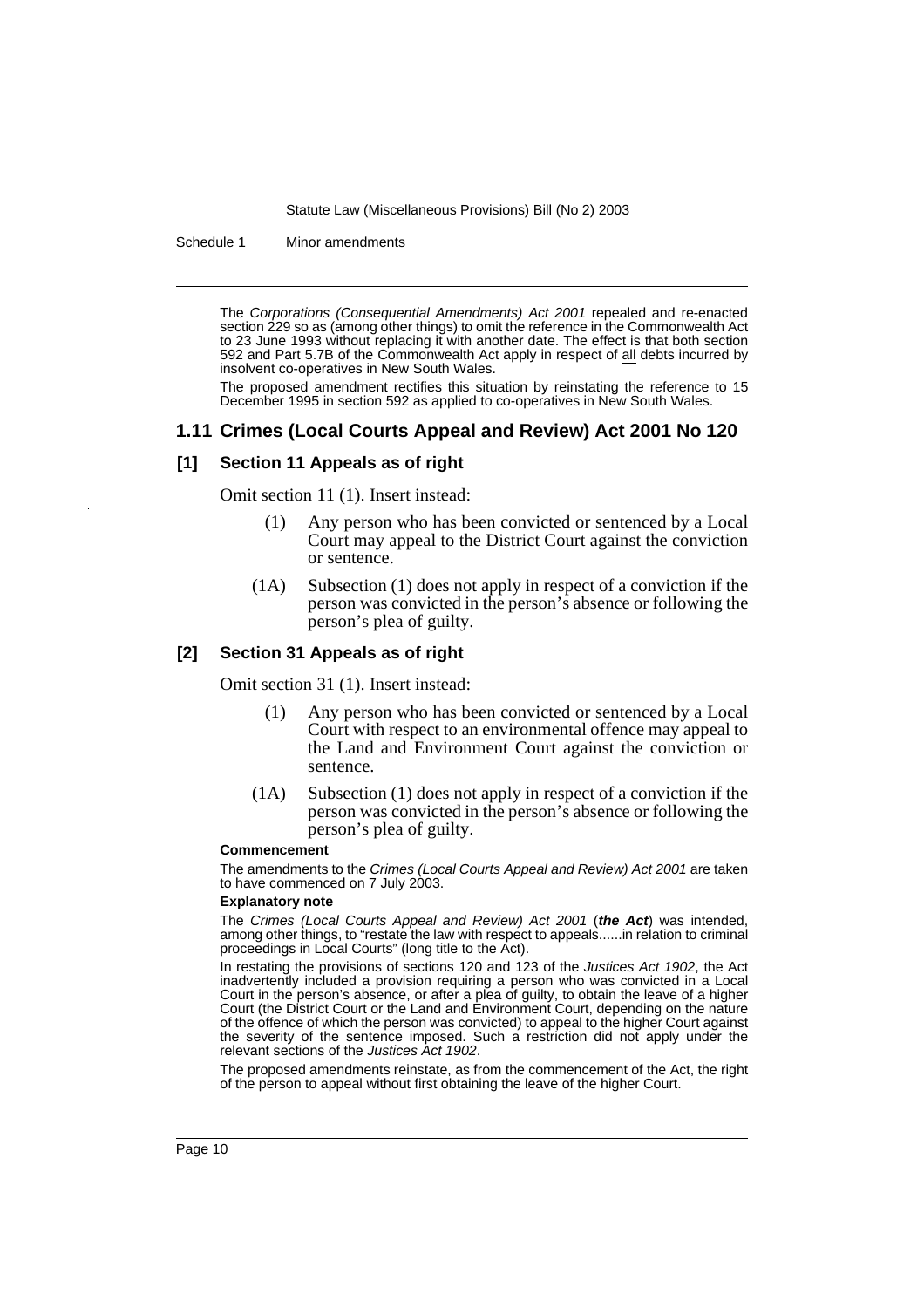The *Corporations (Consequential Amendments) Act 2001* repealed and re-enacted section 229 so as (among other things) to omit the reference in the Commonwealth Act to 23 June 1993 without replacing it with another date. The effect is that both section 592 and Part 5.7B of the Commonwealth Act apply in respect of all debts incurred by insolvent co-operatives in New South Wales.

The proposed amendment rectifies this situation by reinstating the reference to 15 December 1995 in section 592 as applied to co-operatives in New South Wales.

## 1.11 Crimes (Local Courts Appeal and Review) Act 2001 No 120

### [1] Section 11 Appeals as of right

Omit section 11 (1). Insert instead:

(1) Any person who has been convicted or sentenced by a Local Court may appeal to the District Court against the conviction or sentence.

(1A) Subsection (1) does not apply in respect of a conviction if the person was convicted in the person's absence or following the person's plea of guilty.

### [2] Section 31 Appeals as of right

Omit section 31 (1). Insert instead:

(1) Any person who has been convicted or sentenced by a Local Court with respect to an environmental offence may appeal to the Land and Environment Court against the conviction or sentence.

(1A) Subsection (1) does not apply in respect of a conviction if the person was convicted in the person's absence or following the person's plea of guilty.

**Commencement**

The amendments to the *Crimes (Local Courts Appeal and Review) Act 2001* are taken to have commenced on 7 July 2003.

**Explanatory note**

The *Crimes (Local Courts Appeal and Review) Act 2001* (***the Act***) was intended, among other things, to "restate the law with respect to appeals......in relation to criminal proceedings in Local Courts" (long title to the Act).

In restating the provisions of sections 120 and 123 of the *Justices Act 1902*, the Act inadvertently included a provision requiring a person who was convicted in a Local Court in the person's absence, or after a plea of guilty, to obtain the leave of a higher Court (the District Court or the Land and Environment Court, depending on the nature of the offence of which the person was convicted) to appeal to the higher Court against the severity of the sentence imposed. Such a restriction did not apply under the relevant sections of the *Justices Act 1902*.

The proposed amendments reinstate, as from the commencement of the Act, the right of the person to appeal without first obtaining the leave of the higher Court.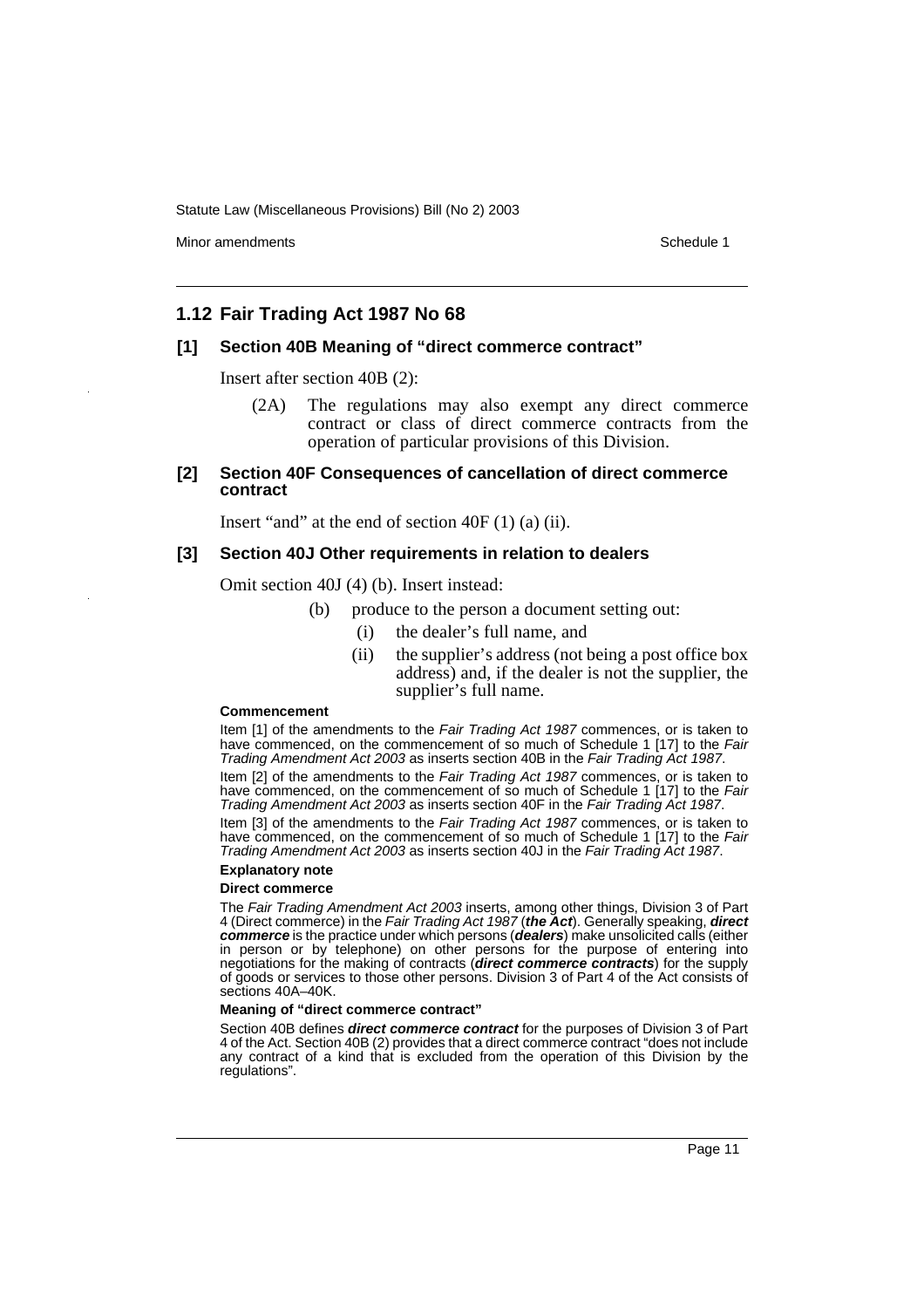## 1.12 Fair Trading Act 1987 No 68

### [1] Section 40B Meaning of "direct commerce contract"

Insert after section 40B (2):

(2A) The regulations may also exempt any direct commerce contract or class of direct commerce contracts from the operation of particular provisions of this Division.

### [2] Section 40F Consequences of cancellation of direct commerce contract

Insert "and" at the end of section 40F (1) (a) (ii).

### [3] Section 40J Other requirements in relation to dealers

Omit section 40J (4) (b). Insert instead:

- (b) produce to the person a document setting out:
  - (i) the dealer's full name, and
  - (ii) the supplier's address (not being a post office box address) and, if the dealer is not the supplier, the supplier's full name.

**Commencement**

Item [1] of the amendments to the *Fair Trading Act 1987* commences, or is taken to have commenced, on the commencement of so much of Schedule 1 [17] to the *Fair Trading Amendment Act 2003* as inserts section 40B in the *Fair Trading Act 1987*.

Item [2] of the amendments to the *Fair Trading Act 1987* commences, or is taken to have commenced, on the commencement of so much of Schedule 1 [17] to the *Fair Trading Amendment Act 2003* as inserts section 40F in the *Fair Trading Act 1987*.

Item [3] of the amendments to the *Fair Trading Act 1987* commences, or is taken to have commenced, on the commencement of so much of Schedule 1 [17] to the *Fair Trading Amendment Act 2003* as inserts section 40J in the *Fair Trading Act 1987*.

**Explanatory note**

**Direct commerce**

The *Fair Trading Amendment Act 2003* inserts, among other things, Division 3 of Part 4 (Direct commerce) in the *Fair Trading Act 1987* (***the Act***). Generally speaking, ***direct commerce*** is the practice under which persons (***dealers***) make unsolicited calls (either in person or by telephone) on other persons for the purpose of entering into negotiations for the making of contracts (***direct commerce contracts***) for the supply of goods or services to those other persons. Division 3 of Part 4 of the Act consists of sections 40A–40K.

**Meaning of "direct commerce contract"**

Section 40B defines ***direct commerce contract*** for the purposes of Division 3 of Part 4 of the Act. Section 40B (2) provides that a direct commerce contract "does not include any contract of a kind that is excluded from the operation of this Division by the regulations".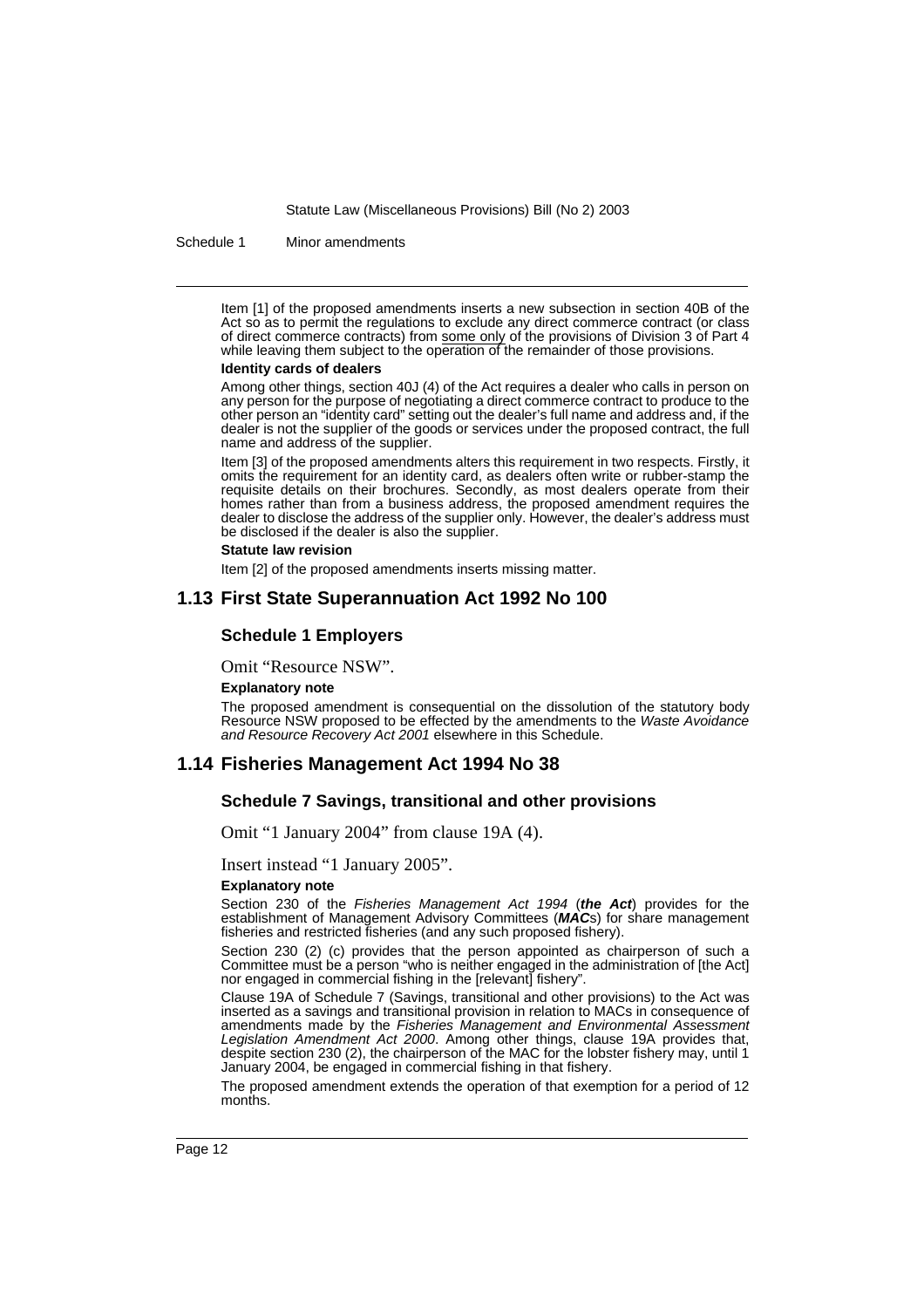Item [1] of the proposed amendments inserts a new subsection in section 40B of the Act so as to permit the regulations to exclude any direct commerce contract (or class of direct commerce contracts) from some only of the provisions of Division 3 of Part 4 while leaving them subject to the operation of the remainder of those provisions.

**Identity cards of dealers**

Among other things, section 40J (4) of the Act requires a dealer who calls in person on any person for the purpose of negotiating a direct commerce contract to produce to the other person an "identity card" setting out the dealer's full name and address and, if the dealer is not the supplier of the goods or services under the proposed contract, the full name and address of the supplier.

Item [3] of the proposed amendments alters this requirement in two respects. Firstly, it omits the requirement for an identity card, as dealers often write or rubber-stamp the requisite details on their brochures. Secondly, as most dealers operate from their homes rather than from a business address, the proposed amendment requires the dealer to disclose the address of the supplier only. However, the dealer's address must be disclosed if the dealer is also the supplier.

**Statute law revision**

Item [2] of the proposed amendments inserts missing matter.

## 1.13 First State Superannuation Act 1992 No 100

### Schedule 1 Employers

Omit "Resource NSW".

**Explanatory note**

The proposed amendment is consequential on the dissolution of the statutory body Resource NSW proposed to be effected by the amendments to the *Waste Avoidance and Resource Recovery Act 2001* elsewhere in this Schedule.

## 1.14 Fisheries Management Act 1994 No 38

### Schedule 7 Savings, transitional and other provisions

Omit "1 January 2004" from clause 19A (4).

Insert instead "1 January 2005".

**Explanatory note**

Section 230 of the *Fisheries Management Act 1994* (***the Act***) provides for the establishment of Management Advisory Committees (***MAC***s) for share management fisheries and restricted fisheries (and any such proposed fishery).

Section 230 (2) (c) provides that the person appointed as chairperson of such a Committee must be a person "who is neither engaged in the administration of [the Act] nor engaged in commercial fishing in the [relevant] fishery".

Clause 19A of Schedule 7 (Savings, transitional and other provisions) to the Act was inserted as a savings and transitional provision in relation to MACs in consequence of amendments made by the *Fisheries Management and Environmental Assessment Legislation Amendment Act 2000*. Among other things, clause 19A provides that, despite section 230 (2), the chairperson of the MAC for the lobster fishery may, until 1 January 2004, be engaged in commercial fishing in that fishery.

The proposed amendment extends the operation of that exemption for a period of 12 months.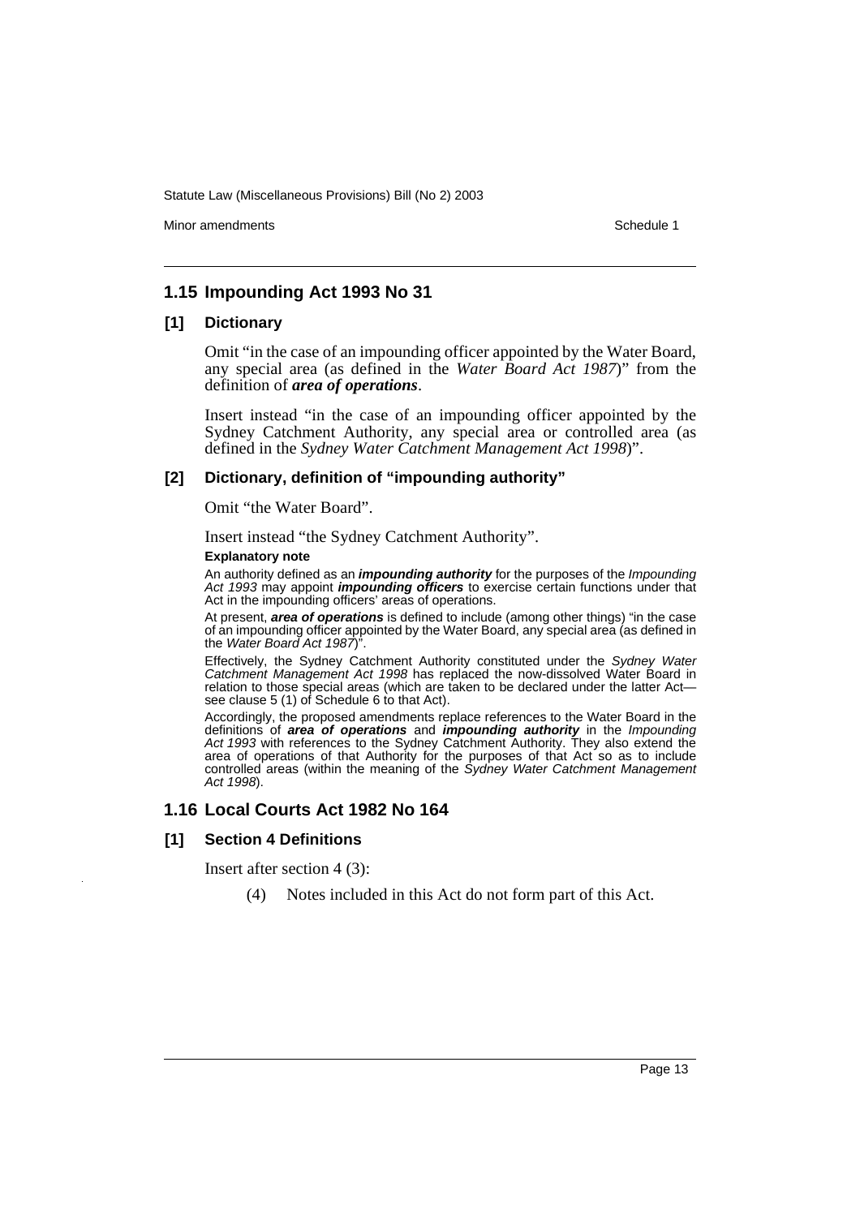## 1.15 Impounding Act 1993 No 31

### [1] Dictionary

Omit "in the case of an impounding officer appointed by the Water Board, any special area (as defined in the *Water Board Act 1987*)" from the definition of ***area of operations***.

Insert instead "in the case of an impounding officer appointed by the Sydney Catchment Authority, any special area or controlled area (as defined in the *Sydney Water Catchment Management Act 1998*)".

### [2] Dictionary, definition of "impounding authority"

Omit "the Water Board".

Insert instead "the Sydney Catchment Authority".

**Explanatory note**

An authority defined as an ***impounding authority*** for the purposes of the *Impounding Act 1993* may appoint ***impounding officers*** to exercise certain functions under that Act in the impounding officers' areas of operations.

At present, ***area of operations*** is defined to include (among other things) "in the case of an impounding officer appointed by the Water Board, any special area (as defined in the *Water Board Act 1987*)".

Effectively, the Sydney Catchment Authority constituted under the *Sydney Water Catchment Management Act 1998* has replaced the now-dissolved Water Board in relation to those special areas (which are taken to be declared under the latter Act—see clause 5 (1) of Schedule 6 to that Act).

Accordingly, the proposed amendments replace references to the Water Board in the definitions of ***area of operations*** and ***impounding authority*** in the *Impounding Act 1993* with references to the Sydney Catchment Authority. They also extend the area of operations of that Authority for the purposes of that Act so as to include controlled areas (within the meaning of the *Sydney Water Catchment Management Act 1998*).

## 1.16 Local Courts Act 1982 No 164

### [1] Section 4 Definitions

Insert after section 4 (3):

(4) Notes included in this Act do not form part of this Act.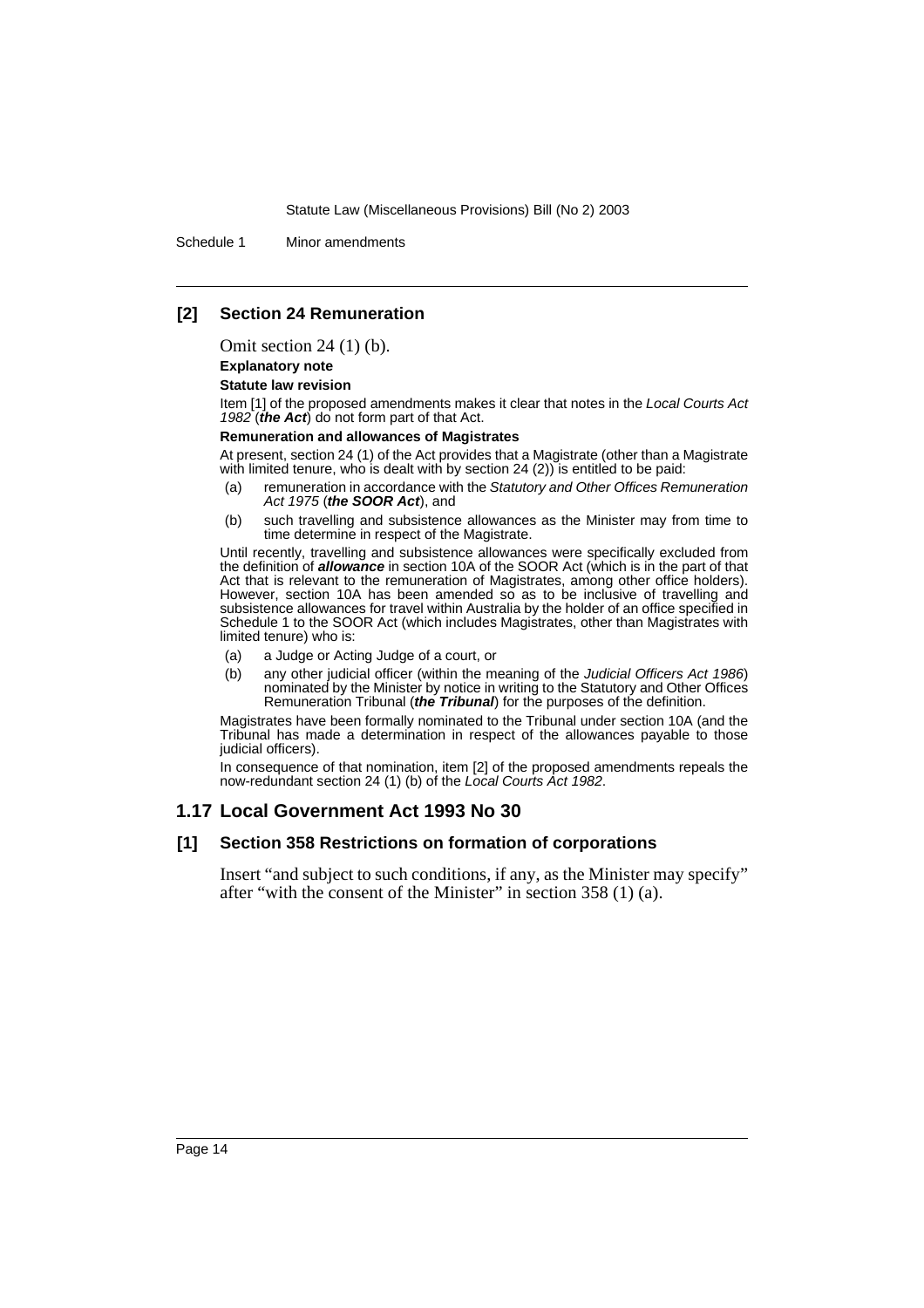### [2] Section 24 Remuneration

Omit section 24 (1) (b).

**Explanatory note**

**Statute law revision**

Item [1] of the proposed amendments makes it clear that notes in the *Local Courts Act 1982* (***the Act***) do not form part of that Act.

**Remuneration and allowances of Magistrates**

At present, section 24 (1) of the Act provides that a Magistrate (other than a Magistrate with limited tenure, who is dealt with by section 24 (2)) is entitled to be paid:

(a) remuneration in accordance with the *Statutory and Other Offices Remuneration Act 1975* (***the SOOR Act***), and

(b) such travelling and subsistence allowances as the Minister may from time to time determine in respect of the Magistrate.

Until recently, travelling and subsistence allowances were specifically excluded from the definition of ***allowance*** in section 10A of the SOOR Act (which is in the part of that Act that is relevant to the remuneration of Magistrates, among other office holders). However, section 10A has been amended so as to be inclusive of travelling and subsistence allowances for travel within Australia by the holder of an office specified in Schedule 1 to the SOOR Act (which includes Magistrates, other than Magistrates with limited tenure) who is:

(a) a Judge or Acting Judge of a court, or

(b) any other judicial officer (within the meaning of the *Judicial Officers Act 1986*) nominated by the Minister by notice in writing to the Statutory and Other Offices Remuneration Tribunal (***the Tribunal***) for the purposes of the definition.

Magistrates have been formally nominated to the Tribunal under section 10A (and the Tribunal has made a determination in respect of the allowances payable to those judicial officers).

In consequence of that nomination, item [2] of the proposed amendments repeals the now-redundant section 24 (1) (b) of the *Local Courts Act 1982*.

## 1.17 Local Government Act 1993 No 30

### [1] Section 358 Restrictions on formation of corporations

Insert "and subject to such conditions, if any, as the Minister may specify" after "with the consent of the Minister" in section 358 (1) (a).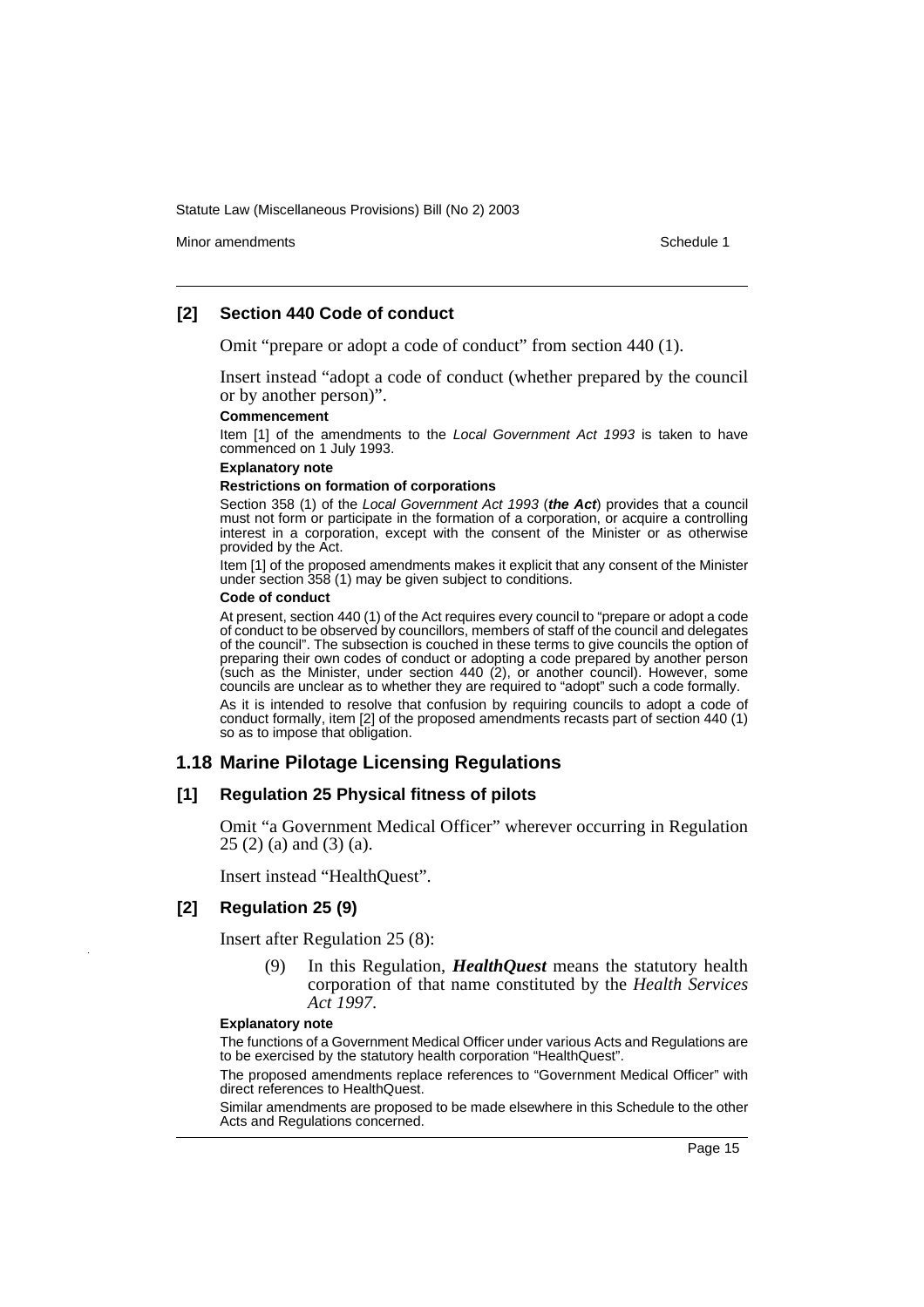### [2] Section 440 Code of conduct

Omit "prepare or adopt a code of conduct" from section 440 (1).

Insert instead "adopt a code of conduct (whether prepared by the council or by another person)".

**Commencement**

Item [1] of the amendments to the *Local Government Act 1993* is taken to have commenced on 1 July 1993.

**Explanatory note**

**Restrictions on formation of corporations**

Section 358 (1) of the *Local Government Act 1993* (***the Act***) provides that a council must not form or participate in the formation of a corporation, or acquire a controlling interest in a corporation, except with the consent of the Minister or as otherwise provided by the Act.

Item [1] of the proposed amendments makes it explicit that any consent of the Minister under section 358 (1) may be given subject to conditions.

**Code of conduct**

At present, section 440 (1) of the Act requires every council to "prepare or adopt a code of conduct to be observed by councillors, members of staff of the council and delegates of the council". The subsection is couched in these terms to give councils the option of preparing their own codes of conduct or adopting a code prepared by another person (such as the Minister, under section 440 (2), or another council). However, some councils are unclear as to whether they are required to "adopt" such a code formally.

As it is intended to resolve that confusion by requiring councils to adopt a code of conduct formally, item [2] of the proposed amendments recasts part of section 440 (1) so as to impose that obligation.

## 1.18 Marine Pilotage Licensing Regulations

### [1] Regulation 25 Physical fitness of pilots

Omit "a Government Medical Officer" wherever occurring in Regulation 25 (2) (a) and (3) (a).

Insert instead "HealthQuest".

### [2] Regulation 25 (9)

Insert after Regulation 25 (8):

> (9) In this Regulation, ***HealthQuest*** means the statutory health corporation of that name constituted by the *Health Services Act 1997*.

**Explanatory note**

The functions of a Government Medical Officer under various Acts and Regulations are to be exercised by the statutory health corporation "HealthQuest".

The proposed amendments replace references to "Government Medical Officer" with direct references to HealthQuest.

Similar amendments are proposed to be made elsewhere in this Schedule to the other Acts and Regulations concerned.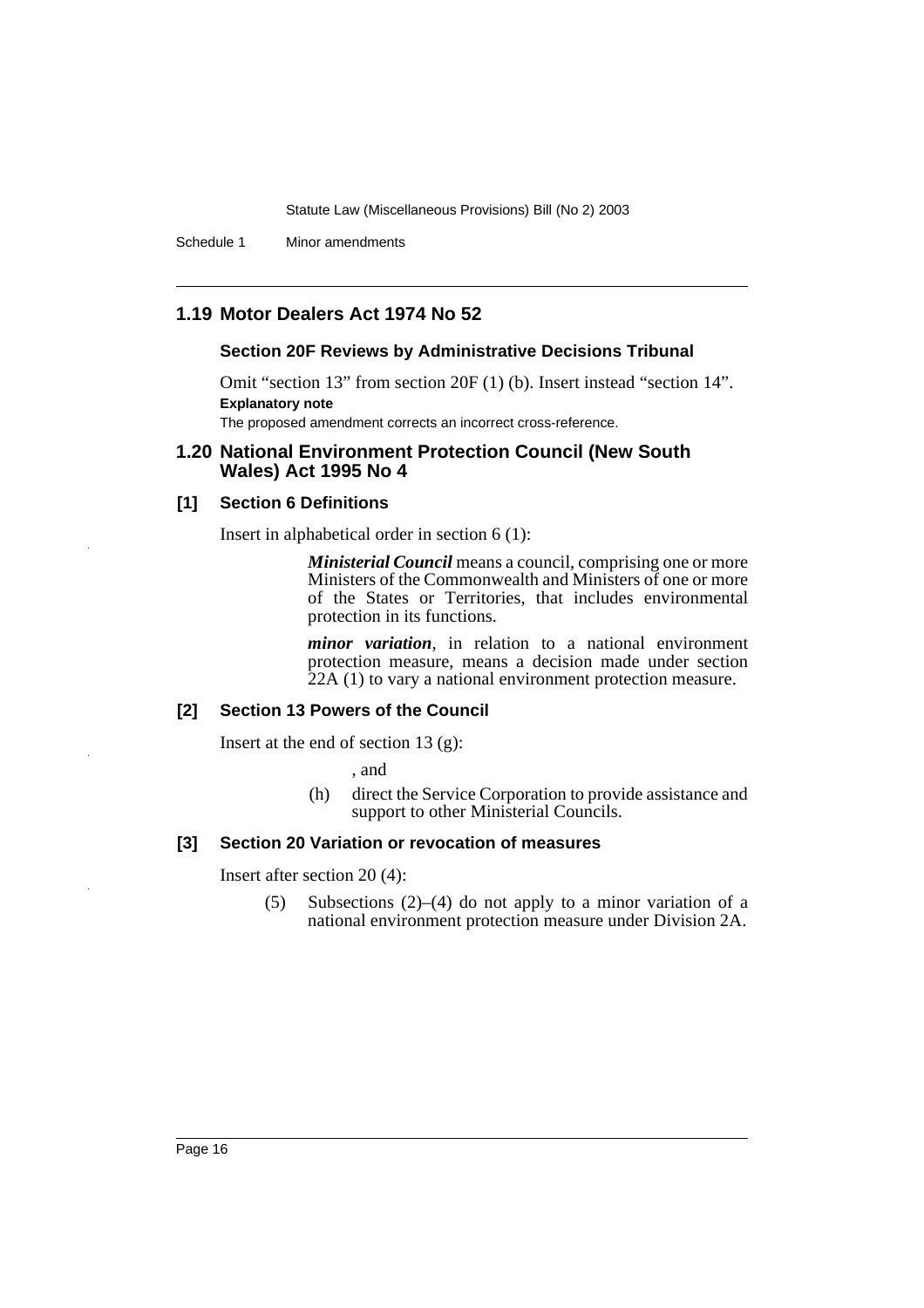## 1.19 Motor Dealers Act 1974 No 52

### Section 20F Reviews by Administrative Decisions Tribunal

Omit "section 13" from section 20F (1) (b). Insert instead "section 14".

**Explanatory note**

The proposed amendment corrects an incorrect cross-reference.

## 1.20 National Environment Protection Council (New South Wales) Act 1995 No 4

### [1] Section 6 Definitions

Insert in alphabetical order in section 6 (1):

> ***Ministerial Council*** means a council, comprising one or more Ministers of the Commonwealth and Ministers of one or more of the States or Territories, that includes environmental protection in its functions.
>
> ***minor variation***, in relation to a national environment protection measure, means a decision made under section 22A (1) to vary a national environment protection measure.

### [2] Section 13 Powers of the Council

Insert at the end of section 13 (g):

> , and
>
> (h) direct the Service Corporation to provide assistance and support to other Ministerial Councils.

### [3] Section 20 Variation or revocation of measures

Insert after section 20 (4):

> (5) Subsections (2)–(4) do not apply to a minor variation of a national environment protection measure under Division 2A.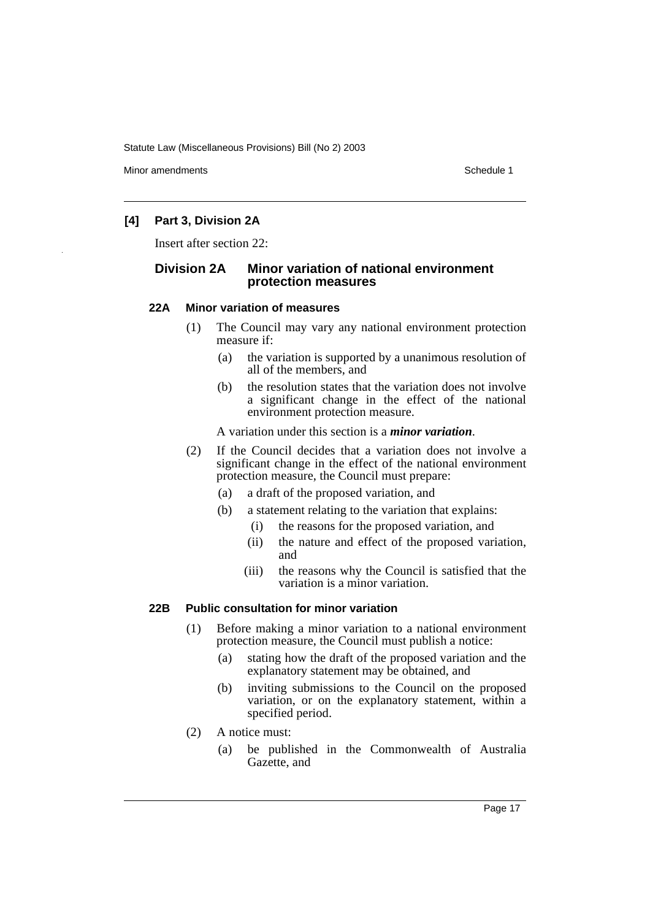**[4] Part 3, Division 2A**

Insert after section 22:

### Division 2A Minor variation of national environment protection measures

#### 22A Minor variation of measures

(1) The Council may vary any national environment protection measure if:

(a) the variation is supported by a unanimous resolution of all of the members, and

(b) the resolution states that the variation does not involve a significant change in the effect of the national environment protection measure.

A variation under this section is a ***minor variation***.

(2) If the Council decides that a variation does not involve a significant change in the effect of the national environment protection measure, the Council must prepare:

(a) a draft of the proposed variation, and

(b) a statement relating to the variation that explains:

(i) the reasons for the proposed variation, and

(ii) the nature and effect of the proposed variation, and

(iii) the reasons why the Council is satisfied that the variation is a minor variation.

#### 22B Public consultation for minor variation

(1) Before making a minor variation to a national environment protection measure, the Council must publish a notice:

(a) stating how the draft of the proposed variation and the explanatory statement may be obtained, and

(b) inviting submissions to the Council on the proposed variation, or on the explanatory statement, within a specified period.

(2) A notice must:

(a) be published in the Commonwealth of Australia Gazette, and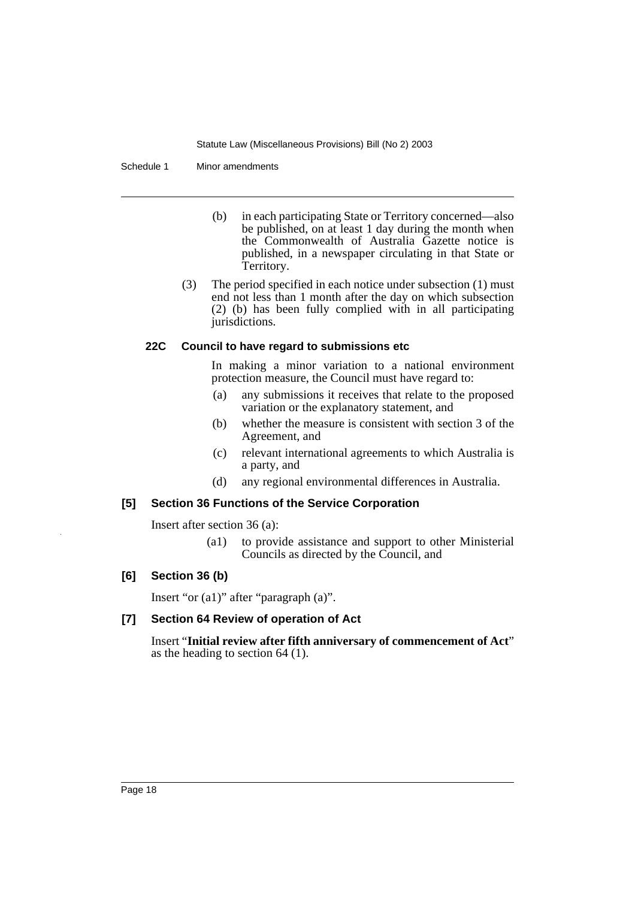(b) in each participating State or Territory concerned—also be published, on at least 1 day during the month when the Commonwealth of Australia Gazette notice is published, in a newspaper circulating in that State or Territory.

(3) The period specified in each notice under subsection (1) must end not less than 1 month after the day on which subsection (2) (b) has been fully complied with in all participating jurisdictions.

#### 22C Council to have regard to submissions etc

In making a minor variation to a national environment protection measure, the Council must have regard to:

(a) any submissions it receives that relate to the proposed variation or the explanatory statement, and

(b) whether the measure is consistent with section 3 of the Agreement, and

(c) relevant international agreements to which Australia is a party, and

(d) any regional environmental differences in Australia.

### [5] Section 36 Functions of the Service Corporation

Insert after section 36 (a):

(a1) to provide assistance and support to other Ministerial Councils as directed by the Council, and

### [6] Section 36 (b)

Insert "or (a1)" after "paragraph (a)".

### [7] Section 64 Review of operation of Act

Insert "**Initial review after fifth anniversary of commencement of Act**" as the heading to section 64 (1).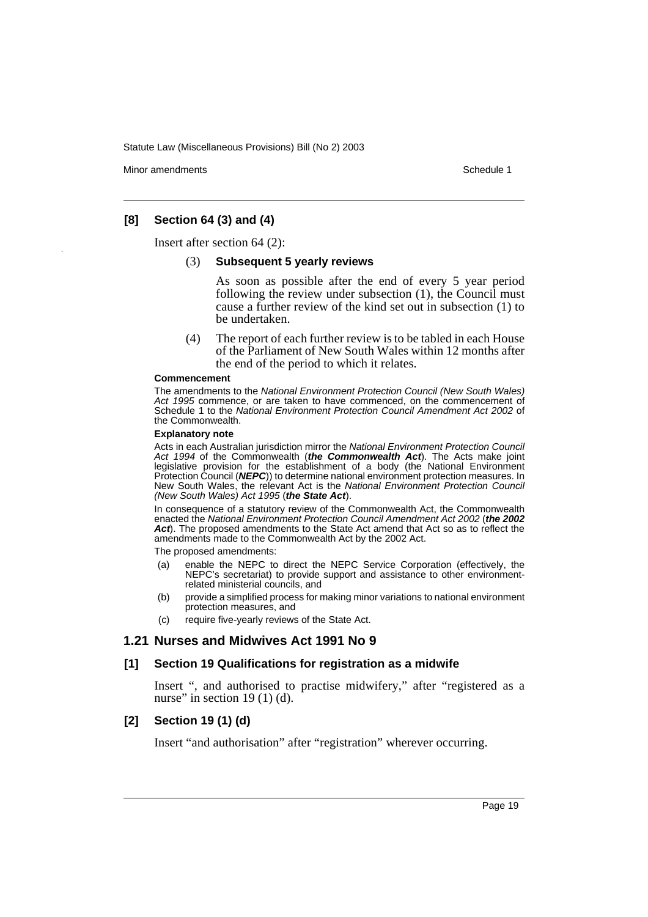### [8] Section 64 (3) and (4)

Insert after section 64 (2):

(3) **Subsequent 5 yearly reviews**

As soon as possible after the end of every 5 year period following the review under subsection (1), the Council must cause a further review of the kind set out in subsection (1) to be undertaken.

(4) The report of each further review is to be tabled in each House of the Parliament of New South Wales within 12 months after the end of the period to which it relates.

**Commencement**

The amendments to the *National Environment Protection Council (New South Wales) Act 1995* commence, or are taken to have commenced, on the commencement of Schedule 1 to the *National Environment Protection Council Amendment Act 2002* of the Commonwealth.

**Explanatory note**

Acts in each Australian jurisdiction mirror the *National Environment Protection Council Act 1994* of the Commonwealth (***the Commonwealth Act***). The Acts make joint legislative provision for the establishment of a body (the National Environment Protection Council (***NEPC***)) to determine national environment protection measures. In New South Wales, the relevant Act is the *National Environment Protection Council (New South Wales) Act 1995* (***the State Act***).

In consequence of a statutory review of the Commonwealth Act, the Commonwealth enacted the *National Environment Protection Council Amendment Act 2002* (***the 2002 Act***). The proposed amendments to the State Act amend that Act so as to reflect the amendments made to the Commonwealth Act by the 2002 Act.

The proposed amendments:

(a) enable the NEPC to direct the NEPC Service Corporation (effectively, the NEPC's secretariat) to provide support and assistance to other environment-related ministerial councils, and

(b) provide a simplified process for making minor variations to national environment protection measures, and

(c) require five-yearly reviews of the State Act.

## 1.21 Nurses and Midwives Act 1991 No 9

### [1] Section 19 Qualifications for registration as a midwife

Insert ", and authorised to practise midwifery," after "registered as a nurse" in section 19 (1) (d).

### [2] Section 19 (1) (d)

Insert "and authorisation" after "registration" wherever occurring.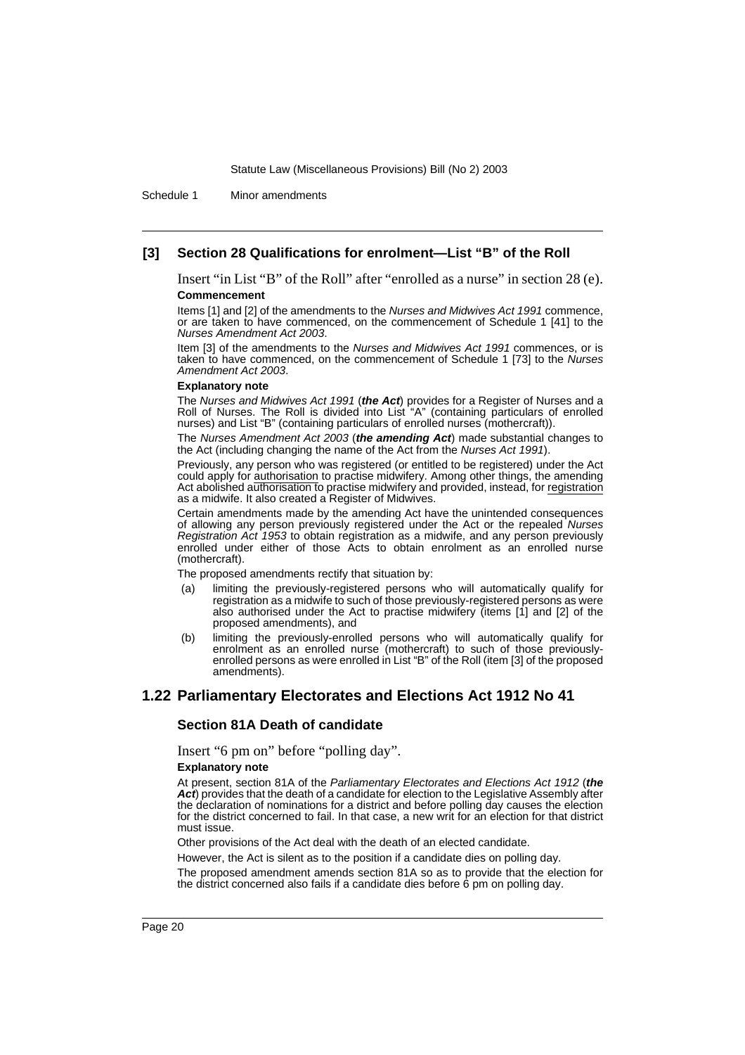### [3] Section 28 Qualifications for enrolment—List "B" of the Roll

Insert "in List "B" of the Roll" after "enrolled as a nurse" in section 28 (e).

**Commencement**

Items [1] and [2] of the amendments to the *Nurses and Midwives Act 1991* commence, or are taken to have commenced, on the commencement of Schedule 1 [41] to the *Nurses Amendment Act 2003*.

Item [3] of the amendments to the *Nurses and Midwives Act 1991* commences, or is taken to have commenced, on the commencement of Schedule 1 [73] to the *Nurses Amendment Act 2003*.

**Explanatory note**

The *Nurses and Midwives Act 1991* (***the Act***) provides for a Register of Nurses and a Roll of Nurses. The Roll is divided into List "A" (containing particulars of enrolled nurses) and List "B" (containing particulars of enrolled nurses (mothercraft)).

The *Nurses Amendment Act 2003* (***the amending Act***) made substantial changes to the Act (including changing the name of the Act from the *Nurses Act 1991*).

Previously, any person who was registered (or entitled to be registered) under the Act could apply for authorisation to practise midwifery. Among other things, the amending Act abolished authorisation to practise midwifery and provided, instead, for registration as a midwife. It also created a Register of Midwives.

Certain amendments made by the amending Act have the unintended consequences of allowing any person previously registered under the Act or the repealed *Nurses Registration Act 1953* to obtain registration as a midwife, and any person previously enrolled under either of those Acts to obtain enrolment as an enrolled nurse (mothercraft).

The proposed amendments rectify that situation by:

(a) limiting the previously-registered persons who will automatically qualify for registration as a midwife to such of those previously-registered persons as were also authorised under the Act to practise midwifery (items [1] and [2] of the proposed amendments), and

(b) limiting the previously-enrolled persons who will automatically qualify for enrolment as an enrolled nurse (mothercraft) to such of those previously-enrolled persons as were enrolled in List "B" of the Roll (item [3] of the proposed amendments).

## 1.22 Parliamentary Electorates and Elections Act 1912 No 41

### Section 81A Death of candidate

Insert "6 pm on" before "polling day".

**Explanatory note**

At present, section 81A of the *Parliamentary Electorates and Elections Act 1912* (***the Act***) provides that the death of a candidate for election to the Legislative Assembly after the declaration of nominations for a district and before polling day causes the election for the district concerned to fail. In that case, a new writ for an election for that district must issue.

Other provisions of the Act deal with the death of an elected candidate.

However, the Act is silent as to the position if a candidate dies on polling day.

The proposed amendment amends section 81A so as to provide that the election for the district concerned also fails if a candidate dies before 6 pm on polling day.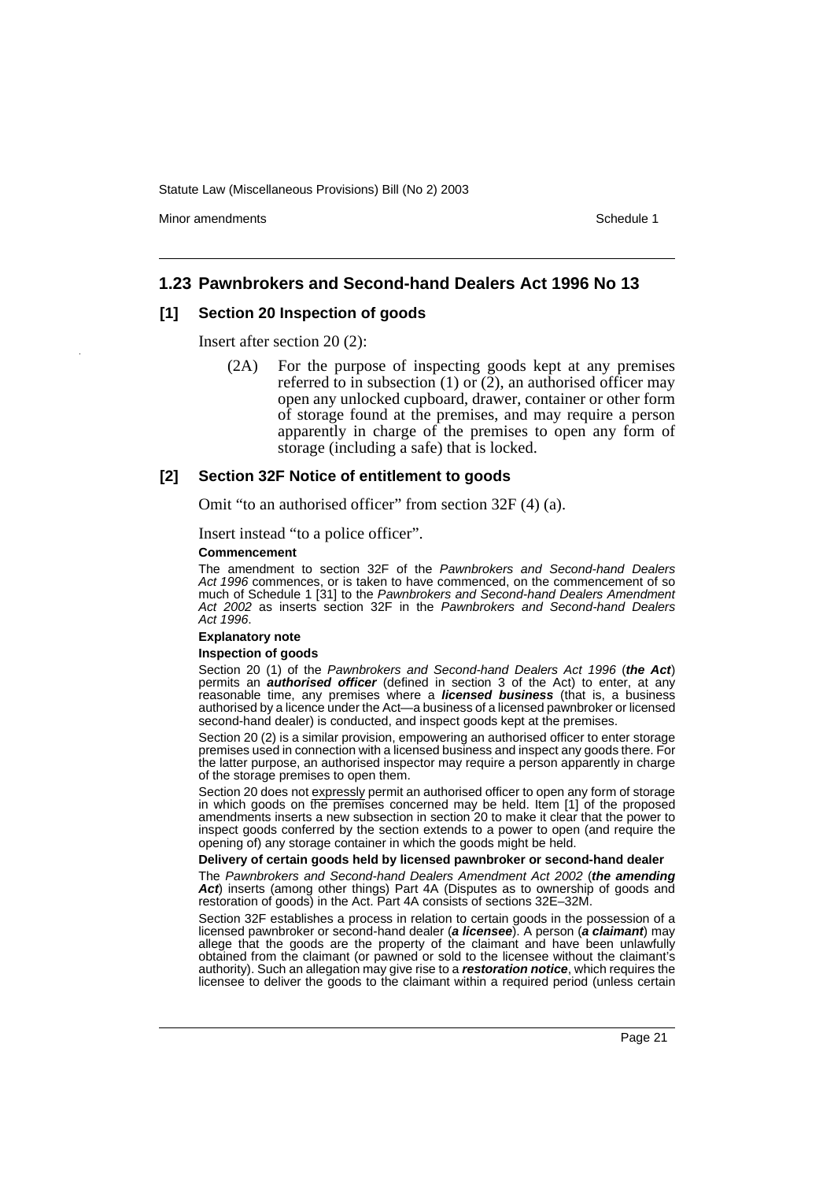## 1.23 Pawnbrokers and Second-hand Dealers Act 1996 No 13

### [1] Section 20 Inspection of goods

Insert after section 20 (2):

> (2A) For the purpose of inspecting goods kept at any premises referred to in subsection (1) or (2), an authorised officer may open any unlocked cupboard, drawer, container or other form of storage found at the premises, and may require a person apparently in charge of the premises to open any form of storage (including a safe) that is locked.

### [2] Section 32F Notice of entitlement to goods

Omit "to an authorised officer" from section 32F (4) (a).

Insert instead "to a police officer".

**Commencement**

The amendment to section 32F of the *Pawnbrokers and Second-hand Dealers Act 1996* commences, or is taken to have commenced, on the commencement of so much of Schedule 1 [31] to the *Pawnbrokers and Second-hand Dealers Amendment Act 2002* as inserts section 32F in the *Pawnbrokers and Second-hand Dealers Act 1996*.

**Explanatory note**

**Inspection of goods**

Section 20 (1) of the *Pawnbrokers and Second-hand Dealers Act 1996* (***the Act***) permits an ***authorised officer*** (defined in section 3 of the Act) to enter, at any reasonable time, any premises where a ***licensed business*** (that is, a business authorised by a licence under the Act—a business of a licensed pawnbroker or licensed second-hand dealer) is conducted, and inspect goods kept at the premises.

Section 20 (2) is a similar provision, empowering an authorised officer to enter storage premises used in connection with a licensed business and inspect any goods there. For the latter purpose, an authorised inspector may require a person apparently in charge of the storage premises to open them.

Section 20 does not expressly permit an authorised officer to open any form of storage in which goods on the premises concerned may be held. Item [1] of the proposed amendments inserts a new subsection in section 20 to make it clear that the power to inspect goods conferred by the section extends to a power to open (and require the opening of) any storage container in which the goods might be held.

**Delivery of certain goods held by licensed pawnbroker or second-hand dealer**

The *Pawnbrokers and Second-hand Dealers Amendment Act 2002* (***the amending Act***) inserts (among other things) Part 4A (Disputes as to ownership of goods and restoration of goods) in the Act. Part 4A consists of sections 32E–32M.

Section 32F establishes a process in relation to certain goods in the possession of a licensed pawnbroker or second-hand dealer (***a licensee***). A person (***a claimant***) may allege that the goods are the property of the claimant and have been unlawfully obtained from the claimant (or pawned or sold to the licensee without the claimant's authority). Such an allegation may give rise to a ***restoration notice***, which requires the licensee to deliver the goods to the claimant within a required period (unless certain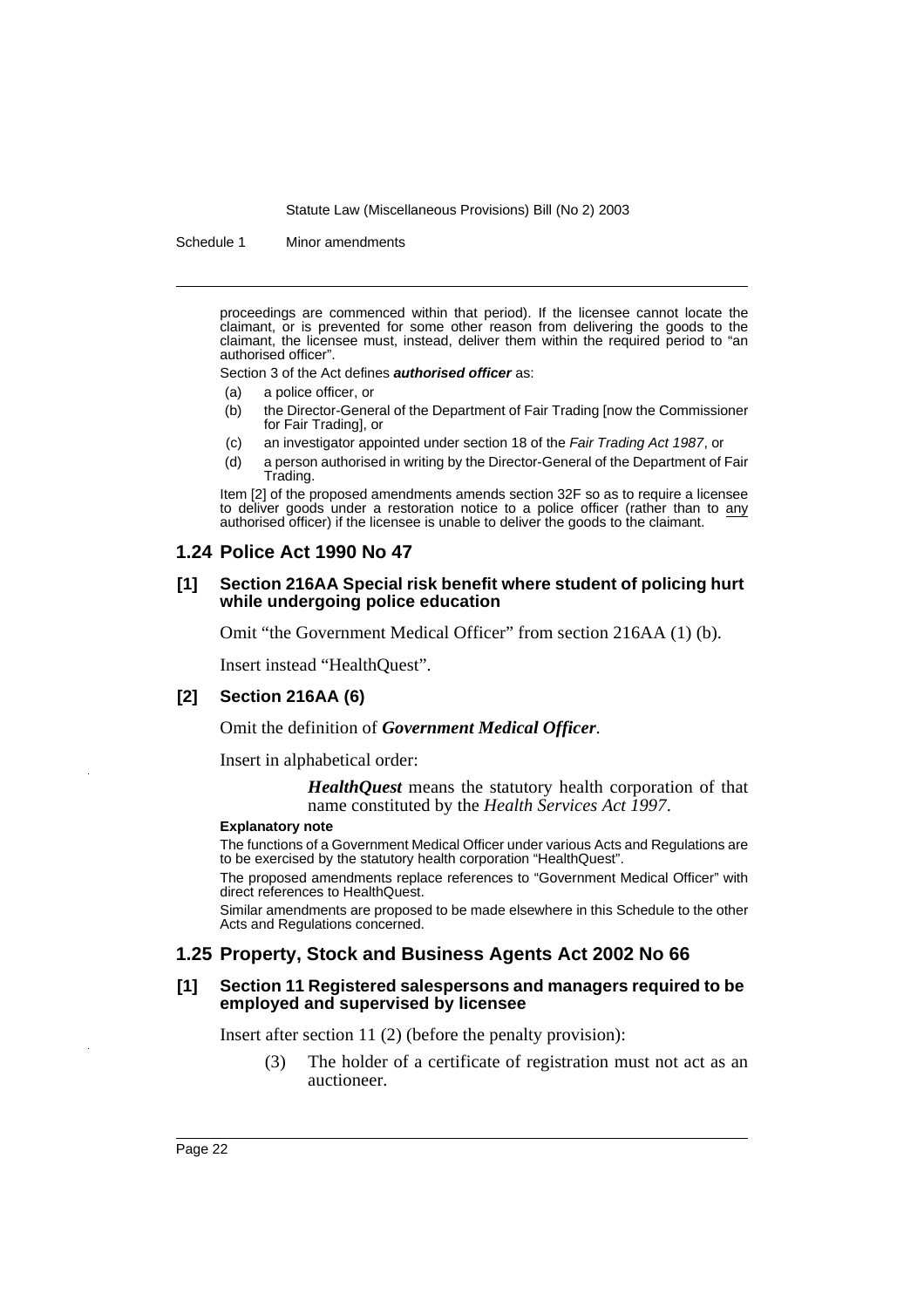proceedings are commenced within that period). If the licensee cannot locate the claimant, or is prevented for some other reason from delivering the goods to the claimant, the licensee must, instead, deliver them within the required period to "an authorised officer".

Section 3 of the Act defines ***authorised officer*** as:

(a) a police officer, or

(b) the Director-General of the Department of Fair Trading [now the Commissioner for Fair Trading], or

(c) an investigator appointed under section 18 of the *Fair Trading Act 1987*, or

(d) a person authorised in writing by the Director-General of the Department of Fair Trading.

Item [2] of the proposed amendments amends section 32F so as to require a licensee to deliver goods under a restoration notice to a police officer (rather than to any authorised officer) if the licensee is unable to deliver the goods to the claimant.

## 1.24 Police Act 1990 No 47

### [1] Section 216AA Special risk benefit where student of policing hurt while undergoing police education

Omit "the Government Medical Officer" from section 216AA (1) (b).

Insert instead "HealthQuest".

### [2] Section 216AA (6)

Omit the definition of ***Government Medical Officer***.

Insert in alphabetical order:

> ***HealthQuest*** means the statutory health corporation of that name constituted by the *Health Services Act 1997*.

**Explanatory note**

The functions of a Government Medical Officer under various Acts and Regulations are to be exercised by the statutory health corporation "HealthQuest".

The proposed amendments replace references to "Government Medical Officer" with direct references to HealthQuest.

Similar amendments are proposed to be made elsewhere in this Schedule to the other Acts and Regulations concerned.

## 1.25 Property, Stock and Business Agents Act 2002 No 66

### [1] Section 11 Registered salespersons and managers required to be employed and supervised by licensee

Insert after section 11 (2) (before the penalty provision):

> (3) The holder of a certificate of registration must not act as an auctioneer.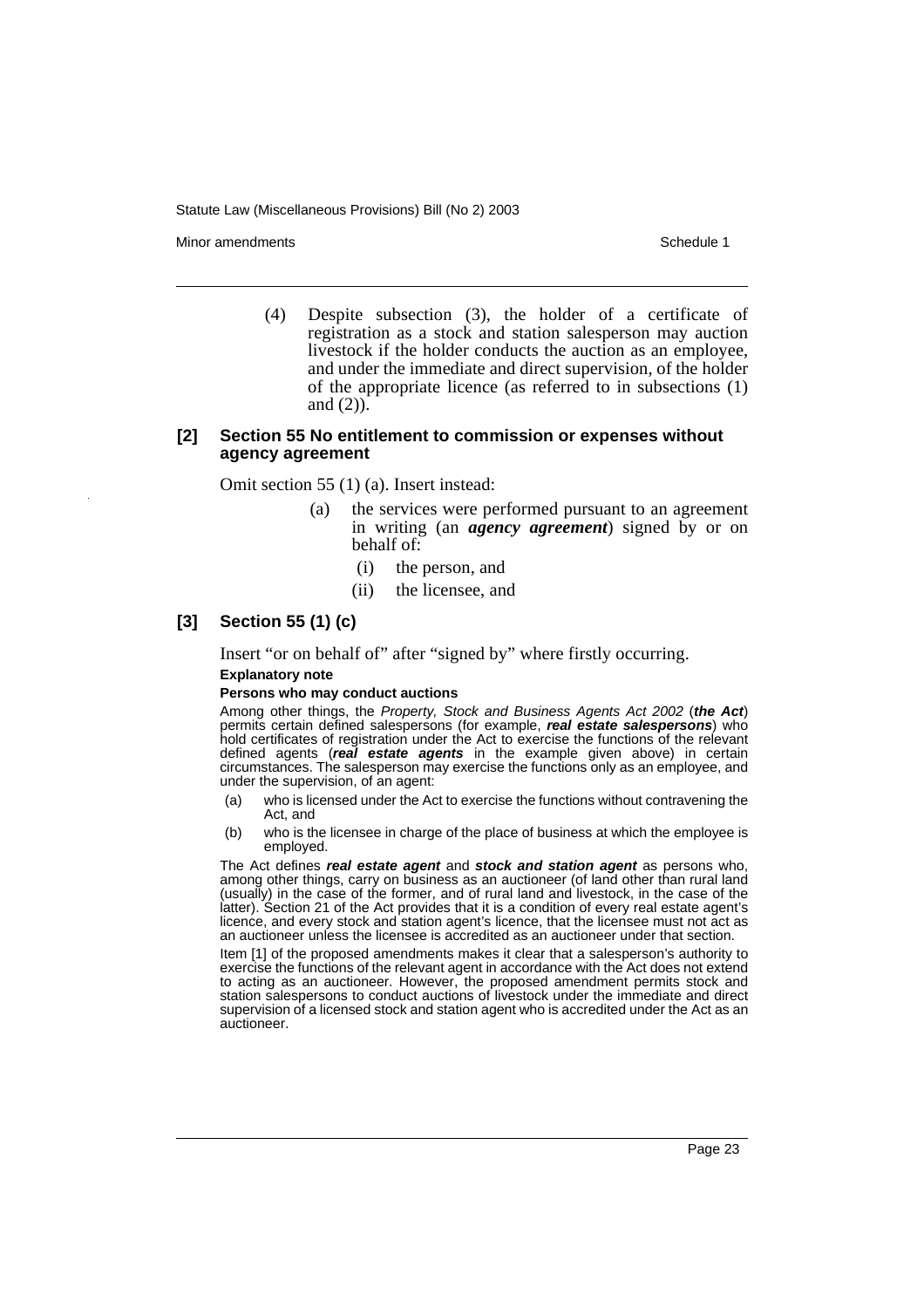(4) Despite subsection (3), the holder of a certificate of registration as a stock and station salesperson may auction livestock if the holder conducts the auction as an employee, and under the immediate and direct supervision, of the holder of the appropriate licence (as referred to in subsections (1) and (2)).

### [2] Section 55 No entitlement to commission or expenses without agency agreement

Omit section 55 (1) (a). Insert instead:

- (a) the services were performed pursuant to an agreement in writing (an ***agency agreement***) signed by or on behalf of:
  - (i) the person, and
  - (ii) the licensee, and

### [3] Section 55 (1) (c)

Insert "or on behalf of" after "signed by" where firstly occurring.

**Explanatory note**

**Persons who may conduct auctions**

Among other things, the *Property, Stock and Business Agents Act 2002* (***the Act***) permits certain defined salespersons (for example, ***real estate salespersons***) who hold certificates of registration under the Act to exercise the functions of the relevant defined agents (***real estate agents*** in the example given above) in certain circumstances. The salesperson may exercise the functions only as an employee, and under the supervision, of an agent:

- (a) who is licensed under the Act to exercise the functions without contravening the Act, and
- (b) who is the licensee in charge of the place of business at which the employee is employed.

The Act defines ***real estate agent*** and ***stock and station agent*** as persons who, among other things, carry on business as an auctioneer (of land other than rural land (usually) in the case of the former, and of rural land and livestock, in the case of the latter). Section 21 of the Act provides that it is a condition of every real estate agent's licence, and every stock and station agent's licence, that the licensee must not act as an auctioneer unless the licensee is accredited as an auctioneer under that section.

Item [1] of the proposed amendments makes it clear that a salesperson's authority to exercise the functions of the relevant agent in accordance with the Act does not extend to acting as an auctioneer. However, the proposed amendment permits stock and station salespersons to conduct auctions of livestock under the immediate and direct supervision of a licensed stock and station agent who is accredited under the Act as an auctioneer.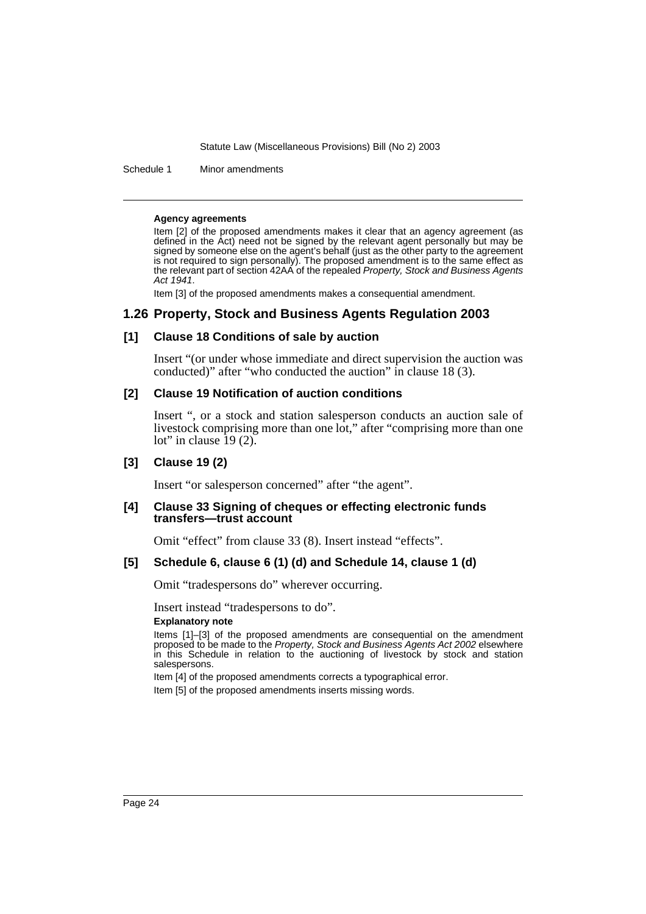**Agency agreements**

Item [2] of the proposed amendments makes it clear that an agency agreement (as defined in the Act) need not be signed by the relevant agent personally but may be signed by someone else on the agent's behalf (just as the other party to the agreement is not required to sign personally). The proposed amendment is to the same effect as the relevant part of section 42AA of the repealed *Property, Stock and Business Agents Act 1941*.

Item [3] of the proposed amendments makes a consequential amendment.

## 1.26 Property, Stock and Business Agents Regulation 2003

### [1] Clause 18 Conditions of sale by auction

Insert "(or under whose immediate and direct supervision the auction was conducted)" after "who conducted the auction" in clause 18 (3).

### [2] Clause 19 Notification of auction conditions

Insert ", or a stock and station salesperson conducts an auction sale of livestock comprising more than one lot," after "comprising more than one lot" in clause 19 (2).

### [3] Clause 19 (2)

Insert "or salesperson concerned" after "the agent".

### [4] Clause 33 Signing of cheques or effecting electronic funds transfers—trust account

Omit "effect" from clause 33 (8). Insert instead "effects".

### [5] Schedule 6, clause 6 (1) (d) and Schedule 14, clause 1 (d)

Omit "tradespersons do" wherever occurring.

Insert instead "tradespersons to do".

**Explanatory note**

Items [1]–[3] of the proposed amendments are consequential on the amendment proposed to be made to the *Property, Stock and Business Agents Act 2002* elsewhere in this Schedule in relation to the auctioning of livestock by stock and station salespersons.

Item [4] of the proposed amendments corrects a typographical error.

Item [5] of the proposed amendments inserts missing words.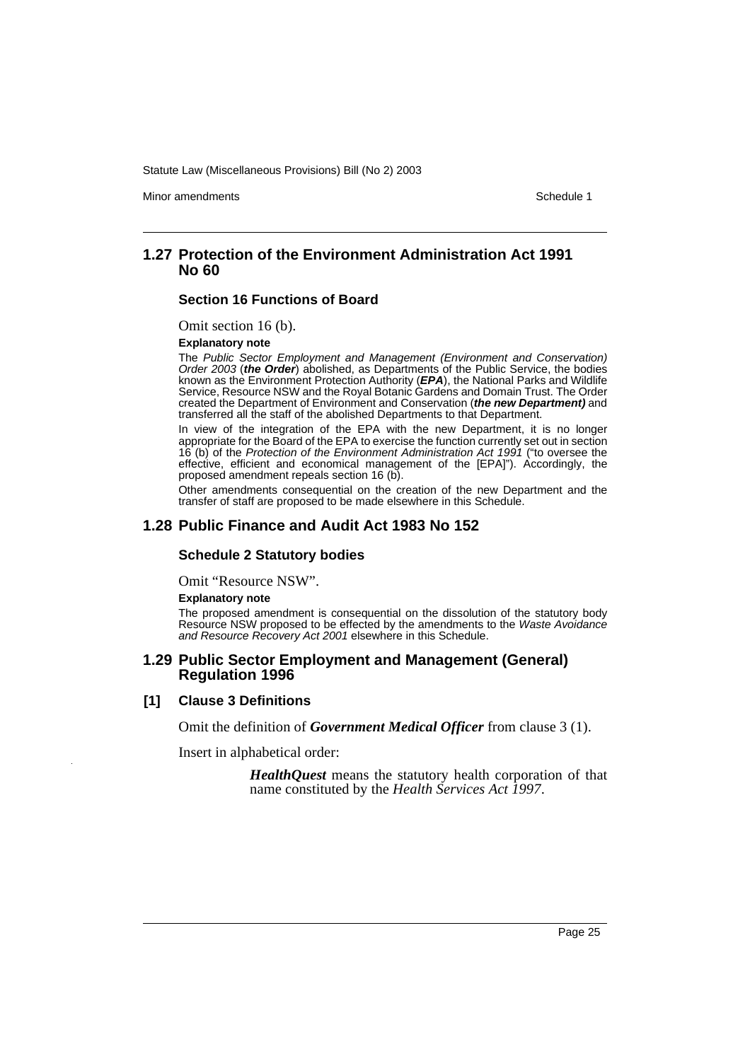## 1.27 Protection of the Environment Administration Act 1991 No 60

### Section 16 Functions of Board

Omit section 16 (b).

**Explanatory note**

The *Public Sector Employment and Management (Environment and Conservation) Order 2003* (***the Order***) abolished, as Departments of the Public Service, the bodies known as the Environment Protection Authority (***EPA***), the National Parks and Wildlife Service, Resource NSW and the Royal Botanic Gardens and Domain Trust. The Order created the Department of Environment and Conservation (***the new Department)*** and transferred all the staff of the abolished Departments to that Department.

In view of the integration of the EPA with the new Department, it is no longer appropriate for the Board of the EPA to exercise the function currently set out in section 16 (b) of the *Protection of the Environment Administration Act 1991* ("to oversee the effective, efficient and economical management of the [EPA]"). Accordingly, the proposed amendment repeals section 16 (b).

Other amendments consequential on the creation of the new Department and the transfer of staff are proposed to be made elsewhere in this Schedule.

## 1.28 Public Finance and Audit Act 1983 No 152

### Schedule 2 Statutory bodies

Omit "Resource NSW".

**Explanatory note**

The proposed amendment is consequential on the dissolution of the statutory body Resource NSW proposed to be effected by the amendments to the *Waste Avoidance and Resource Recovery Act 2001* elsewhere in this Schedule.

## 1.29 Public Sector Employment and Management (General) Regulation 1996

### [1] Clause 3 Definitions

Omit the definition of ***Government Medical Officer*** from clause 3 (1).

Insert in alphabetical order:

> ***HealthQuest*** means the statutory health corporation of that name constituted by the *Health Services Act 1997*.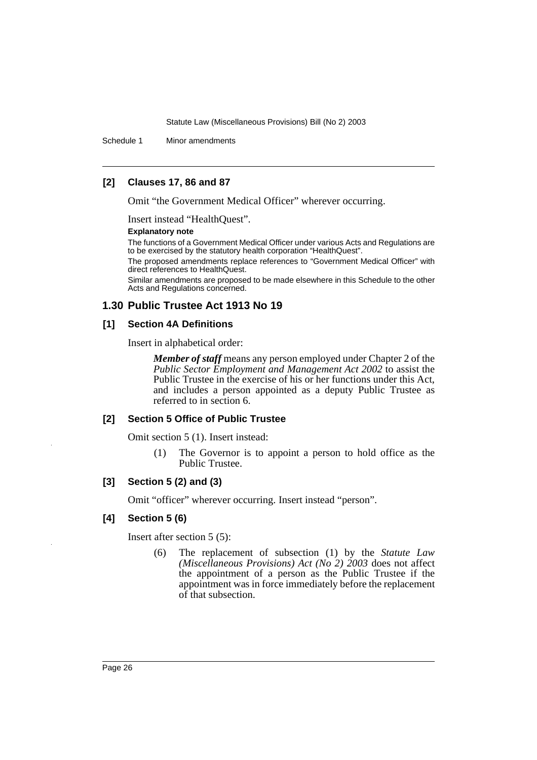### [2] Clauses 17, 86 and 87

Omit "the Government Medical Officer" wherever occurring.

Insert instead "HealthQuest".

**Explanatory note**

The functions of a Government Medical Officer under various Acts and Regulations are to be exercised by the statutory health corporation "HealthQuest".

The proposed amendments replace references to "Government Medical Officer" with direct references to HealthQuest.

Similar amendments are proposed to be made elsewhere in this Schedule to the other Acts and Regulations concerned.

## 1.30 Public Trustee Act 1913 No 19

### [1] Section 4A Definitions

Insert in alphabetical order:

> ***Member of staff*** means any person employed under Chapter 2 of the *Public Sector Employment and Management Act 2002* to assist the Public Trustee in the exercise of his or her functions under this Act, and includes a person appointed as a deputy Public Trustee as referred to in section 6.

### [2] Section 5 Office of Public Trustee

Omit section 5 (1). Insert instead:

> (1) The Governor is to appoint a person to hold office as the Public Trustee.

### [3] Section 5 (2) and (3)

Omit "officer" wherever occurring. Insert instead "person".

### [4] Section 5 (6)

Insert after section 5 (5):

> (6) The replacement of subsection (1) by the *Statute Law (Miscellaneous Provisions) Act (No 2) 2003* does not affect the appointment of a person as the Public Trustee if the appointment was in force immediately before the replacement of that subsection.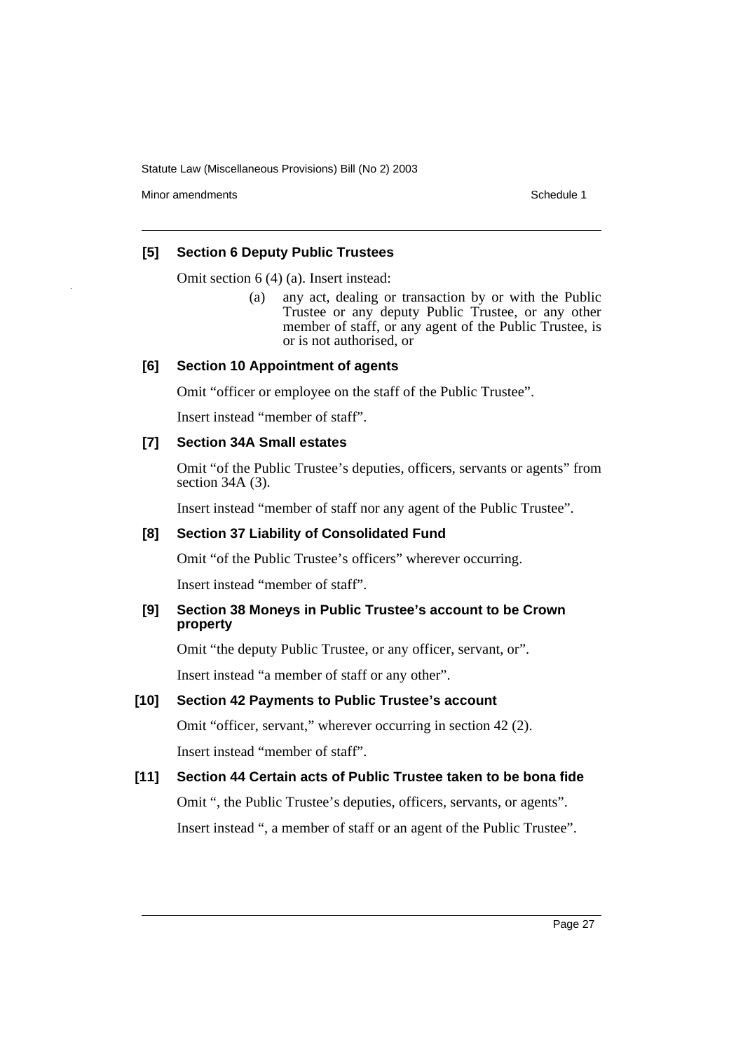### [5] Section 6 Deputy Public Trustees

Omit section 6 (4) (a). Insert instead:

> (a) any act, dealing or transaction by or with the Public Trustee or any deputy Public Trustee, or any other member of staff, or any agent of the Public Trustee, is or is not authorised, or

### [6] Section 10 Appointment of agents

Omit "officer or employee on the staff of the Public Trustee".

Insert instead "member of staff".

### [7] Section 34A Small estates

Omit "of the Public Trustee's deputies, officers, servants or agents" from section 34A (3).

Insert instead "member of staff nor any agent of the Public Trustee".

### [8] Section 37 Liability of Consolidated Fund

Omit "of the Public Trustee's officers" wherever occurring.

Insert instead "member of staff".

### [9] Section 38 Moneys in Public Trustee's account to be Crown property

Omit "the deputy Public Trustee, or any officer, servant, or".

Insert instead "a member of staff or any other".

### [10] Section 42 Payments to Public Trustee's account

Omit "officer, servant," wherever occurring in section 42 (2).

Insert instead "member of staff".

### [11] Section 44 Certain acts of Public Trustee taken to be bona fide

Omit ", the Public Trustee's deputies, officers, servants, or agents".

Insert instead ", a member of staff or an agent of the Public Trustee".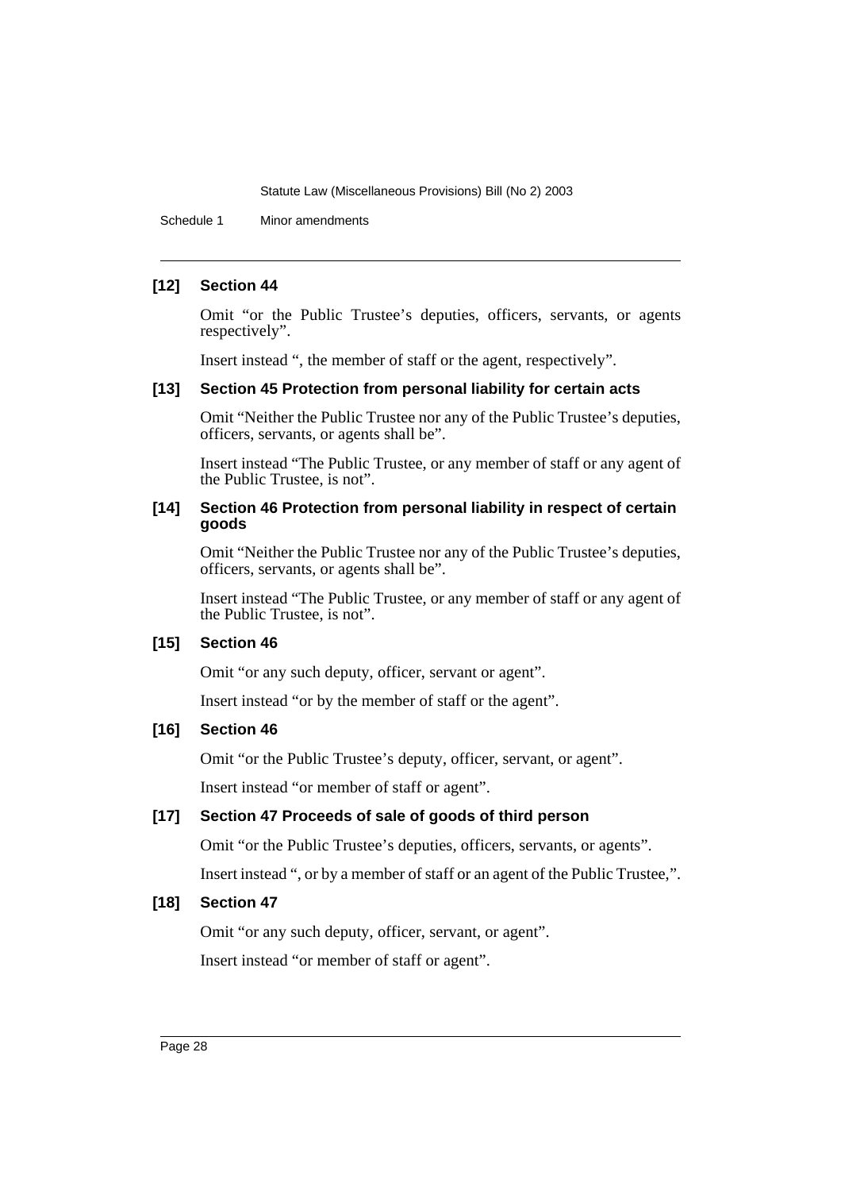### [12] Section 44

Omit "or the Public Trustee's deputies, officers, servants, or agents respectively".

Insert instead ", the member of staff or the agent, respectively".

### [13] Section 45 Protection from personal liability for certain acts

Omit "Neither the Public Trustee nor any of the Public Trustee's deputies, officers, servants, or agents shall be".

Insert instead "The Public Trustee, or any member of staff or any agent of the Public Trustee, is not".

### [14] Section 46 Protection from personal liability in respect of certain goods

Omit "Neither the Public Trustee nor any of the Public Trustee's deputies, officers, servants, or agents shall be".

Insert instead "The Public Trustee, or any member of staff or any agent of the Public Trustee, is not".

### [15] Section 46

Omit "or any such deputy, officer, servant or agent".

Insert instead "or by the member of staff or the agent".

### [16] Section 46

Omit "or the Public Trustee's deputy, officer, servant, or agent".

Insert instead "or member of staff or agent".

### [17] Section 47 Proceeds of sale of goods of third person

Omit "or the Public Trustee's deputies, officers, servants, or agents".

Insert instead ", or by a member of staff or an agent of the Public Trustee,".

### [18] Section 47

Omit "or any such deputy, officer, servant, or agent".

Insert instead "or member of staff or agent".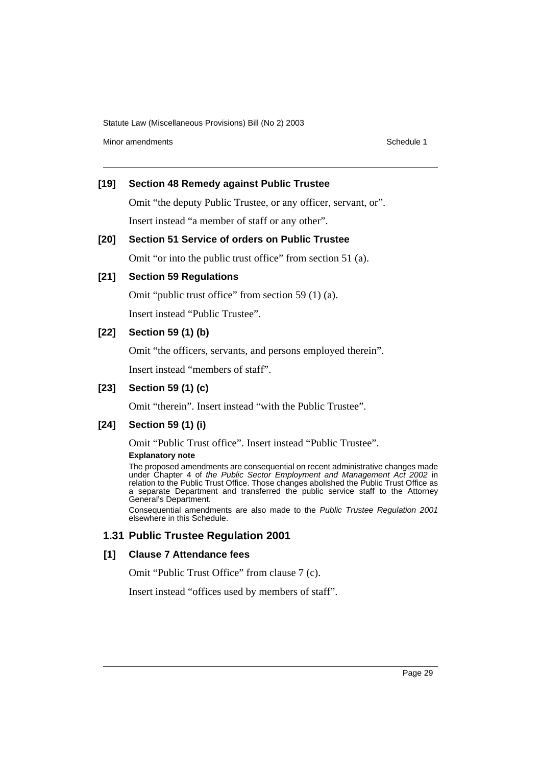**[19] Section 48 Remedy against Public Trustee**

Omit "the deputy Public Trustee, or any officer, servant, or".

Insert instead "a member of staff or any other".

**[20] Section 51 Service of orders on Public Trustee**

Omit "or into the public trust office" from section 51 (a).

**[21] Section 59 Regulations**

Omit "public trust office" from section 59 (1) (a).

Insert instead "Public Trustee".

**[22] Section 59 (1) (b)**

Omit "the officers, servants, and persons employed therein".

Insert instead "members of staff".

**[23] Section 59 (1) (c)**

Omit "therein". Insert instead "with the Public Trustee".

**[24] Section 59 (1) (i)**

Omit "Public Trust office". Insert instead "Public Trustee".

**Explanatory note**

The proposed amendments are consequential on recent administrative changes made under Chapter 4 of *the Public Sector Employment and Management Act 2002* in relation to the Public Trust Office. Those changes abolished the Public Trust Office as a separate Department and transferred the public service staff to the Attorney General's Department.

Consequential amendments are also made to the *Public Trustee Regulation 2001* elsewhere in this Schedule.

## 1.31 Public Trustee Regulation 2001

**[1] Clause 7 Attendance fees**

Omit "Public Trust Office" from clause 7 (c).

Insert instead "offices used by members of staff".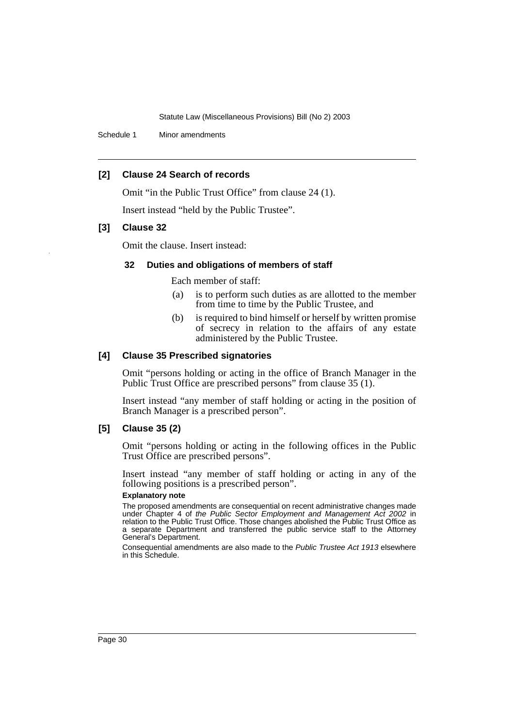### [2] Clause 24 Search of records

Omit "in the Public Trust Office" from clause 24 (1).

Insert instead "held by the Public Trustee".

### [3] Clause 32

Omit the clause. Insert instead:

#### 32 Duties and obligations of members of staff

Each member of staff:

(a) is to perform such duties as are allotted to the member from time to time by the Public Trustee, and

(b) is required to bind himself or herself by written promise of secrecy in relation to the affairs of any estate administered by the Public Trustee.

### [4] Clause 35 Prescribed signatories

Omit "persons holding or acting in the office of Branch Manager in the Public Trust Office are prescribed persons" from clause 35 (1).

Insert instead "any member of staff holding or acting in the position of Branch Manager is a prescribed person".

### [5] Clause 35 (2)

Omit "persons holding or acting in the following offices in the Public Trust Office are prescribed persons".

Insert instead "any member of staff holding or acting in any of the following positions is a prescribed person".

**Explanatory note**

The proposed amendments are consequential on recent administrative changes made under Chapter 4 of *the Public Sector Employment and Management Act 2002* in relation to the Public Trust Office. Those changes abolished the Public Trust Office as a separate Department and transferred the public service staff to the Attorney General's Department.

Consequential amendments are also made to the *Public Trustee Act 1913* elsewhere in this Schedule.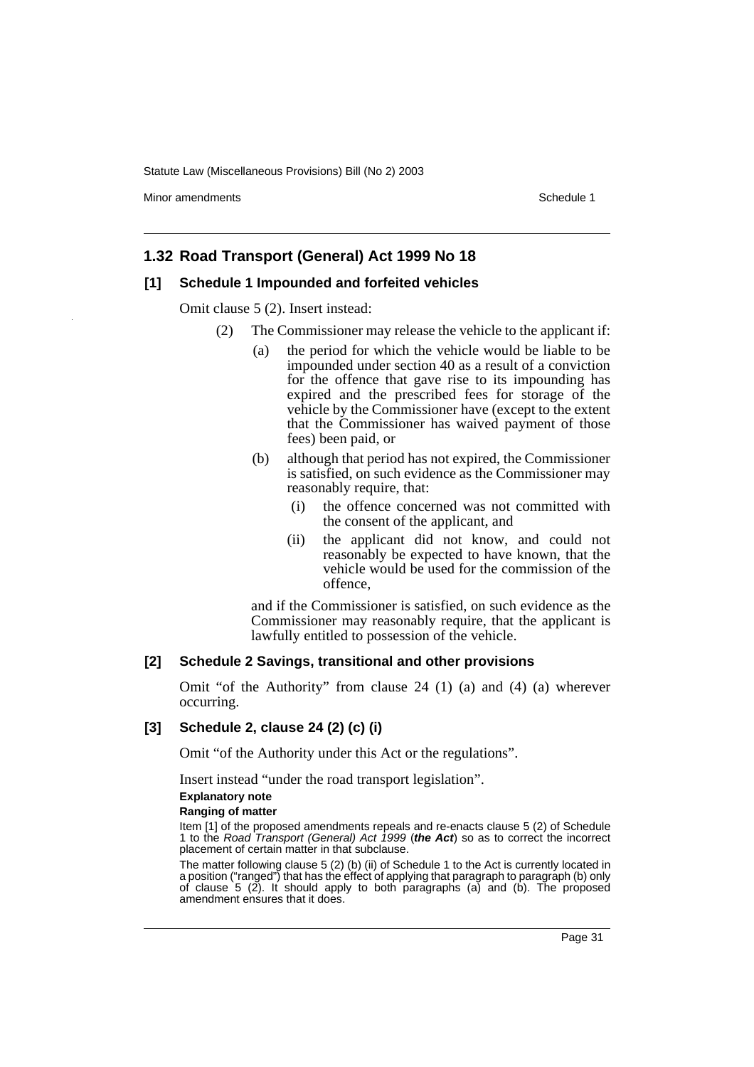## 1.32 Road Transport (General) Act 1999 No 18

### [1] Schedule 1 Impounded and forfeited vehicles

Omit clause 5 (2). Insert instead:

(2) The Commissioner may release the vehicle to the applicant if:

- (a) the period for which the vehicle would be liable to be impounded under section 40 as a result of a conviction for the offence that gave rise to its impounding has expired and the prescribed fees for storage of the vehicle by the Commissioner have (except to the extent that the Commissioner has waived payment of those fees) been paid, or
- (b) although that period has not expired, the Commissioner is satisfied, on such evidence as the Commissioner may reasonably require, that:
  - (i) the offence concerned was not committed with the consent of the applicant, and
  - (ii) the applicant did not know, and could not reasonably be expected to have known, that the vehicle would be used for the commission of the offence,

and if the Commissioner is satisfied, on such evidence as the Commissioner may reasonably require, that the applicant is lawfully entitled to possession of the vehicle.

### [2] Schedule 2 Savings, transitional and other provisions

Omit "of the Authority" from clause 24 (1) (a) and (4) (a) wherever occurring.

### [3] Schedule 2, clause 24 (2) (c) (i)

Omit "of the Authority under this Act or the regulations".

Insert instead "under the road transport legislation".

**Explanatory note**

**Ranging of matter**

Item [1] of the proposed amendments repeals and re-enacts clause 5 (2) of Schedule 1 to the *Road Transport (General) Act 1999* (***the Act***) so as to correct the incorrect placement of certain matter in that subclause.

The matter following clause 5 (2) (b) (ii) of Schedule 1 to the Act is currently located in a position ("ranged") that has the effect of applying that paragraph to paragraph (b) only of clause 5 (2). It should apply to both paragraphs (a) and (b). The proposed amendment ensures that it does.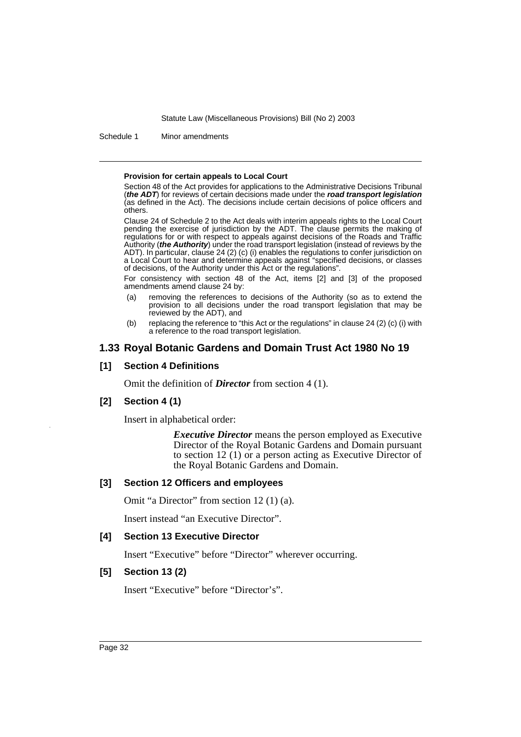**Provision for certain appeals to Local Court**

Section 48 of the Act provides for applications to the Administrative Decisions Tribunal (***the ADT***) for reviews of certain decisions made under the ***road transport legislation*** (as defined in the Act). The decisions include certain decisions of police officers and others.

Clause 24 of Schedule 2 to the Act deals with interim appeals rights to the Local Court pending the exercise of jurisdiction by the ADT. The clause permits the making of regulations for or with respect to appeals against decisions of the Roads and Traffic Authority (***the Authority***) under the road transport legislation (instead of reviews by the ADT). In particular, clause 24 (2) (c) (i) enables the regulations to confer jurisdiction on a Local Court to hear and determine appeals against "specified decisions, or classes of decisions, of the Authority under this Act or the regulations".

For consistency with section 48 of the Act, items [2] and [3] of the proposed amendments amend clause 24 by:

(a) removing the references to decisions of the Authority (so as to extend the provision to all decisions under the road transport legislation that may be reviewed by the ADT), and

(b) replacing the reference to "this Act or the regulations" in clause 24 (2) (c) (i) with a reference to the road transport legislation.

## 1.33 Royal Botanic Gardens and Domain Trust Act 1980 No 19

### [1] Section 4 Definitions

Omit the definition of ***Director*** from section 4 (1).

### [2] Section 4 (1)

Insert in alphabetical order:

> ***Executive Director*** means the person employed as Executive Director of the Royal Botanic Gardens and Domain pursuant to section 12 (1) or a person acting as Executive Director of the Royal Botanic Gardens and Domain.

### [3] Section 12 Officers and employees

Omit "a Director" from section 12 (1) (a).

Insert instead "an Executive Director".

### [4] Section 13 Executive Director

Insert "Executive" before "Director" wherever occurring.

### [5] Section 13 (2)

Insert "Executive" before "Director's".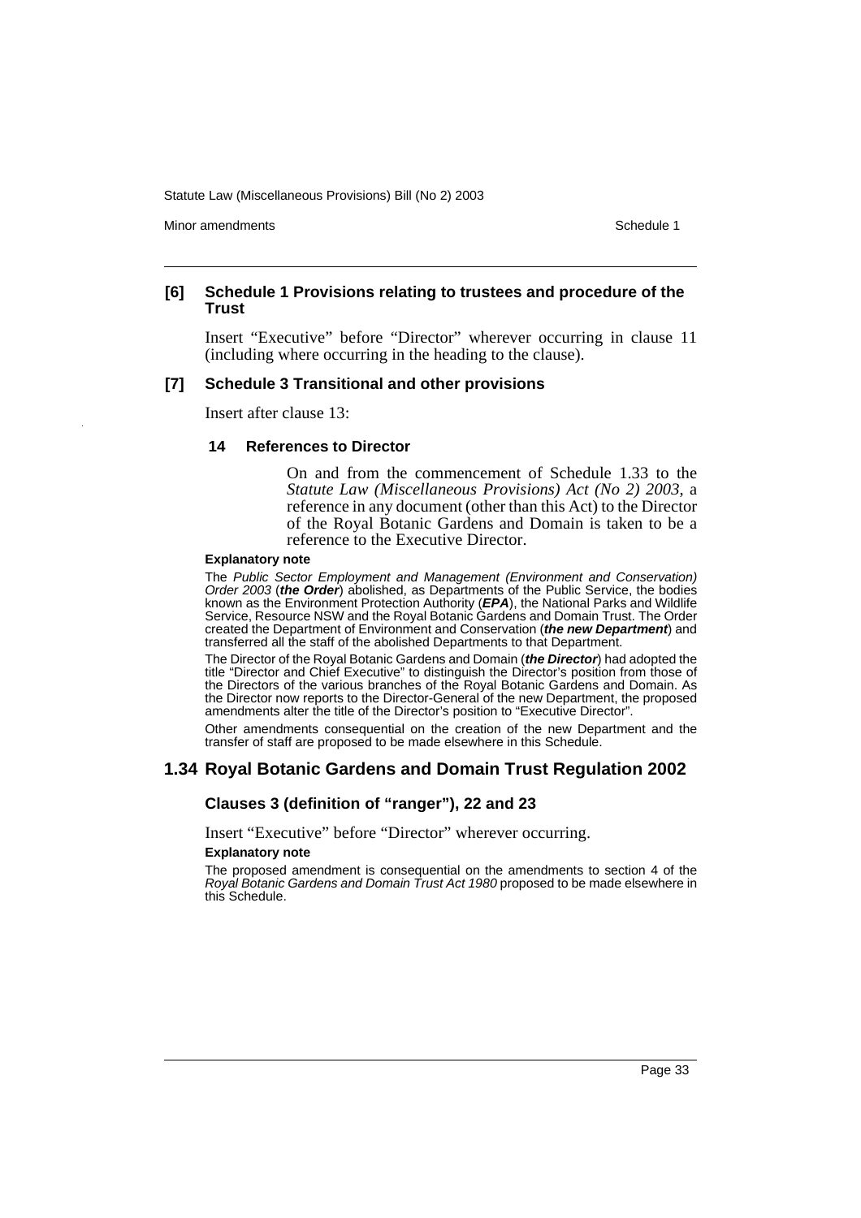### [6] Schedule 1 Provisions relating to trustees and procedure of the Trust

Insert "Executive" before "Director" wherever occurring in clause 11 (including where occurring in the heading to the clause).

### [7] Schedule 3 Transitional and other provisions

Insert after clause 13:

#### 14 References to Director

On and from the commencement of Schedule 1.33 to the *Statute Law (Miscellaneous Provisions) Act (No 2) 2003*, a reference in any document (other than this Act) to the Director of the Royal Botanic Gardens and Domain is taken to be a reference to the Executive Director.

**Explanatory note**

The *Public Sector Employment and Management (Environment and Conservation) Order 2003* (***the Order***) abolished, as Departments of the Public Service, the bodies known as the Environment Protection Authority (***EPA***), the National Parks and Wildlife Service, Resource NSW and the Royal Botanic Gardens and Domain Trust. The Order created the Department of Environment and Conservation (***the new Department***) and transferred all the staff of the abolished Departments to that Department.

The Director of the Royal Botanic Gardens and Domain (***the Director***) had adopted the title "Director and Chief Executive" to distinguish the Director's position from those of the Directors of the various branches of the Royal Botanic Gardens and Domain. As the Director now reports to the Director-General of the new Department, the proposed amendments alter the title of the Director's position to "Executive Director".

Other amendments consequential on the creation of the new Department and the transfer of staff are proposed to be made elsewhere in this Schedule.

## 1.34 Royal Botanic Gardens and Domain Trust Regulation 2002

### Clauses 3 (definition of "ranger"), 22 and 23

Insert "Executive" before "Director" wherever occurring.

**Explanatory note**

The proposed amendment is consequential on the amendments to section 4 of the *Royal Botanic Gardens and Domain Trust Act 1980* proposed to be made elsewhere in this Schedule.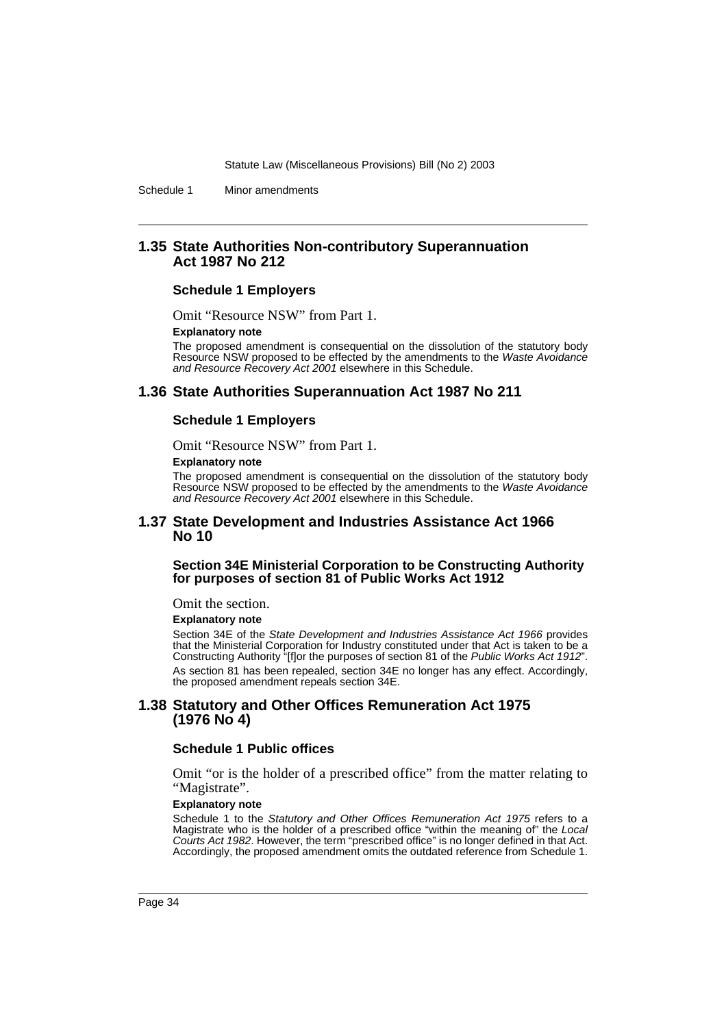## 1.35 State Authorities Non-contributory Superannuation Act 1987 No 212

### Schedule 1 Employers

Omit "Resource NSW" from Part 1.

**Explanatory note**

The proposed amendment is consequential on the dissolution of the statutory body Resource NSW proposed to be effected by the amendments to the *Waste Avoidance and Resource Recovery Act 2001* elsewhere in this Schedule.

## 1.36 State Authorities Superannuation Act 1987 No 211

### Schedule 1 Employers

Omit "Resource NSW" from Part 1.

**Explanatory note**

The proposed amendment is consequential on the dissolution of the statutory body Resource NSW proposed to be effected by the amendments to the *Waste Avoidance and Resource Recovery Act 2001* elsewhere in this Schedule.

## 1.37 State Development and Industries Assistance Act 1966 No 10

### Section 34E Ministerial Corporation to be Constructing Authority for purposes of section 81 of Public Works Act 1912

Omit the section.

**Explanatory note**

Section 34E of the *State Development and Industries Assistance Act 1966* provides that the Ministerial Corporation for Industry constituted under that Act is taken to be a Constructing Authority "[f]or the purposes of section 81 of the *Public Works Act 1912*".

As section 81 has been repealed, section 34E no longer has any effect. Accordingly, the proposed amendment repeals section 34E.

## 1.38 Statutory and Other Offices Remuneration Act 1975 (1976 No 4)

### Schedule 1 Public offices

Omit "or is the holder of a prescribed office" from the matter relating to "Magistrate".

**Explanatory note**

Schedule 1 to the *Statutory and Other Offices Remuneration Act 1975* refers to a Magistrate who is the holder of a prescribed office "within the meaning of" the *Local Courts Act 1982*. However, the term "prescribed office" is no longer defined in that Act. Accordingly, the proposed amendment omits the outdated reference from Schedule 1.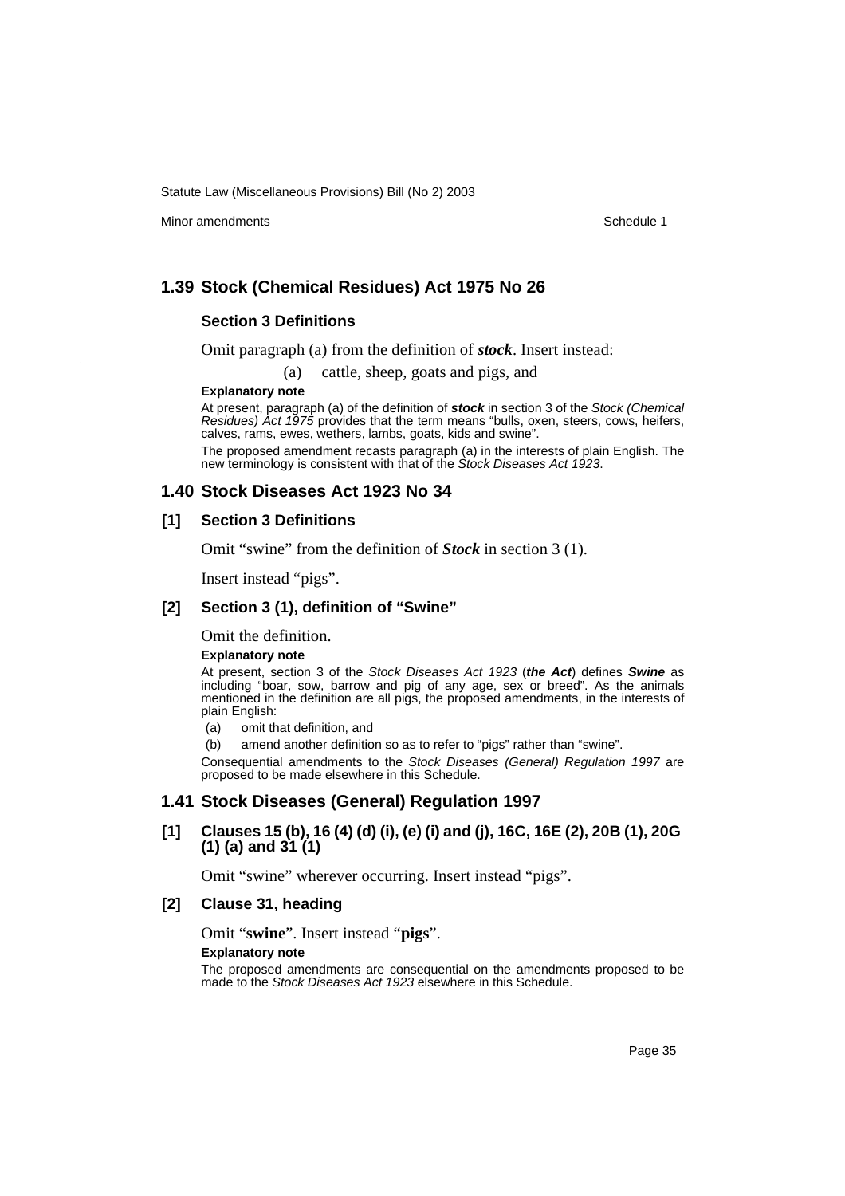## 1.39 Stock (Chemical Residues) Act 1975 No 26

### Section 3 Definitions

Omit paragraph (a) from the definition of ***stock***. Insert instead:

(a) cattle, sheep, goats and pigs, and

**Explanatory note**

At present, paragraph (a) of the definition of ***stock*** in section 3 of the *Stock (Chemical Residues) Act 1975* provides that the term means "bulls, oxen, steers, cows, heifers, calves, rams, ewes, wethers, lambs, goats, kids and swine".

The proposed amendment recasts paragraph (a) in the interests of plain English. The new terminology is consistent with that of the *Stock Diseases Act 1923*.

## 1.40 Stock Diseases Act 1923 No 34

### [1] Section 3 Definitions

Omit "swine" from the definition of ***Stock*** in section 3 (1).

Insert instead "pigs".

### [2] Section 3 (1), definition of "Swine"

Omit the definition.

**Explanatory note**

At present, section 3 of the *Stock Diseases Act 1923* (***the Act***) defines ***Swine*** as including "boar, sow, barrow and pig of any age, sex or breed". As the animals mentioned in the definition are all pigs, the proposed amendments, in the interests of plain English:

(a) omit that definition, and

(b) amend another definition so as to refer to "pigs" rather than "swine".

Consequential amendments to the *Stock Diseases (General) Regulation 1997* are proposed to be made elsewhere in this Schedule.

## 1.41 Stock Diseases (General) Regulation 1997

### [1] Clauses 15 (b), 16 (4) (d) (i), (e) (i) and (j), 16C, 16E (2), 20B (1), 20G (1) (a) and 31 (1)

Omit "swine" wherever occurring. Insert instead "pigs".

### [2] Clause 31, heading

Omit "**swine**". Insert instead "**pigs**".

**Explanatory note**

The proposed amendments are consequential on the amendments proposed to be made to the *Stock Diseases Act 1923* elsewhere in this Schedule.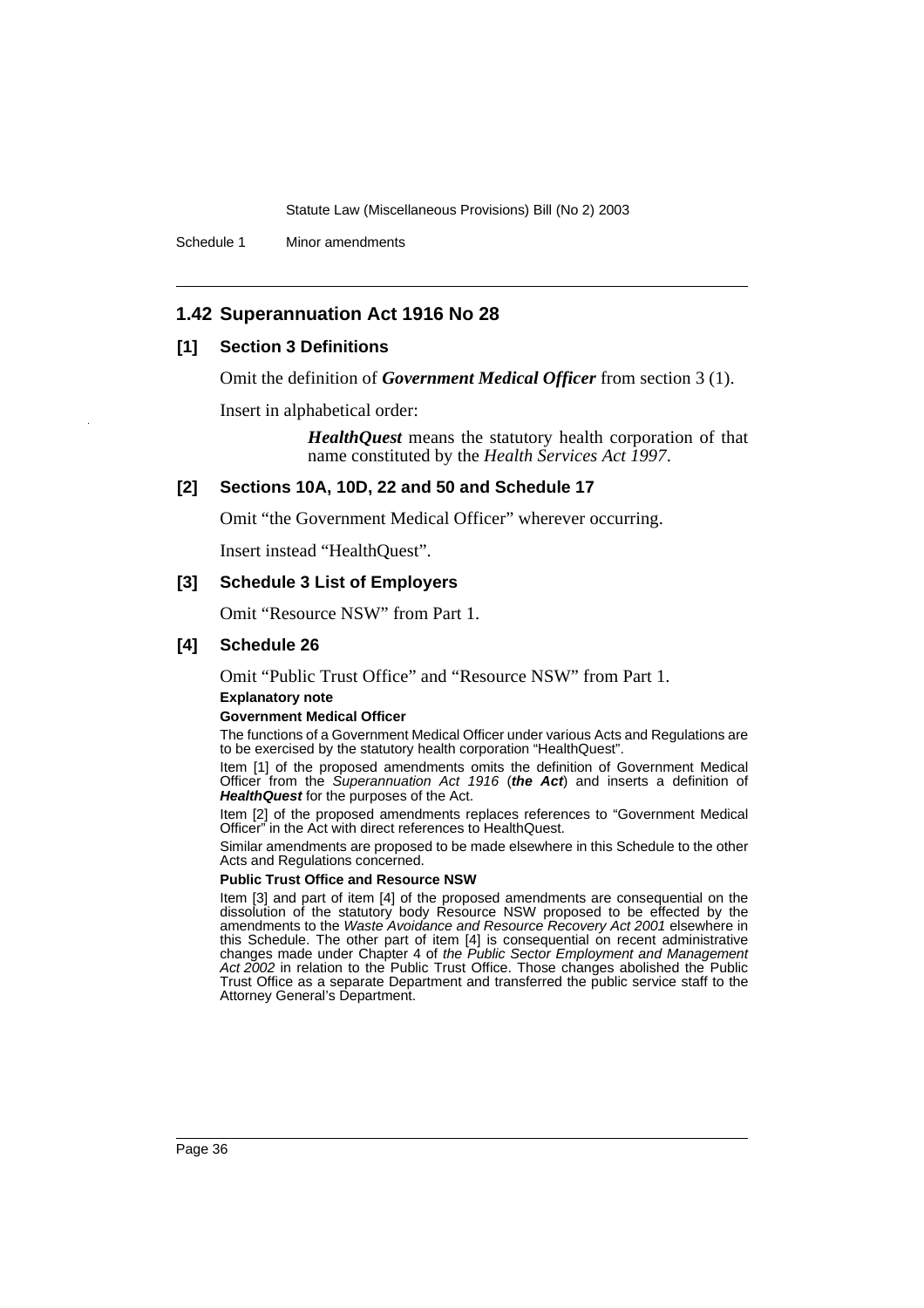## 1.42 Superannuation Act 1916 No 28

### [1] Section 3 Definitions

Omit the definition of ***Government Medical Officer*** from section 3 (1).

Insert in alphabetical order:

> ***HealthQuest*** means the statutory health corporation of that name constituted by the *Health Services Act 1997*.

### [2] Sections 10A, 10D, 22 and 50 and Schedule 17

Omit "the Government Medical Officer" wherever occurring.

Insert instead "HealthQuest".

### [3] Schedule 3 List of Employers

Omit "Resource NSW" from Part 1.

### [4] Schedule 26

Omit "Public Trust Office" and "Resource NSW" from Part 1.

**Explanatory note**

**Government Medical Officer**

The functions of a Government Medical Officer under various Acts and Regulations are to be exercised by the statutory health corporation "HealthQuest".

Item [1] of the proposed amendments omits the definition of Government Medical Officer from the *Superannuation Act 1916* (***the Act***) and inserts a definition of ***HealthQuest*** for the purposes of the Act.

Item [2] of the proposed amendments replaces references to "Government Medical Officer" in the Act with direct references to HealthQuest.

Similar amendments are proposed to be made elsewhere in this Schedule to the other Acts and Regulations concerned.

**Public Trust Office and Resource NSW**

Item [3] and part of item [4] of the proposed amendments are consequential on the dissolution of the statutory body Resource NSW proposed to be effected by the amendments to the *Waste Avoidance and Resource Recovery Act 2001* elsewhere in this Schedule. The other part of item [4] is consequential on recent administrative changes made under Chapter 4 of *the Public Sector Employment and Management Act 2002* in relation to the Public Trust Office. Those changes abolished the Public Trust Office as a separate Department and transferred the public service staff to the Attorney General's Department.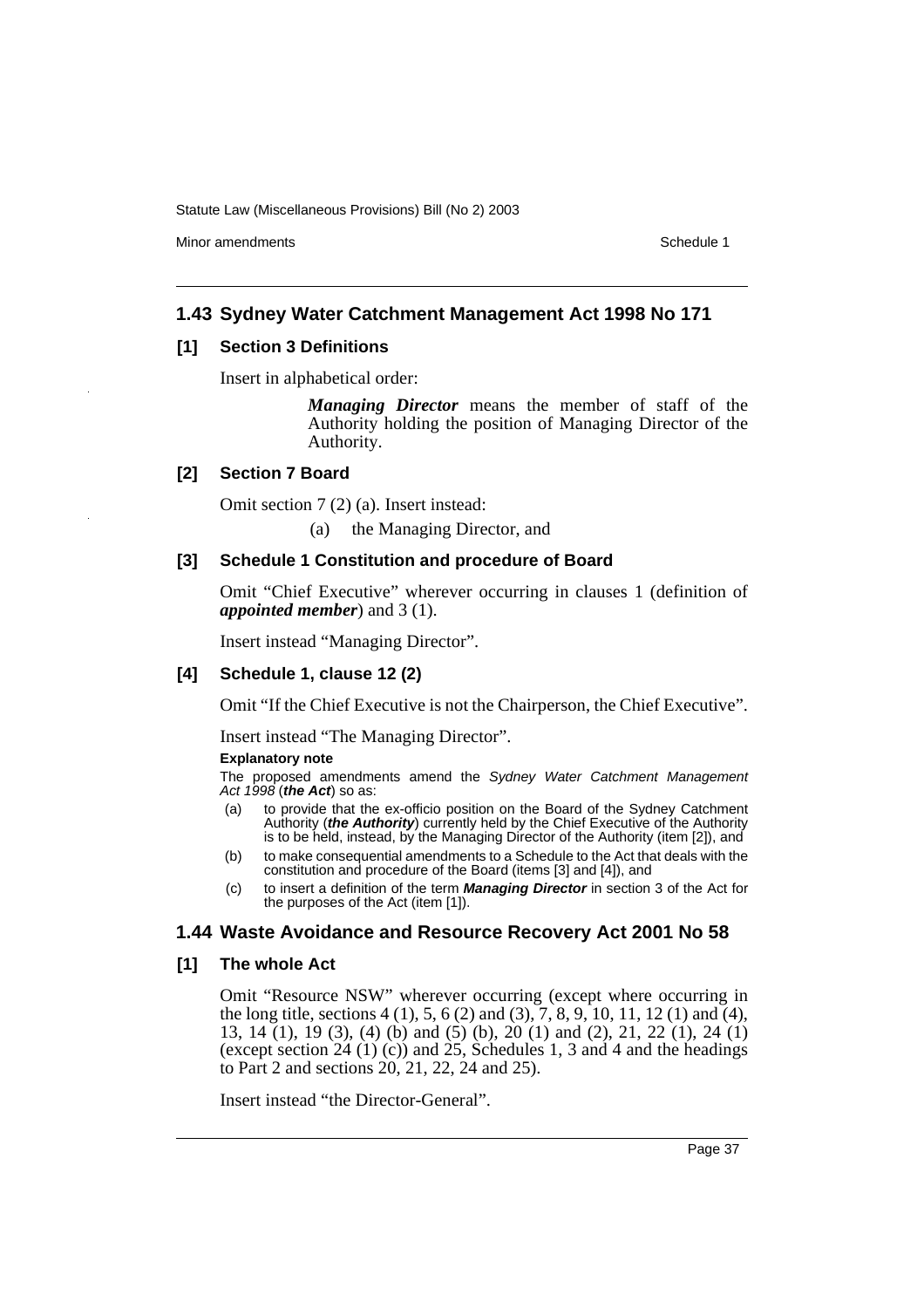## 1.43 Sydney Water Catchment Management Act 1998 No 171

### [1] Section 3 Definitions

Insert in alphabetical order:

> ***Managing Director*** means the member of staff of the Authority holding the position of Managing Director of the Authority.

### [2] Section 7 Board

Omit section 7 (2) (a). Insert instead:

> (a) the Managing Director, and

### [3] Schedule 1 Constitution and procedure of Board

Omit "Chief Executive" wherever occurring in clauses 1 (definition of ***appointed member***) and 3 (1).

Insert instead "Managing Director".

### [4] Schedule 1, clause 12 (2)

Omit "If the Chief Executive is not the Chairperson, the Chief Executive".

Insert instead "The Managing Director".

**Explanatory note**

The proposed amendments amend the *Sydney Water Catchment Management Act 1998* (***the Act***) so as:

(a) to provide that the ex-officio position on the Board of the Sydney Catchment Authority (***the Authority***) currently held by the Chief Executive of the Authority is to be held, instead, by the Managing Director of the Authority (item [2]), and

(b) to make consequential amendments to a Schedule to the Act that deals with the constitution and procedure of the Board (items [3] and [4]), and

(c) to insert a definition of the term ***Managing Director*** in section 3 of the Act for the purposes of the Act (item [1]).

## 1.44 Waste Avoidance and Resource Recovery Act 2001 No 58

### [1] The whole Act

Omit "Resource NSW" wherever occurring (except where occurring in the long title, sections 4 (1), 5, 6 (2) and (3), 7, 8, 9, 10, 11, 12 (1) and (4), 13, 14 (1), 19 (3), (4) (b) and (5) (b), 20 (1) and (2), 21, 22 (1), 24 (1) (except section 24 (1) (c)) and 25, Schedules 1, 3 and 4 and the headings to Part 2 and sections 20, 21, 22, 24 and 25).

Insert instead "the Director-General".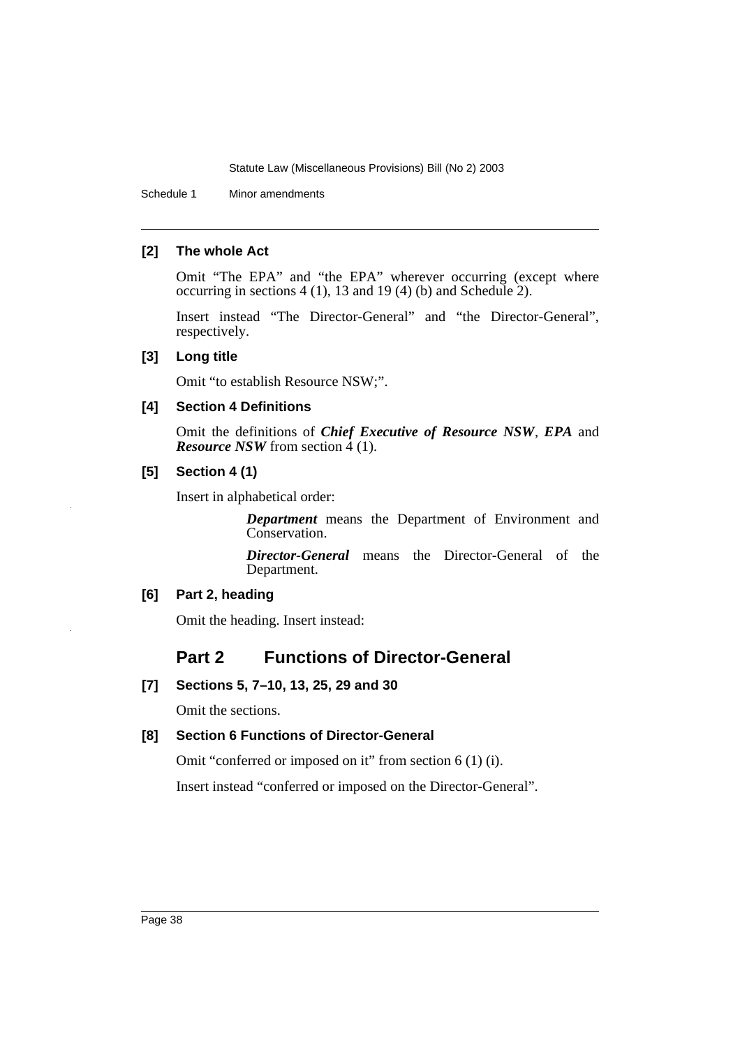**[2] The whole Act**

Omit "The EPA" and "the EPA" wherever occurring (except where occurring in sections 4 (1), 13 and 19 (4) (b) and Schedule 2).

Insert instead "The Director-General" and "the Director-General", respectively.

**[3] Long title**

Omit "to establish Resource NSW;".

**[4] Section 4 Definitions**

Omit the definitions of ***Chief Executive of Resource NSW***, ***EPA*** and ***Resource NSW*** from section 4 (1).

**[5] Section 4 (1)**

Insert in alphabetical order:

> ***Department*** means the Department of Environment and Conservation.
>
> ***Director-General*** means the Director-General of the Department.

**[6] Part 2, heading**

Omit the heading. Insert instead:

## Part 2 Functions of Director-General

**[7] Sections 5, 7–10, 13, 25, 29 and 30**

Omit the sections.

**[8] Section 6 Functions of Director-General**

Omit "conferred or imposed on it" from section 6 (1) (i).

Insert instead "conferred or imposed on the Director-General".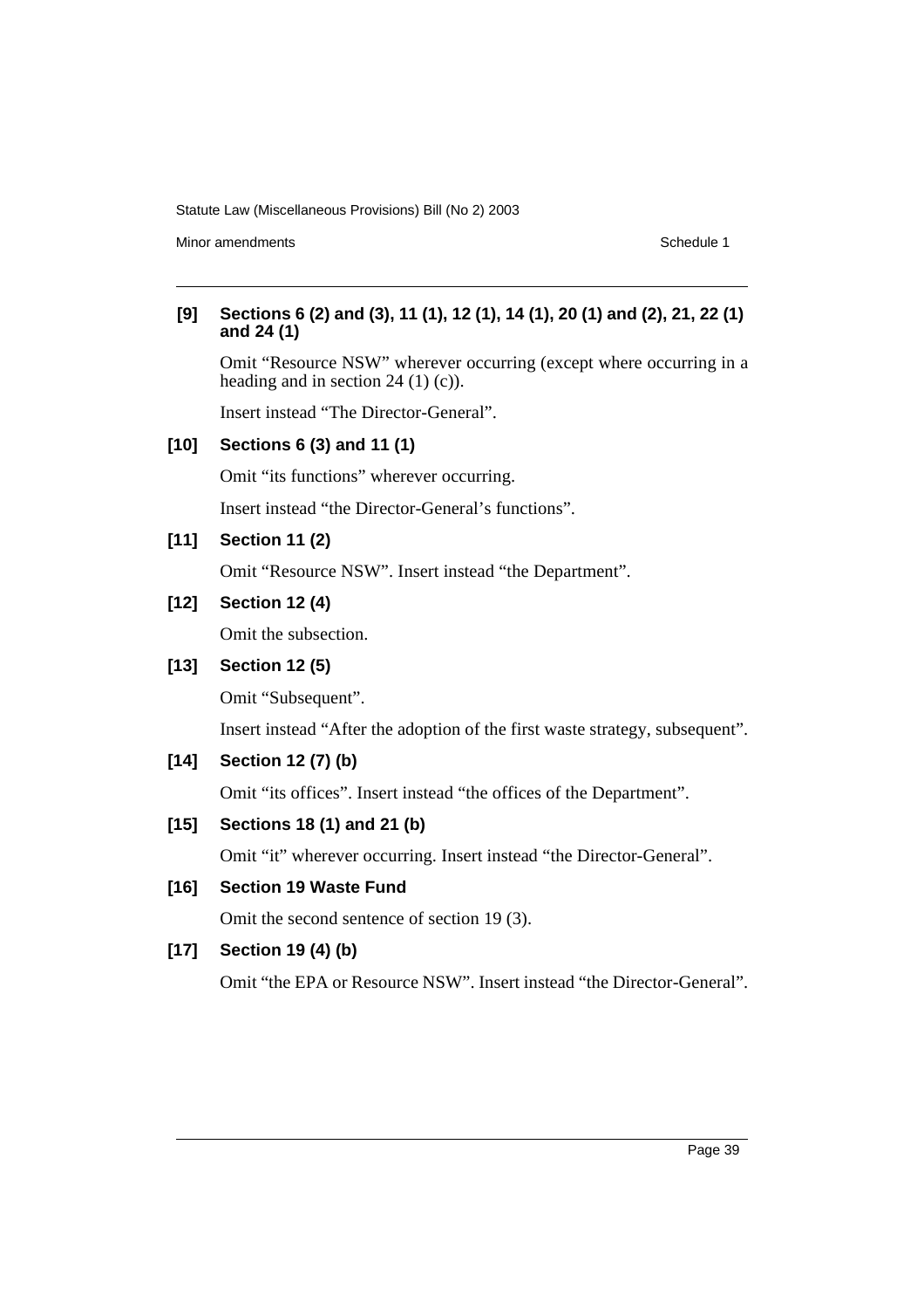**[9] Sections 6 (2) and (3), 11 (1), 12 (1), 14 (1), 20 (1) and (2), 21, 22 (1) and 24 (1)**

Omit "Resource NSW" wherever occurring (except where occurring in a heading and in section 24 (1) (c)).

Insert instead "The Director-General".

**[10] Sections 6 (3) and 11 (1)**

Omit "its functions" wherever occurring.

Insert instead "the Director-General's functions".

**[11] Section 11 (2)**

Omit "Resource NSW". Insert instead "the Department".

**[12] Section 12 (4)**

Omit the subsection.

**[13] Section 12 (5)**

Omit "Subsequent".

Insert instead "After the adoption of the first waste strategy, subsequent".

**[14] Section 12 (7) (b)**

Omit "its offices". Insert instead "the offices of the Department".

**[15] Sections 18 (1) and 21 (b)**

Omit "it" wherever occurring. Insert instead "the Director-General".

**[16] Section 19 Waste Fund**

Omit the second sentence of section 19 (3).

**[17] Section 19 (4) (b)**

Omit "the EPA or Resource NSW". Insert instead "the Director-General".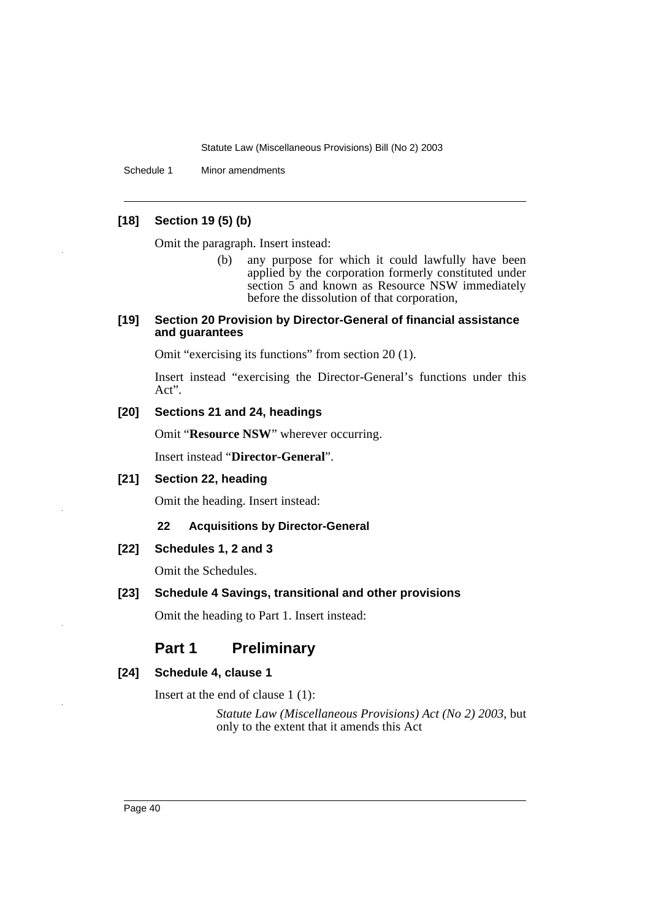**[18] Section 19 (5) (b)**

Omit the paragraph. Insert instead:

> (b) any purpose for which it could lawfully have been applied by the corporation formerly constituted under section 5 and known as Resource NSW immediately before the dissolution of that corporation,

**[19] Section 20 Provision by Director-General of financial assistance and guarantees**

Omit "exercising its functions" from section 20 (1).

Insert instead "exercising the Director-General's functions under this Act".

**[20] Sections 21 and 24, headings**

Omit "**Resource NSW**" wherever occurring.

Insert instead "**Director-General**".

**[21] Section 22, heading**

Omit the heading. Insert instead:

> **22 Acquisitions by Director-General**

**[22] Schedules 1, 2 and 3**

Omit the Schedules.

**[23] Schedule 4 Savings, transitional and other provisions**

Omit the heading to Part 1. Insert instead:

> ## Part 1 Preliminary

**[24] Schedule 4, clause 1**

Insert at the end of clause 1 (1):

> *Statute Law (Miscellaneous Provisions) Act (No 2) 2003*, but only to the extent that it amends this Act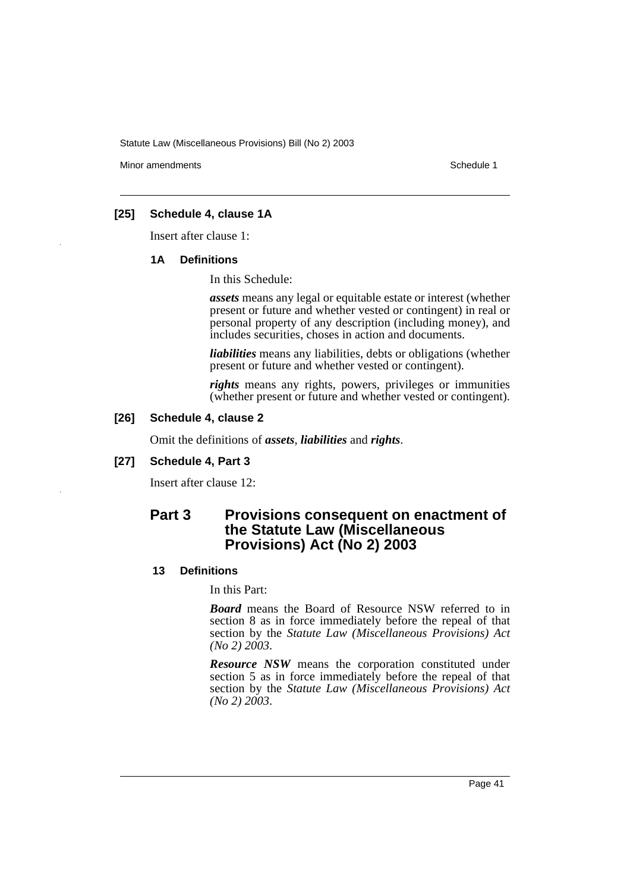### [25] Schedule 4, clause 1A

Insert after clause 1:

#### 1A Definitions

In this Schedule:

***assets*** means any legal or equitable estate or interest (whether present or future and whether vested or contingent) in real or personal property of any description (including money), and includes securities, choses in action and documents.

***liabilities*** means any liabilities, debts or obligations (whether present or future and whether vested or contingent).

***rights*** means any rights, powers, privileges or immunities (whether present or future and whether vested or contingent).

### [26] Schedule 4, clause 2

Omit the definitions of ***assets***, ***liabilities*** and ***rights***.

### [27] Schedule 4, Part 3

Insert after clause 12:

## Part 3 Provisions consequent on enactment of the Statute Law (Miscellaneous Provisions) Act (No 2) 2003

#### 13 Definitions

In this Part:

***Board*** means the Board of Resource NSW referred to in section 8 as in force immediately before the repeal of that section by the *Statute Law (Miscellaneous Provisions) Act (No 2) 2003*.

***Resource NSW*** means the corporation constituted under section 5 as in force immediately before the repeal of that section by the *Statute Law (Miscellaneous Provisions) Act (No 2) 2003*.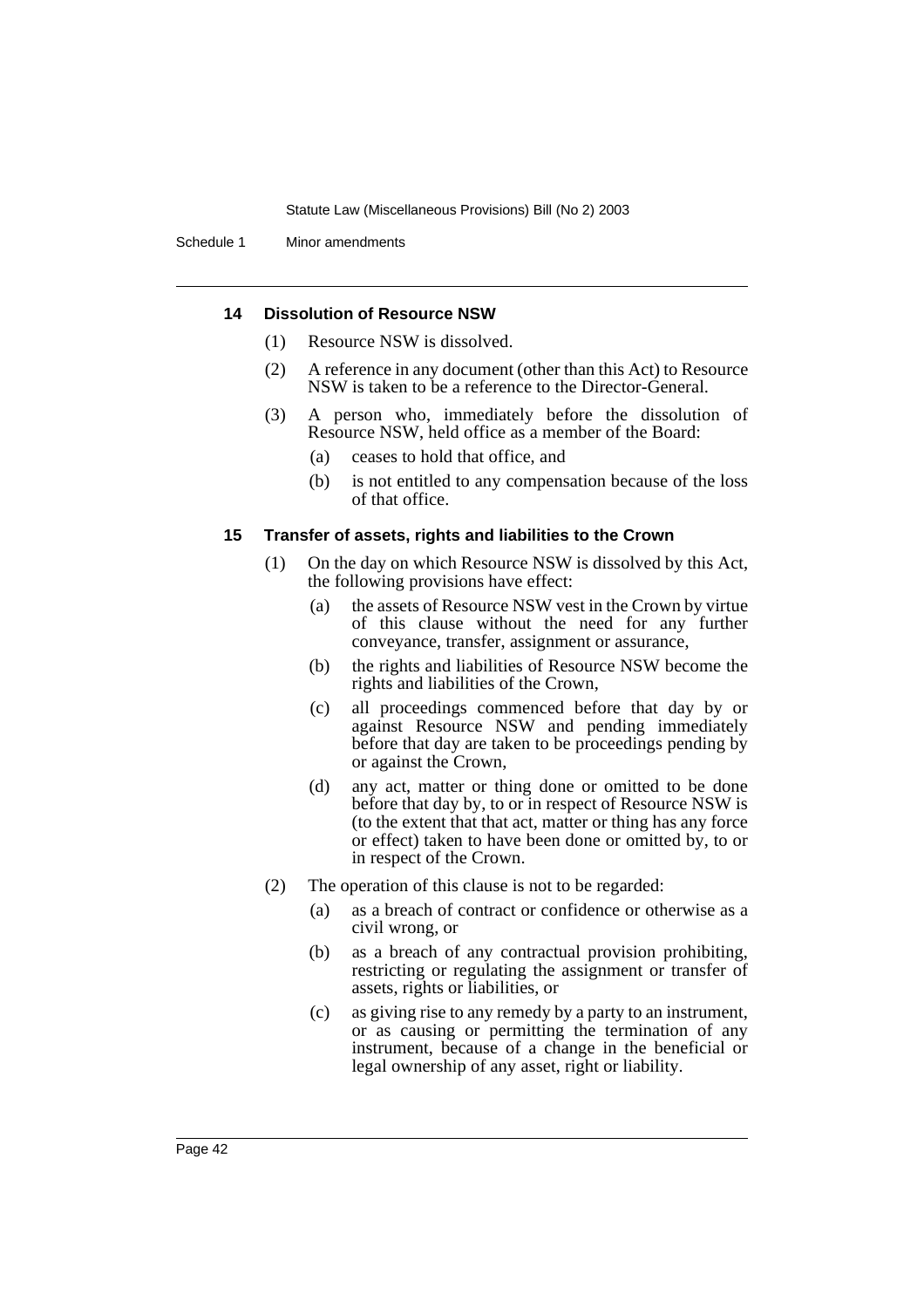### 14 Dissolution of Resource NSW

(1) Resource NSW is dissolved.

(2) A reference in any document (other than this Act) to Resource NSW is taken to be a reference to the Director-General.

(3) A person who, immediately before the dissolution of Resource NSW, held office as a member of the Board:

- (a) ceases to hold that office, and
- (b) is not entitled to any compensation because of the loss of that office.

### 15 Transfer of assets, rights and liabilities to the Crown

(1) On the day on which Resource NSW is dissolved by this Act, the following provisions have effect:

- (a) the assets of Resource NSW vest in the Crown by virtue of this clause without the need for any further conveyance, transfer, assignment or assurance,
- (b) the rights and liabilities of Resource NSW become the rights and liabilities of the Crown,
- (c) all proceedings commenced before that day by or against Resource NSW and pending immediately before that day are taken to be proceedings pending by or against the Crown,
- (d) any act, matter or thing done or omitted to be done before that day by, to or in respect of Resource NSW is (to the extent that that act, matter or thing has any force or effect) taken to have been done or omitted by, to or in respect of the Crown.

(2) The operation of this clause is not to be regarded:

- (a) as a breach of contract or confidence or otherwise as a civil wrong, or
- (b) as a breach of any contractual provision prohibiting, restricting or regulating the assignment or transfer of assets, rights or liabilities, or
- (c) as giving rise to any remedy by a party to an instrument, or as causing or permitting the termination of any instrument, because of a change in the beneficial or legal ownership of any asset, right or liability.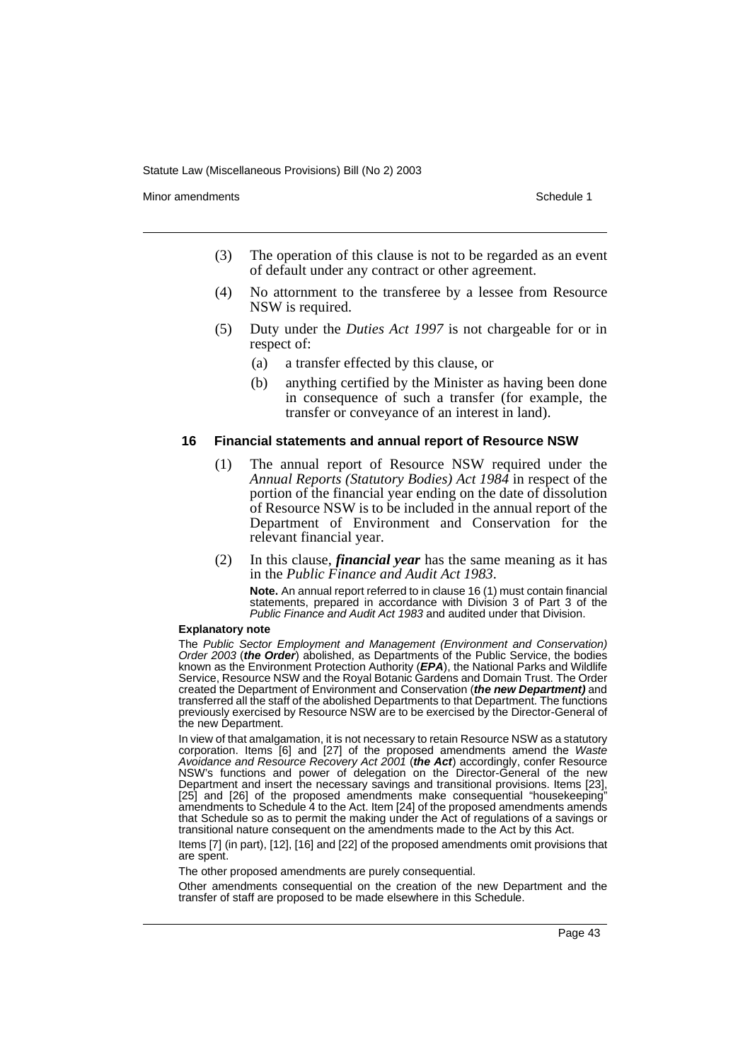(3) The operation of this clause is not to be regarded as an event of default under any contract or other agreement.

(4) No attornment to the transferee by a lessee from Resource NSW is required.

(5) Duty under the *Duties Act 1997* is not chargeable for or in respect of:

(a) a transfer effected by this clause, or

(b) anything certified by the Minister as having been done in consequence of such a transfer (for example, the transfer or conveyance of an interest in land).

### 16 Financial statements and annual report of Resource NSW

(1) The annual report of Resource NSW required under the *Annual Reports (Statutory Bodies) Act 1984* in respect of the portion of the financial year ending on the date of dissolution of Resource NSW is to be included in the annual report of the Department of Environment and Conservation for the relevant financial year.

(2) In this clause, ***financial year*** has the same meaning as it has in the *Public Finance and Audit Act 1983*.

**Note.** An annual report referred to in clause 16 (1) must contain financial statements, prepared in accordance with Division 3 of Part 3 of the *Public Finance and Audit Act 1983* and audited under that Division.

#### Explanatory note

The *Public Sector Employment and Management (Environment and Conservation) Order 2003* (***the Order***) abolished, as Departments of the Public Service, the bodies known as the Environment Protection Authority (***EPA***), the National Parks and Wildlife Service, Resource NSW and the Royal Botanic Gardens and Domain Trust. The Order created the Department of Environment and Conservation (***the new Department)*** and transferred all the staff of the abolished Departments to that Department. The functions previously exercised by Resource NSW are to be exercised by the Director-General of the new Department.

In view of that amalgamation, it is not necessary to retain Resource NSW as a statutory corporation. Items [6] and [27] of the proposed amendments amend the *Waste Avoidance and Resource Recovery Act 2001* (***the Act***) accordingly, confer Resource NSW's functions and power of delegation on the Director-General of the new Department and insert the necessary savings and transitional provisions. Items [23], [25] and [26] of the proposed amendments make consequential "housekeeping" amendments to Schedule 4 to the Act. Item [24] of the proposed amendments amends that Schedule so as to permit the making under the Act of regulations of a savings or transitional nature consequent on the amendments made to the Act by this Act.

Items [7] (in part), [12], [16] and [22] of the proposed amendments omit provisions that are spent.

The other proposed amendments are purely consequential.

Other amendments consequential on the creation of the new Department and the transfer of staff are proposed to be made elsewhere in this Schedule.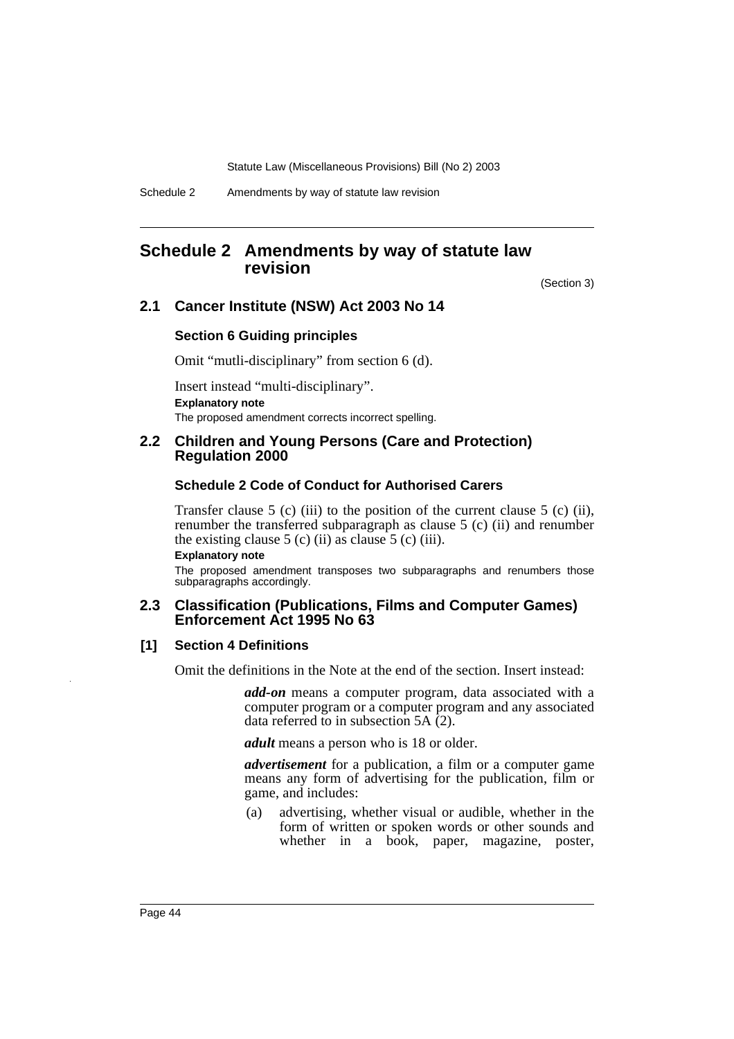# Schedule 2 Amendments by way of statute law revision

(Section 3)

## 2.1 Cancer Institute (NSW) Act 2003 No 14

### Section 6 Guiding principles

Omit "mutli-disciplinary" from section 6 (d).

Insert instead "multi-disciplinary".

**Explanatory note**

The proposed amendment corrects incorrect spelling.

## 2.2 Children and Young Persons (Care and Protection) Regulation 2000

### Schedule 2 Code of Conduct for Authorised Carers

Transfer clause 5 (c) (iii) to the position of the current clause 5 (c) (ii), renumber the transferred subparagraph as clause 5 (c) (ii) and renumber the existing clause 5 (c) (ii) as clause 5 (c) (iii).

**Explanatory note**

The proposed amendment transposes two subparagraphs and renumbers those subparagraphs accordingly.

## 2.3 Classification (Publications, Films and Computer Games) Enforcement Act 1995 No 63

### [1] Section 4 Definitions

Omit the definitions in the Note at the end of the section. Insert instead:

> ***add-on*** means a computer program, data associated with a computer program or a computer program and any associated data referred to in subsection 5A (2).
>
> ***adult*** means a person who is 18 or older.
>
> ***advertisement*** for a publication, a film or a computer game means any form of advertising for the publication, film or game, and includes:
>
> (a) advertising, whether visual or audible, whether in the form of written or spoken words or other sounds and whether in a book, paper, magazine, poster,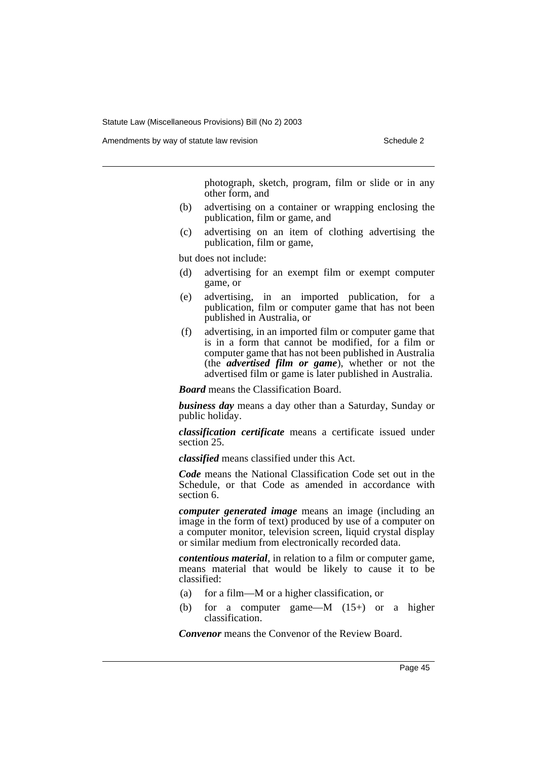photograph, sketch, program, film or slide or in any other form, and

(b) advertising on a container or wrapping enclosing the publication, film or game, and

(c) advertising on an item of clothing advertising the publication, film or game,

but does not include:

(d) advertising for an exempt film or exempt computer game, or

(e) advertising, in an imported publication, for a publication, film or computer game that has not been published in Australia, or

(f) advertising, in an imported film or computer game that is in a form that cannot be modified, for a film or computer game that has not been published in Australia (the ***advertised film or game***), whether or not the advertised film or game is later published in Australia.

***Board*** means the Classification Board.

***business day*** means a day other than a Saturday, Sunday or public holiday.

***classification certificate*** means a certificate issued under section 25.

***classified*** means classified under this Act.

***Code*** means the National Classification Code set out in the Schedule, or that Code as amended in accordance with section 6.

***computer generated image*** means an image (including an image in the form of text) produced by use of a computer on a computer monitor, television screen, liquid crystal display or similar medium from electronically recorded data.

***contentious material***, in relation to a film or computer game, means material that would be likely to cause it to be classified:

(a) for a film—M or a higher classification, or

(b) for a computer game—M (15+) or a higher classification.

***Convenor*** means the Convenor of the Review Board.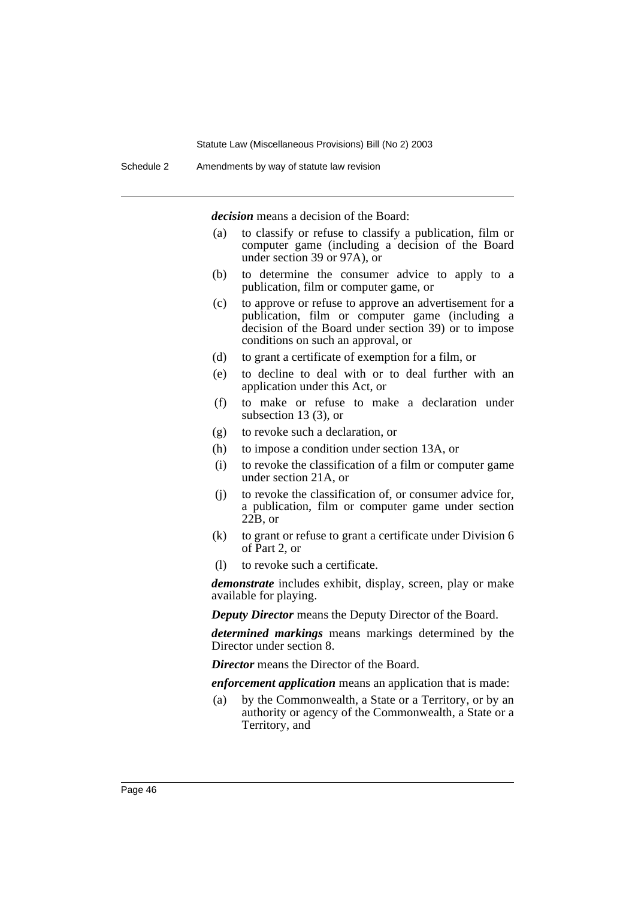***decision*** means a decision of the Board:

(a) to classify or refuse to classify a publication, film or computer game (including a decision of the Board under section 39 or 97A), or

(b) to determine the consumer advice to apply to a publication, film or computer game, or

(c) to approve or refuse to approve an advertisement for a publication, film or computer game (including a decision of the Board under section 39) or to impose conditions on such an approval, or

(d) to grant a certificate of exemption for a film, or

(e) to decline to deal with or to deal further with an application under this Act, or

(f) to make or refuse to make a declaration under subsection 13 (3), or

(g) to revoke such a declaration, or

(h) to impose a condition under section 13A, or

(i) to revoke the classification of a film or computer game under section 21A, or

(j) to revoke the classification of, or consumer advice for, a publication, film or computer game under section 22B, or

(k) to grant or refuse to grant a certificate under Division 6 of Part 2, or

(l) to revoke such a certificate.

***demonstrate*** includes exhibit, display, screen, play or make available for playing.

***Deputy Director*** means the Deputy Director of the Board.

***determined markings*** means markings determined by the Director under section 8.

***Director*** means the Director of the Board.

***enforcement application*** means an application that is made:

(a) by the Commonwealth, a State or a Territory, or by an authority or agency of the Commonwealth, a State or a Territory, and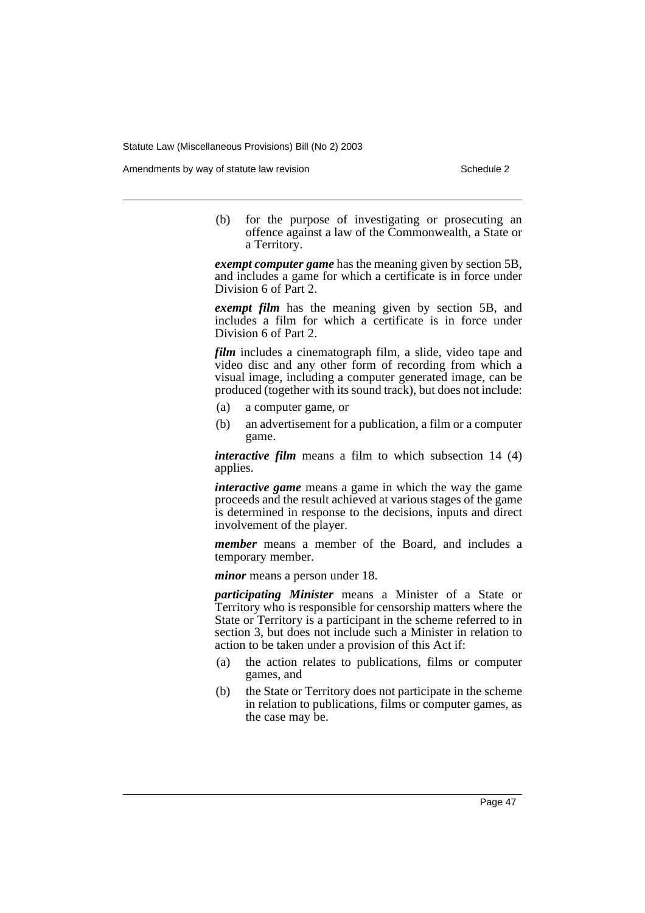(b) for the purpose of investigating or prosecuting an offence against a law of the Commonwealth, a State or a Territory.

***exempt computer game*** has the meaning given by section 5B, and includes a game for which a certificate is in force under Division 6 of Part 2.

***exempt film*** has the meaning given by section 5B, and includes a film for which a certificate is in force under Division 6 of Part 2.

***film*** includes a cinematograph film, a slide, video tape and video disc and any other form of recording from which a visual image, including a computer generated image, can be produced (together with its sound track), but does not include:

(a) a computer game, or

(b) an advertisement for a publication, a film or a computer game.

***interactive film*** means a film to which subsection 14 (4) applies.

***interactive game*** means a game in which the way the game proceeds and the result achieved at various stages of the game is determined in response to the decisions, inputs and direct involvement of the player.

***member*** means a member of the Board, and includes a temporary member.

***minor*** means a person under 18.

***participating Minister*** means a Minister of a State or Territory who is responsible for censorship matters where the State or Territory is a participant in the scheme referred to in section 3, but does not include such a Minister in relation to action to be taken under a provision of this Act if:

(a) the action relates to publications, films or computer games, and

(b) the State or Territory does not participate in the scheme in relation to publications, films or computer games, as the case may be.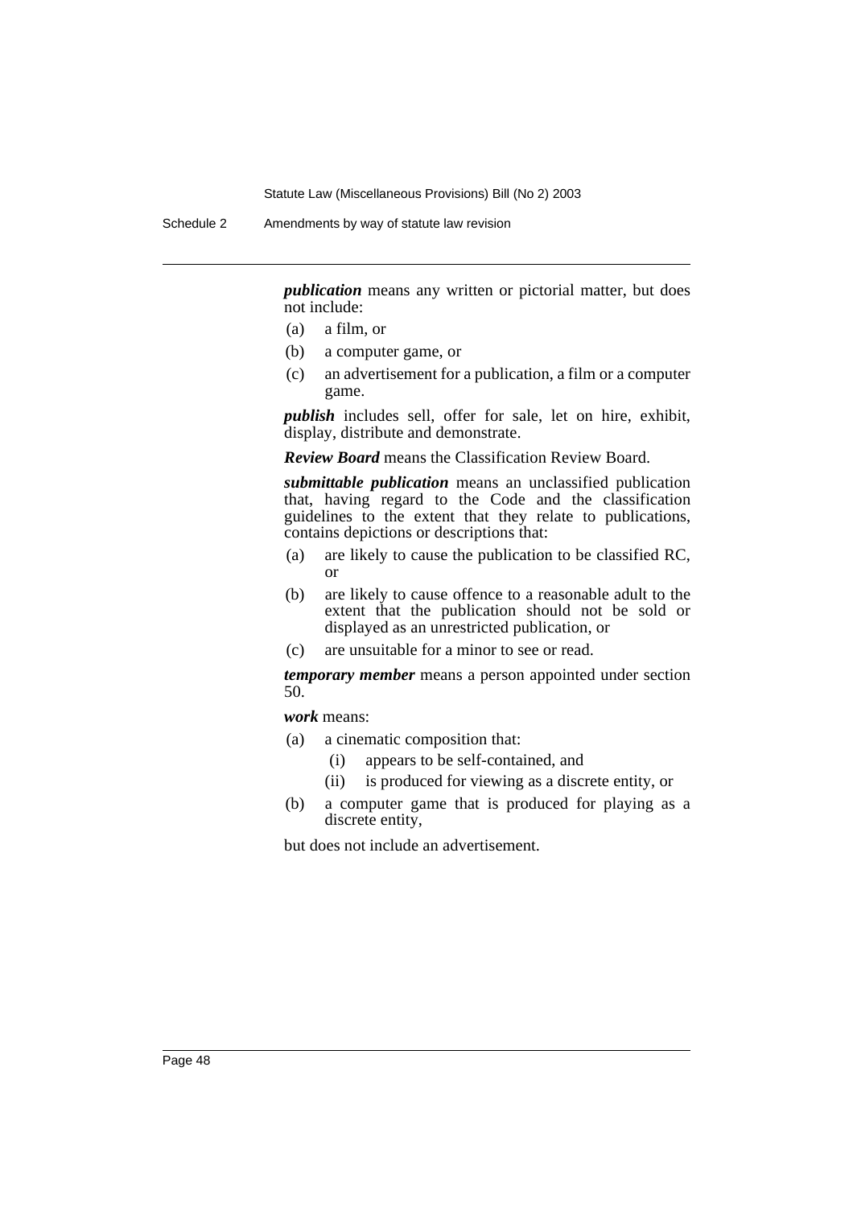***publication*** means any written or pictorial matter, but does not include:

(a) a film, or

(b) a computer game, or

(c) an advertisement for a publication, a film or a computer game.

***publish*** includes sell, offer for sale, let on hire, exhibit, display, distribute and demonstrate.

***Review Board*** means the Classification Review Board.

***submittable publication*** means an unclassified publication that, having regard to the Code and the classification guidelines to the extent that they relate to publications, contains depictions or descriptions that:

(a) are likely to cause the publication to be classified RC, or

(b) are likely to cause offence to a reasonable adult to the extent that the publication should not be sold or displayed as an unrestricted publication, or

(c) are unsuitable for a minor to see or read.

***temporary member*** means a person appointed under section 50.

***work*** means:

(a) a cinematic composition that:

   (i) appears to be self-contained, and

   (ii) is produced for viewing as a discrete entity, or

(b) a computer game that is produced for playing as a discrete entity,

but does not include an advertisement.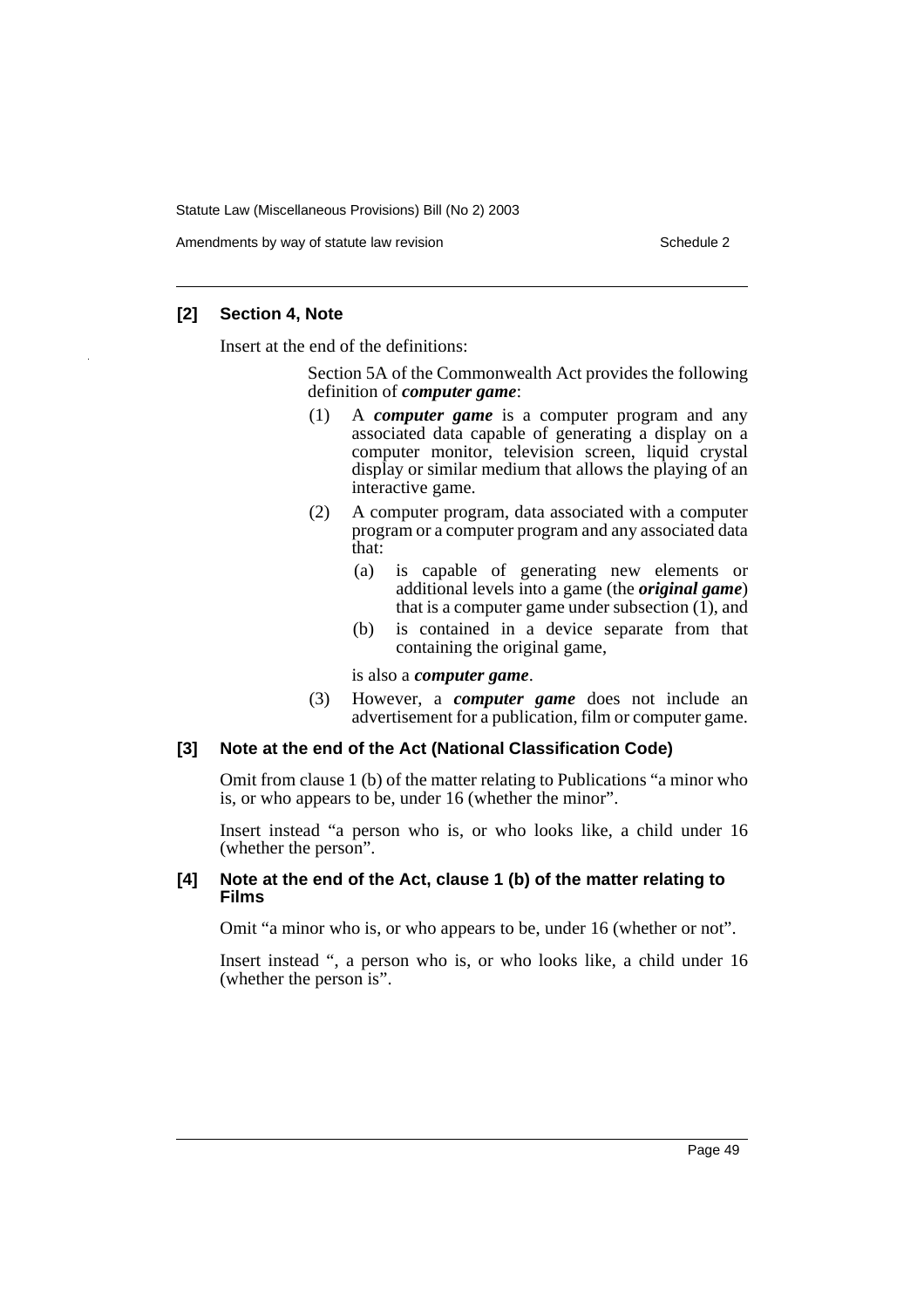**[2] Section 4, Note**

Insert at the end of the definitions:

> Section 5A of the Commonwealth Act provides the following definition of ***computer game***:
>
> (1) A ***computer game*** is a computer program and any associated data capable of generating a display on a computer monitor, television screen, liquid crystal display or similar medium that allows the playing of an interactive game.
>
> (2) A computer program, data associated with a computer program or a computer program and any associated data that:
>
> (a) is capable of generating new elements or additional levels into a game (the ***original game***) that is a computer game under subsection (1), and
>
> (b) is contained in a device separate from that containing the original game,
>
> is also a ***computer game***.
>
> (3) However, a ***computer game*** does not include an advertisement for a publication, film or computer game.

**[3] Note at the end of the Act (National Classification Code)**

Omit from clause 1 (b) of the matter relating to Publications "a minor who is, or who appears to be, under 16 (whether the minor".

Insert instead "a person who is, or who looks like, a child under 16 (whether the person".

**[4] Note at the end of the Act, clause 1 (b) of the matter relating to Films**

Omit "a minor who is, or who appears to be, under 16 (whether or not".

Insert instead ", a person who is, or who looks like, a child under 16 (whether the person is".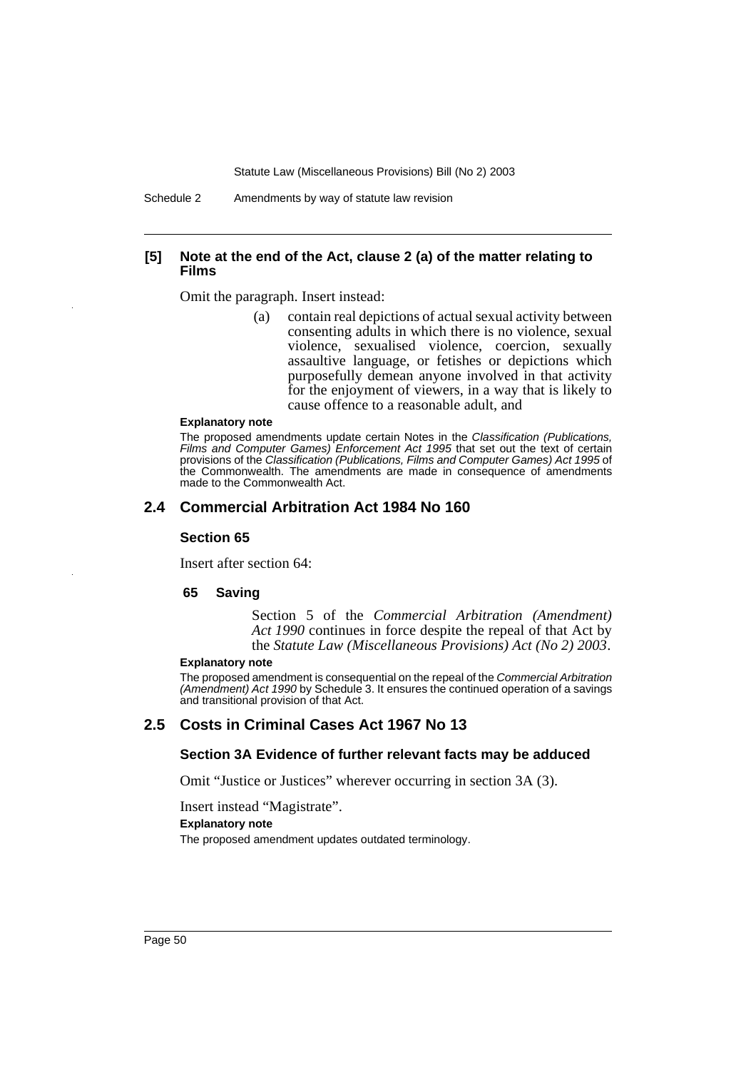### [5] Note at the end of the Act, clause 2 (a) of the matter relating to Films

Omit the paragraph. Insert instead:

> (a) contain real depictions of actual sexual activity between consenting adults in which there is no violence, sexual violence, sexualised violence, coercion, sexually assaultive language, or fetishes or depictions which purposefully demean anyone involved in that activity for the enjoyment of viewers, in a way that is likely to cause offence to a reasonable adult, and

**Explanatory note**

The proposed amendments update certain Notes in the *Classification (Publications, Films and Computer Games) Enforcement Act 1995* that set out the text of certain provisions of the *Classification (Publications, Films and Computer Games) Act 1995* of the Commonwealth. The amendments are made in consequence of amendments made to the Commonwealth Act.

## 2.4 Commercial Arbitration Act 1984 No 160

### Section 65

Insert after section 64:

#### 65 Saving

> Section 5 of the *Commercial Arbitration (Amendment) Act 1990* continues in force despite the repeal of that Act by the *Statute Law (Miscellaneous Provisions) Act (No 2) 2003*.

**Explanatory note**

The proposed amendment is consequential on the repeal of the *Commercial Arbitration (Amendment) Act 1990* by Schedule 3. It ensures the continued operation of a savings and transitional provision of that Act.

## 2.5 Costs in Criminal Cases Act 1967 No 13

### Section 3A Evidence of further relevant facts may be adduced

Omit "Justice or Justices" wherever occurring in section 3A (3).

Insert instead "Magistrate".

**Explanatory note**

The proposed amendment updates outdated terminology.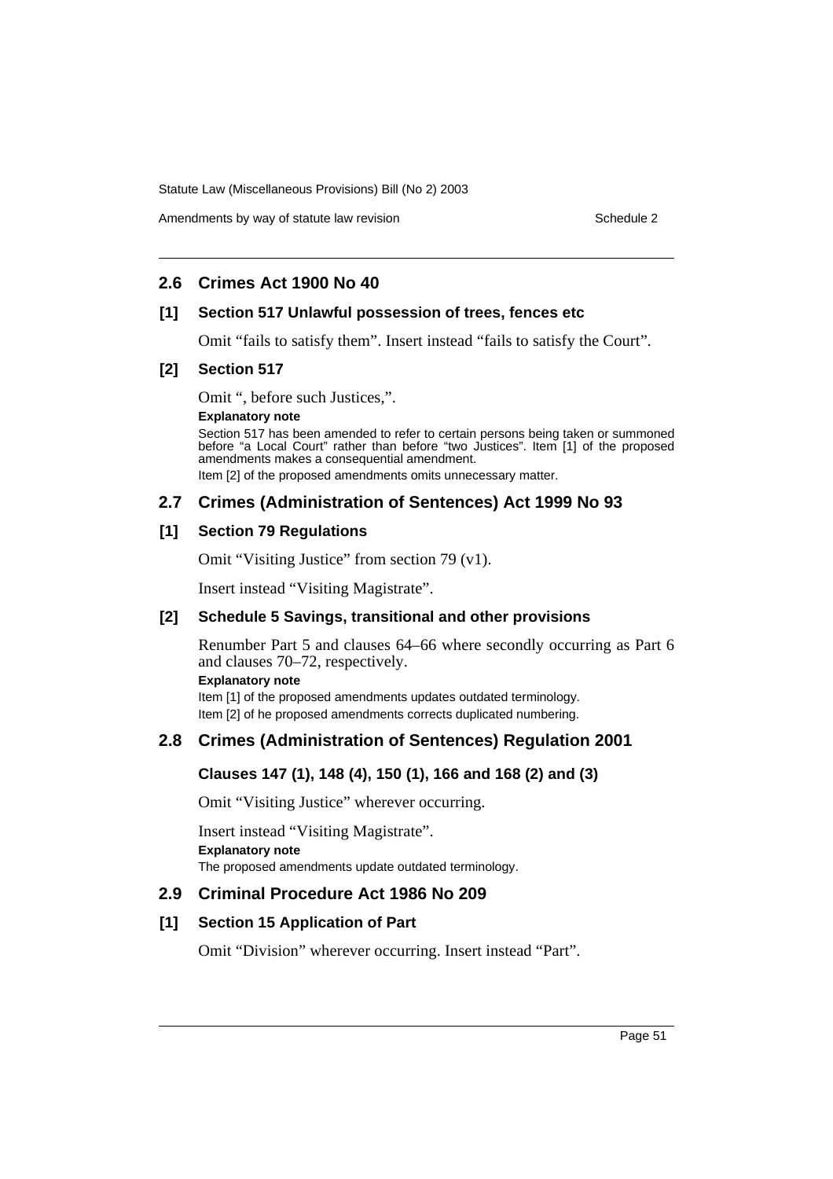## 2.6 Crimes Act 1900 No 40

### [1] Section 517 Unlawful possession of trees, fences etc

Omit "fails to satisfy them". Insert instead "fails to satisfy the Court".

### [2] Section 517

Omit ", before such Justices,".

**Explanatory note**

Section 517 has been amended to refer to certain persons being taken or summoned before "a Local Court" rather than before "two Justices". Item [1] of the proposed amendments makes a consequential amendment.

Item [2] of the proposed amendments omits unnecessary matter.

## 2.7 Crimes (Administration of Sentences) Act 1999 No 93

### [1] Section 79 Regulations

Omit "Visiting Justice" from section 79 (v1).

Insert instead "Visiting Magistrate".

### [2] Schedule 5 Savings, transitional and other provisions

Renumber Part 5 and clauses 64–66 where secondly occurring as Part 6 and clauses 70–72, respectively.

**Explanatory note**

Item [1] of the proposed amendments updates outdated terminology.

Item [2] of he proposed amendments corrects duplicated numbering.

## 2.8 Crimes (Administration of Sentences) Regulation 2001

### Clauses 147 (1), 148 (4), 150 (1), 166 and 168 (2) and (3)

Omit "Visiting Justice" wherever occurring.

Insert instead "Visiting Magistrate".

**Explanatory note**

The proposed amendments update outdated terminology.

## 2.9 Criminal Procedure Act 1986 No 209

### [1] Section 15 Application of Part

Omit "Division" wherever occurring. Insert instead "Part".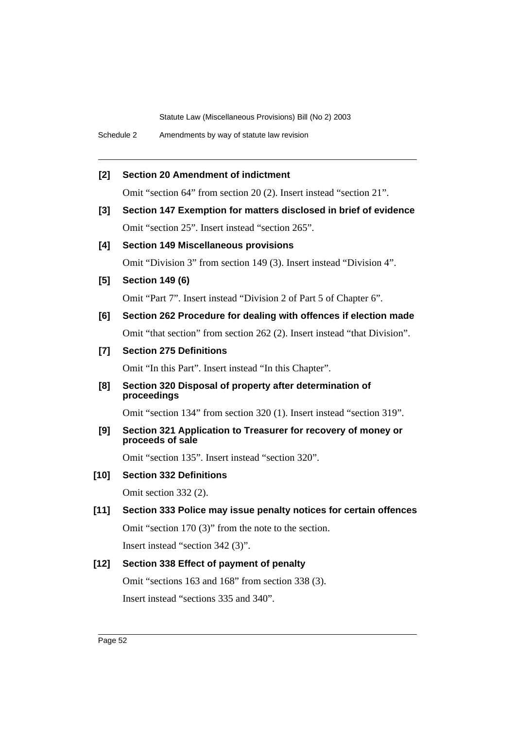**[2] Section 20 Amendment of indictment**

Omit "section 64" from section 20 (2). Insert instead "section 21".

**[3] Section 147 Exemption for matters disclosed in brief of evidence**

Omit "section 25". Insert instead "section 265".

**[4] Section 149 Miscellaneous provisions**

Omit "Division 3" from section 149 (3). Insert instead "Division 4".

**[5] Section 149 (6)**

Omit "Part 7". Insert instead "Division 2 of Part 5 of Chapter 6".

**[6] Section 262 Procedure for dealing with offences if election made**

Omit "that section" from section 262 (2). Insert instead "that Division".

**[7] Section 275 Definitions**

Omit "In this Part". Insert instead "In this Chapter".

**[8] Section 320 Disposal of property after determination of proceedings**

Omit "section 134" from section 320 (1). Insert instead "section 319".

**[9] Section 321 Application to Treasurer for recovery of money or proceeds of sale**

Omit "section 135". Insert instead "section 320".

**[10] Section 332 Definitions**

Omit section 332 (2).

**[11] Section 333 Police may issue penalty notices for certain offences**

Omit "section 170 (3)" from the note to the section.

Insert instead "section 342 (3)".

**[12] Section 338 Effect of payment of penalty**

Omit "sections 163 and 168" from section 338 (3).

Insert instead "sections 335 and 340".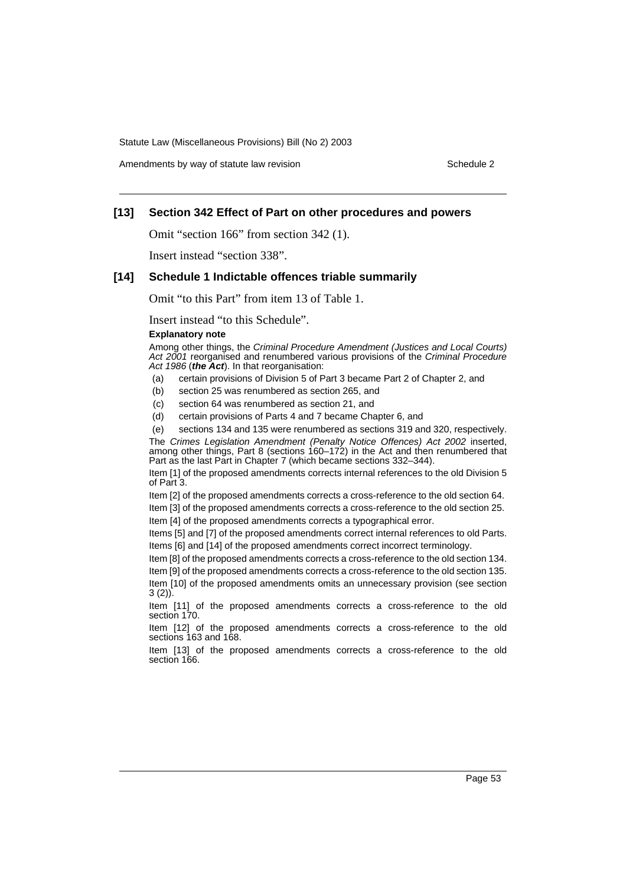### [13] Section 342 Effect of Part on other procedures and powers

Omit "section 166" from section 342 (1).

Insert instead "section 338".

### [14] Schedule 1 Indictable offences triable summarily

Omit "to this Part" from item 13 of Table 1.

Insert instead "to this Schedule".

**Explanatory note**

Among other things, the *Criminal Procedure Amendment (Justices and Local Courts) Act 2001* reorganised and renumbered various provisions of the *Criminal Procedure Act 1986* (***the Act***). In that reorganisation:

(a) certain provisions of Division 5 of Part 3 became Part 2 of Chapter 2, and

(b) section 25 was renumbered as section 265, and

(c) section 64 was renumbered as section 21, and

(d) certain provisions of Parts 4 and 7 became Chapter 6, and

(e) sections 134 and 135 were renumbered as sections 319 and 320, respectively.

The *Crimes Legislation Amendment (Penalty Notice Offences) Act 2002* inserted, among other things, Part 8 (sections 160–172) in the Act and then renumbered that Part as the last Part in Chapter 7 (which became sections 332–344).

Item [1] of the proposed amendments corrects internal references to the old Division 5 of Part 3.

Item [2] of the proposed amendments corrects a cross-reference to the old section 64.

Item [3] of the proposed amendments corrects a cross-reference to the old section 25.

Item [4] of the proposed amendments corrects a typographical error.

Items [5] and [7] of the proposed amendments correct internal references to old Parts.

Items [6] and [14] of the proposed amendments correct incorrect terminology.

Item [8] of the proposed amendments corrects a cross-reference to the old section 134.

Item [9] of the proposed amendments corrects a cross-reference to the old section 135.

Item [10] of the proposed amendments omits an unnecessary provision (see section 3 (2)).

Item [11] of the proposed amendments corrects a cross-reference to the old section 170.

Item [12] of the proposed amendments corrects a cross-reference to the old sections 163 and 168.

Item [13] of the proposed amendments corrects a cross-reference to the old section 166.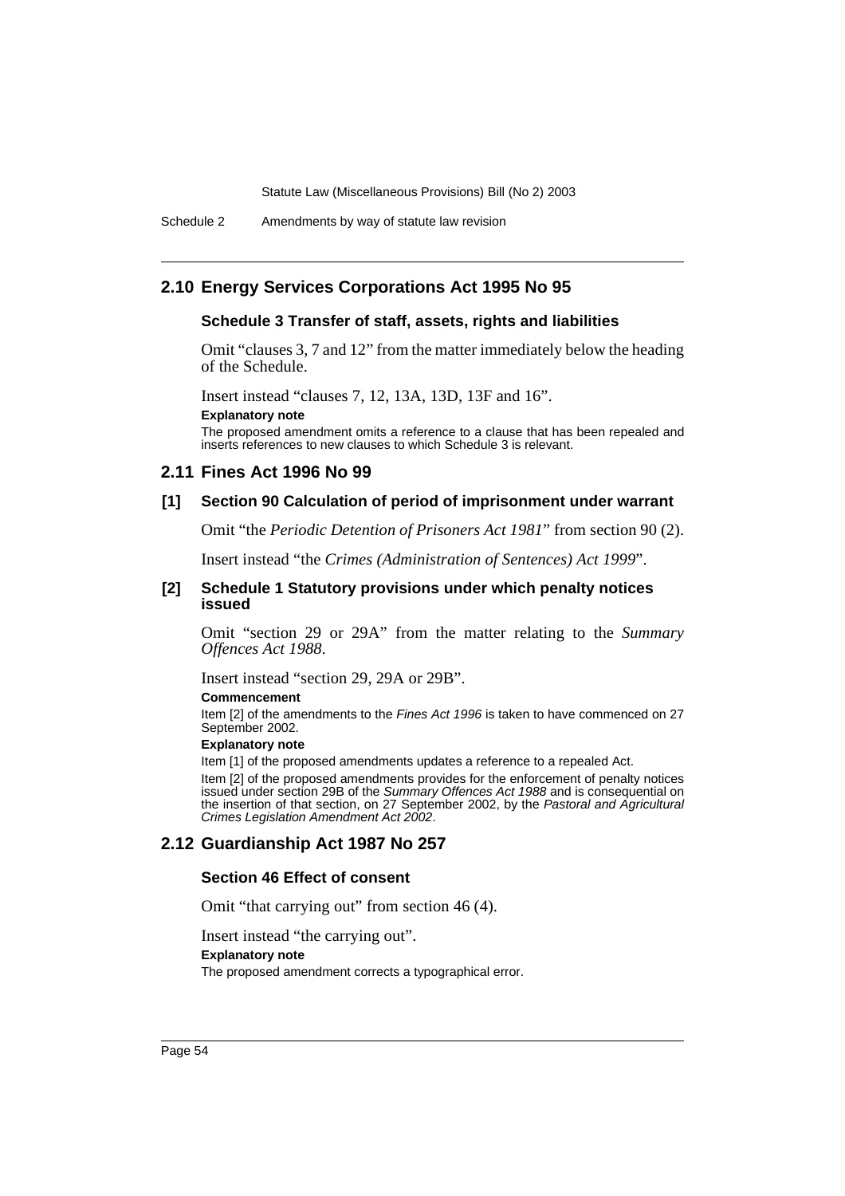## 2.10 Energy Services Corporations Act 1995 No 95

### Schedule 3 Transfer of staff, assets, rights and liabilities

Omit "clauses 3, 7 and 12" from the matter immediately below the heading of the Schedule.

Insert instead "clauses 7, 12, 13A, 13D, 13F and 16".

**Explanatory note**

The proposed amendment omits a reference to a clause that has been repealed and inserts references to new clauses to which Schedule 3 is relevant.

## 2.11 Fines Act 1996 No 99

### [1] Section 90 Calculation of period of imprisonment under warrant

Omit "the *Periodic Detention of Prisoners Act 1981*" from section 90 (2).

Insert instead "the *Crimes (Administration of Sentences) Act 1999*".

### [2] Schedule 1 Statutory provisions under which penalty notices issued

Omit "section 29 or 29A" from the matter relating to the *Summary Offences Act 1988*.

Insert instead "section 29, 29A or 29B".

**Commencement**

Item [2] of the amendments to the *Fines Act 1996* is taken to have commenced on 27 September 2002.

**Explanatory note**

Item [1] of the proposed amendments updates a reference to a repealed Act.

Item [2] of the proposed amendments provides for the enforcement of penalty notices issued under section 29B of the *Summary Offences Act 1988* and is consequential on the insertion of that section, on 27 September 2002, by the *Pastoral and Agricultural Crimes Legislation Amendment Act 2002*.

## 2.12 Guardianship Act 1987 No 257

### Section 46 Effect of consent

Omit "that carrying out" from section 46 (4).

Insert instead "the carrying out".

**Explanatory note**

The proposed amendment corrects a typographical error.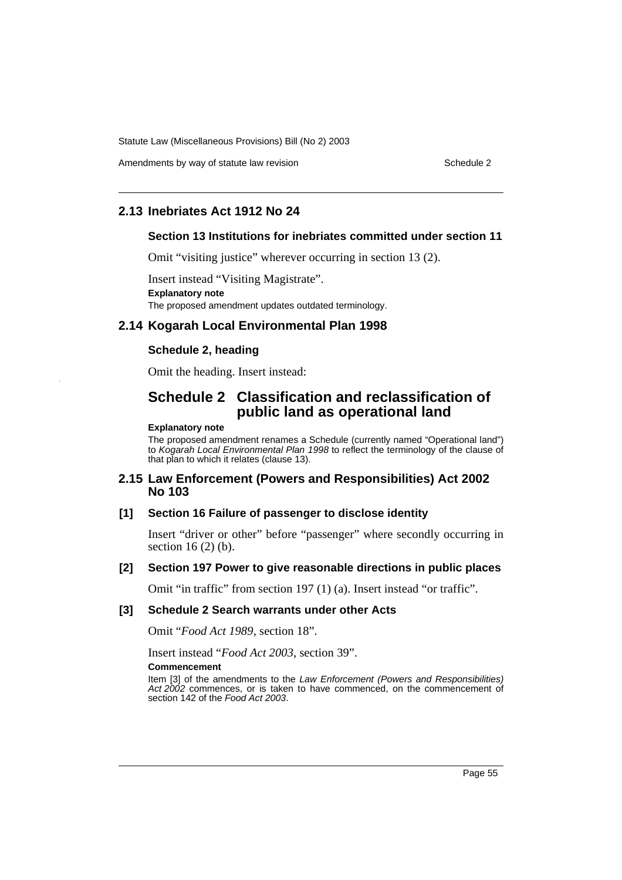## 2.13 Inebriates Act 1912 No 24

### Section 13 Institutions for inebriates committed under section 11

Omit "visiting justice" wherever occurring in section 13 (2).

Insert instead "Visiting Magistrate".

**Explanatory note**

The proposed amendment updates outdated terminology.

## 2.14 Kogarah Local Environmental Plan 1998

### Schedule 2, heading

Omit the heading. Insert instead:

# Schedule 2 Classification and reclassification of public land as operational land

**Explanatory note**

The proposed amendment renames a Schedule (currently named "Operational land") to *Kogarah Local Environmental Plan 1998* to reflect the terminology of the clause of that plan to which it relates (clause 13).

## 2.15 Law Enforcement (Powers and Responsibilities) Act 2002 No 103

### [1] Section 16 Failure of passenger to disclose identity

Insert "driver or other" before "passenger" where secondly occurring in section 16 (2) (b).

### [2] Section 197 Power to give reasonable directions in public places

Omit "in traffic" from section 197 (1) (a). Insert instead "or traffic".

### [3] Schedule 2 Search warrants under other Acts

Omit "*Food Act 1989*, section 18".

Insert instead "*Food Act 2003*, section 39".

**Commencement**

Item [3] of the amendments to the *Law Enforcement (Powers and Responsibilities) Act 2002* commences, or is taken to have commenced, on the commencement of section 142 of the *Food Act 2003*.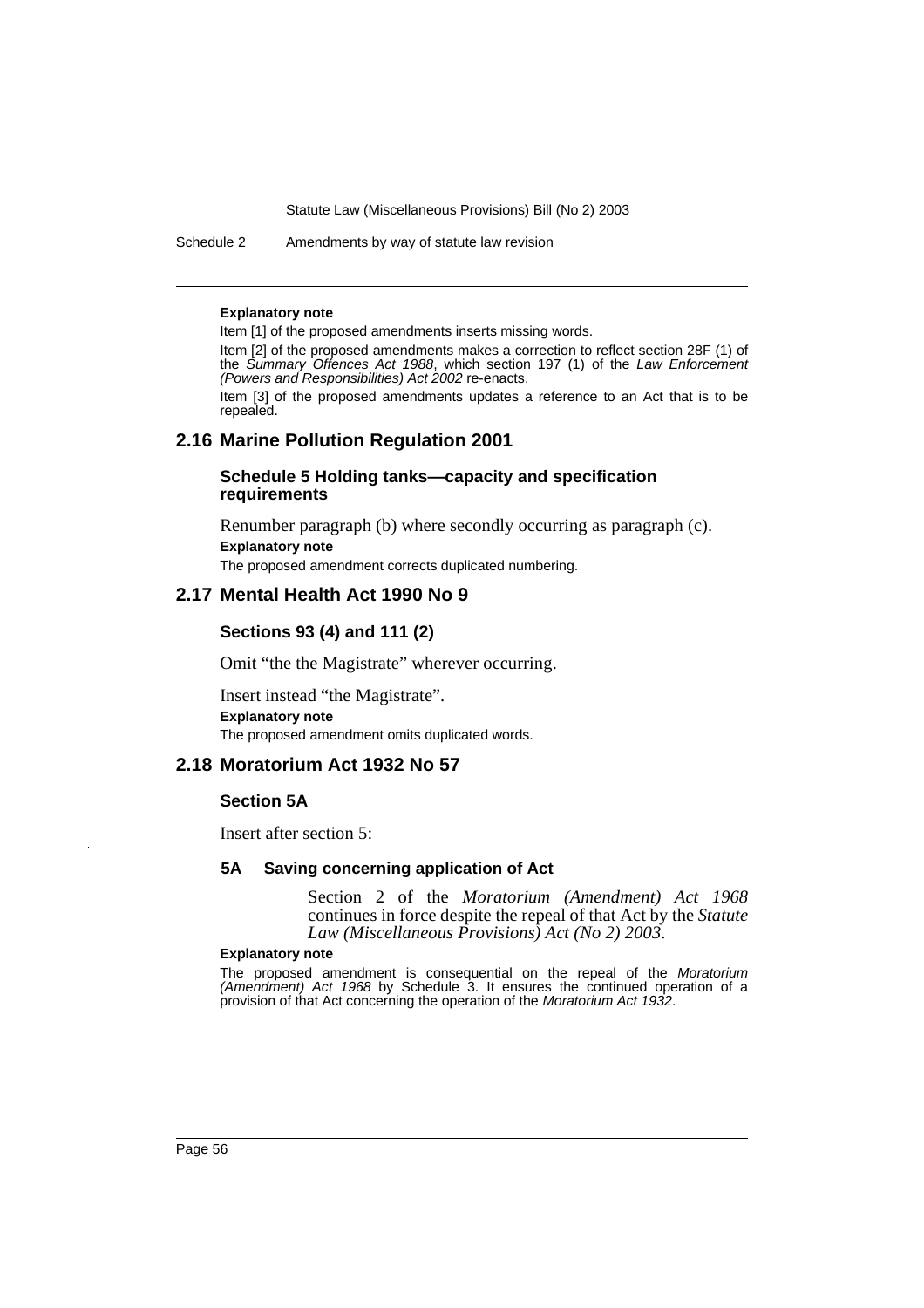**Explanatory note**

Item [1] of the proposed amendments inserts missing words.

Item [2] of the proposed amendments makes a correction to reflect section 28F (1) of the *Summary Offences Act 1988*, which section 197 (1) of the *Law Enforcement (Powers and Responsibilities) Act 2002* re-enacts.

Item [3] of the proposed amendments updates a reference to an Act that is to be repealed.

## 2.16 Marine Pollution Regulation 2001

### Schedule 5 Holding tanks—capacity and specification requirements

Renumber paragraph (b) where secondly occurring as paragraph (c).

**Explanatory note**

The proposed amendment corrects duplicated numbering.

## 2.17 Mental Health Act 1990 No 9

### Sections 93 (4) and 111 (2)

Omit "the the Magistrate" wherever occurring.

Insert instead "the Magistrate".

**Explanatory note**

The proposed amendment omits duplicated words.

## 2.18 Moratorium Act 1932 No 57

### Section 5A

Insert after section 5:

**5A Saving concerning application of Act**

Section 2 of the *Moratorium (Amendment) Act 1968* continues in force despite the repeal of that Act by the *Statute Law (Miscellaneous Provisions) Act (No 2) 2003*.

**Explanatory note**

The proposed amendment is consequential on the repeal of the *Moratorium (Amendment) Act 1968* by Schedule 3. It ensures the continued operation of a provision of that Act concerning the operation of the *Moratorium Act 1932*.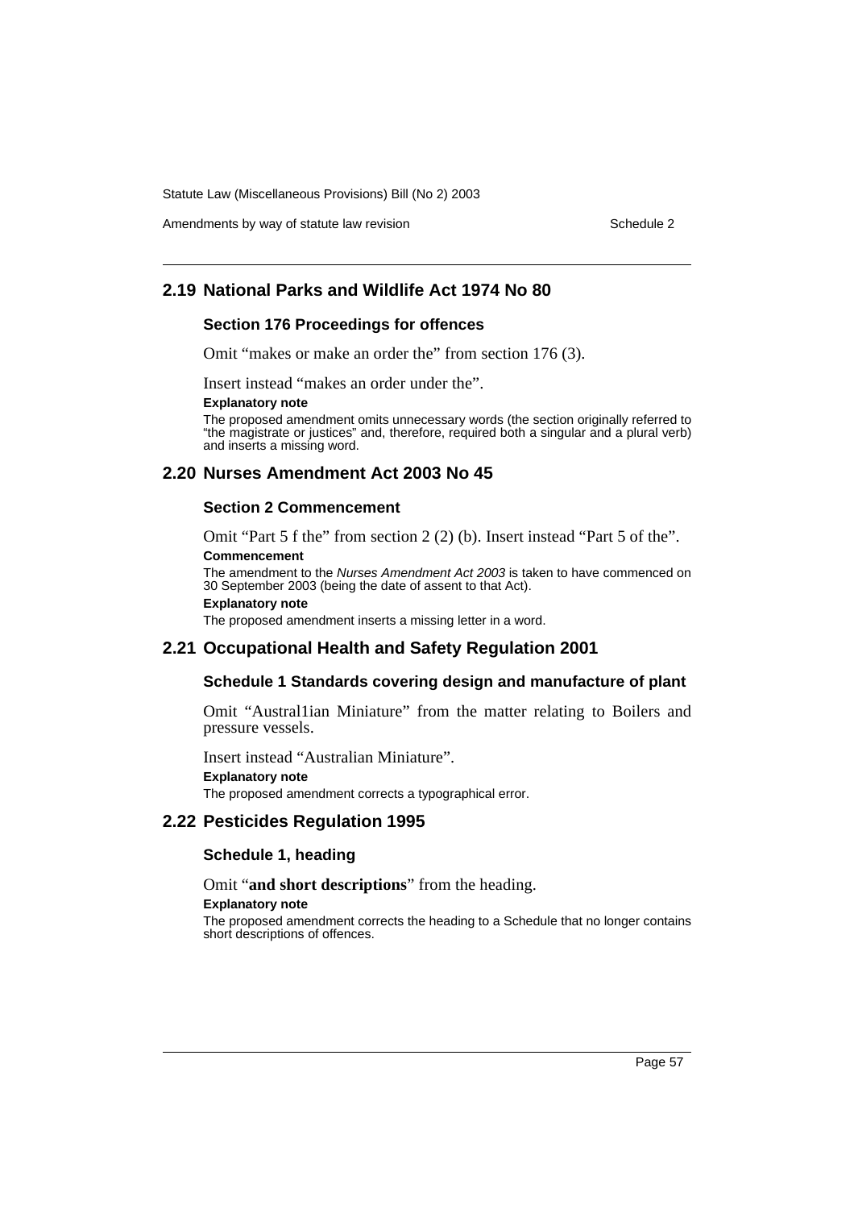## 2.19 National Parks and Wildlife Act 1974 No 80

### Section 176 Proceedings for offences

Omit "makes or make an order the" from section 176 (3).

Insert instead "makes an order under the".

**Explanatory note**

The proposed amendment omits unnecessary words (the section originally referred to "the magistrate or justices" and, therefore, required both a singular and a plural verb) and inserts a missing word.

## 2.20 Nurses Amendment Act 2003 No 45

### Section 2 Commencement

Omit "Part 5 f the" from section 2 (2) (b). Insert instead "Part 5 of the".

**Commencement**

The amendment to the *Nurses Amendment Act 2003* is taken to have commenced on 30 September 2003 (being the date of assent to that Act).

**Explanatory note**

The proposed amendment inserts a missing letter in a word.

## 2.21 Occupational Health and Safety Regulation 2001

### Schedule 1 Standards covering design and manufacture of plant

Omit "Austral1ian Miniature" from the matter relating to Boilers and pressure vessels.

Insert instead "Australian Miniature".

**Explanatory note**

The proposed amendment corrects a typographical error.

## 2.22 Pesticides Regulation 1995

### Schedule 1, heading

Omit "**and short descriptions**" from the heading.

**Explanatory note**

The proposed amendment corrects the heading to a Schedule that no longer contains short descriptions of offences.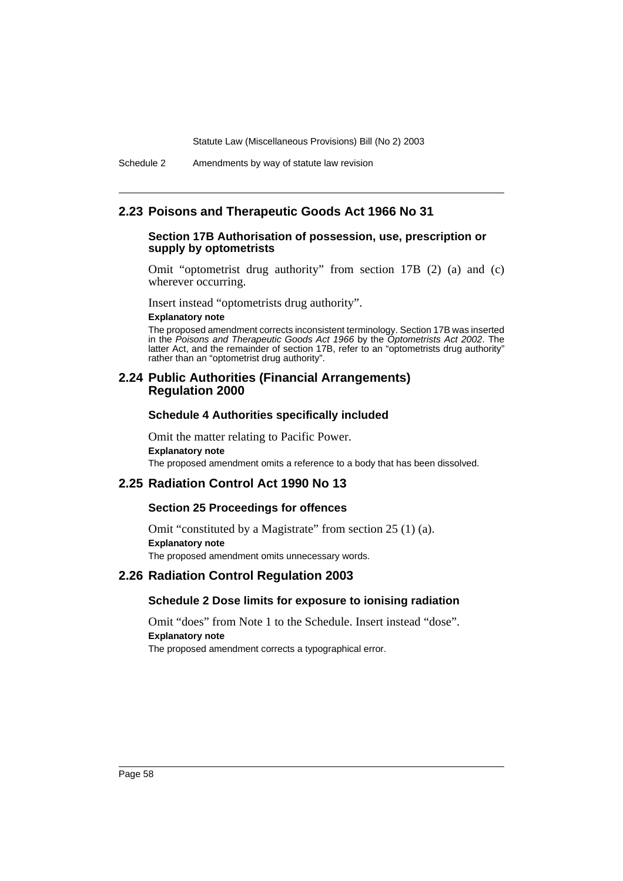## 2.23 Poisons and Therapeutic Goods Act 1966 No 31

### Section 17B Authorisation of possession, use, prescription or supply by optometrists

Omit "optometrist drug authority" from section 17B (2) (a) and (c) wherever occurring.

Insert instead "optometrists drug authority".

**Explanatory note**

The proposed amendment corrects inconsistent terminology. Section 17B was inserted in the *Poisons and Therapeutic Goods Act 1966* by the *Optometrists Act 2002*. The latter Act, and the remainder of section 17B, refer to an "optometrists drug authority" rather than an "optometrist drug authority".

## 2.24 Public Authorities (Financial Arrangements) Regulation 2000

### Schedule 4 Authorities specifically included

Omit the matter relating to Pacific Power.

**Explanatory note**

The proposed amendment omits a reference to a body that has been dissolved.

## 2.25 Radiation Control Act 1990 No 13

### Section 25 Proceedings for offences

Omit "constituted by a Magistrate" from section 25 (1) (a).

**Explanatory note**

The proposed amendment omits unnecessary words.

## 2.26 Radiation Control Regulation 2003

### Schedule 2 Dose limits for exposure to ionising radiation

Omit "does" from Note 1 to the Schedule. Insert instead "dose".

**Explanatory note**

The proposed amendment corrects a typographical error.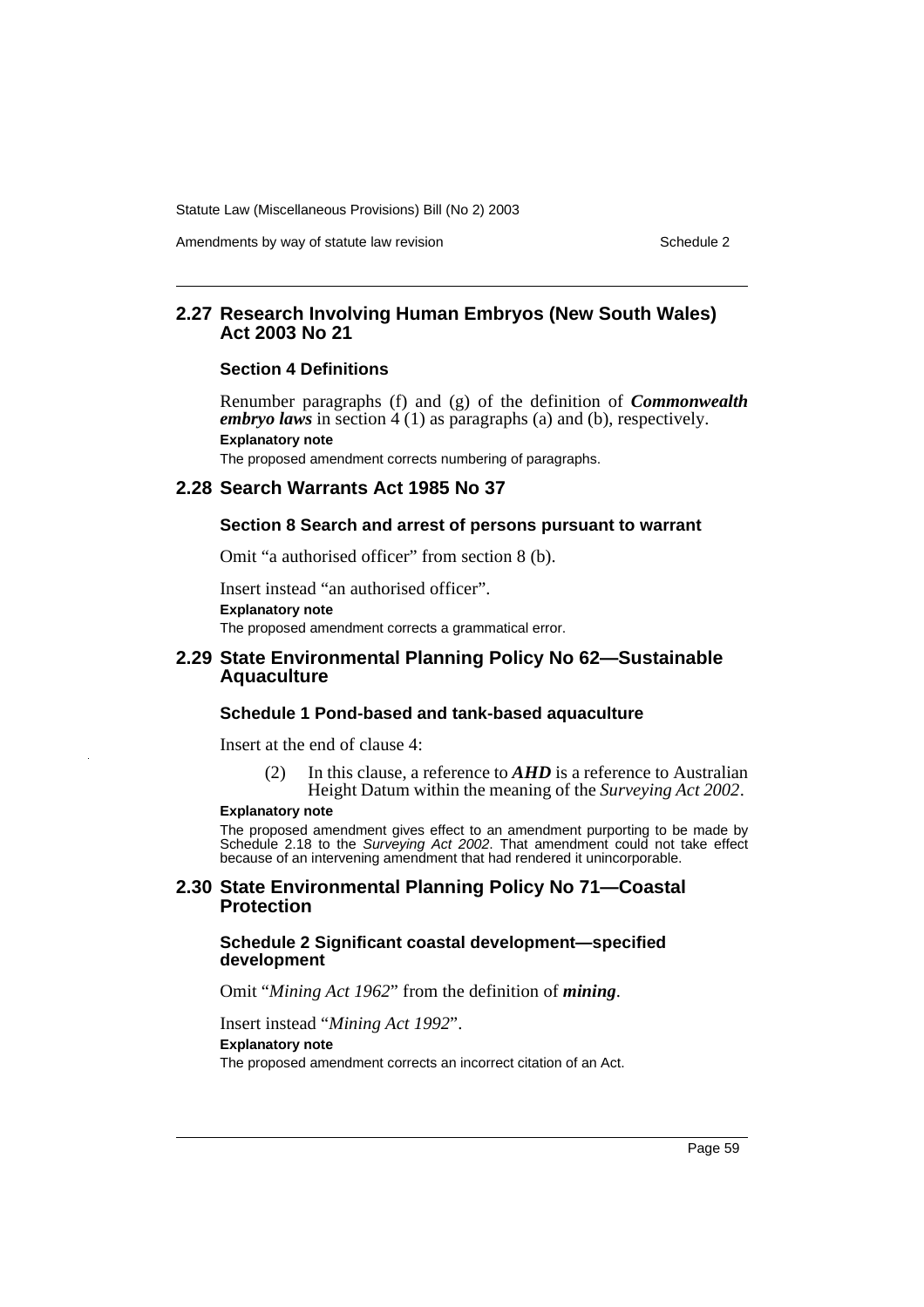## 2.27 Research Involving Human Embryos (New South Wales) Act 2003 No 21

### Section 4 Definitions

Renumber paragraphs (f) and (g) of the definition of ***Commonwealth embryo laws*** in section 4 (1) as paragraphs (a) and (b), respectively.

**Explanatory note**

The proposed amendment corrects numbering of paragraphs.

## 2.28 Search Warrants Act 1985 No 37

### Section 8 Search and arrest of persons pursuant to warrant

Omit "a authorised officer" from section 8 (b).

Insert instead "an authorised officer".

**Explanatory note**

The proposed amendment corrects a grammatical error.

## 2.29 State Environmental Planning Policy No 62—Sustainable Aquaculture

### Schedule 1 Pond-based and tank-based aquaculture

Insert at the end of clause 4:

> (2) In this clause, a reference to ***AHD*** is a reference to Australian Height Datum within the meaning of the *Surveying Act 2002*.

**Explanatory note**

The proposed amendment gives effect to an amendment purporting to be made by Schedule 2.18 to the *Surveying Act 2002*. That amendment could not take effect because of an intervening amendment that had rendered it unincorporable.

## 2.30 State Environmental Planning Policy No 71—Coastal Protection

### Schedule 2 Significant coastal development—specified development

Omit "*Mining Act 1962*" from the definition of ***mining***.

Insert instead "*Mining Act 1992*".

**Explanatory note**

The proposed amendment corrects an incorrect citation of an Act.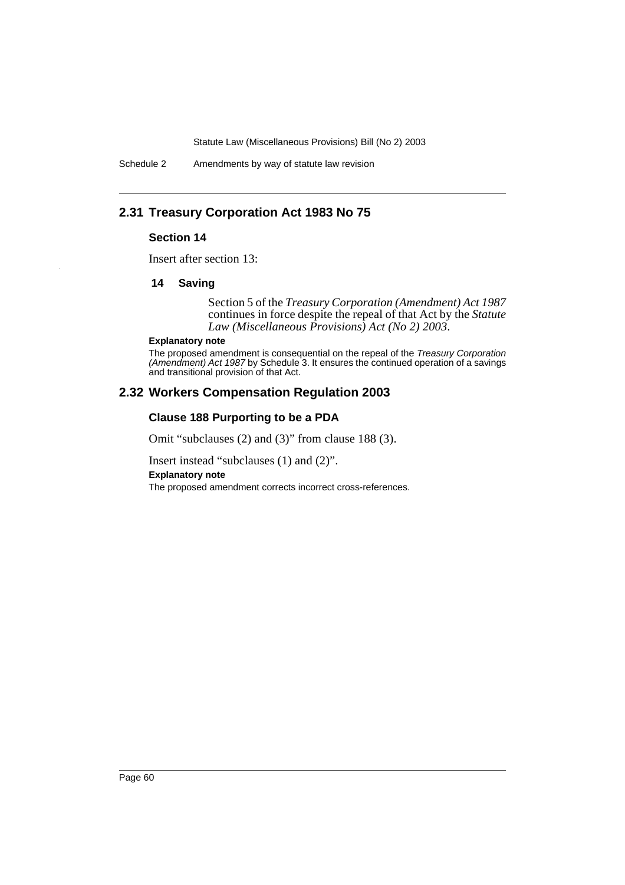## 2.31 Treasury Corporation Act 1983 No 75

### Section 14

Insert after section 13:

#### 14 Saving

Section 5 of the *Treasury Corporation (Amendment) Act 1987* continues in force despite the repeal of that Act by the *Statute Law (Miscellaneous Provisions) Act (No 2) 2003*.

**Explanatory note**

The proposed amendment is consequential on the repeal of the *Treasury Corporation (Amendment) Act 1987* by Schedule 3. It ensures the continued operation of a savings and transitional provision of that Act.

## 2.32 Workers Compensation Regulation 2003

### Clause 188 Purporting to be a PDA

Omit "subclauses (2) and (3)" from clause 188 (3).

Insert instead "subclauses (1) and (2)".

**Explanatory note**

The proposed amendment corrects incorrect cross-references.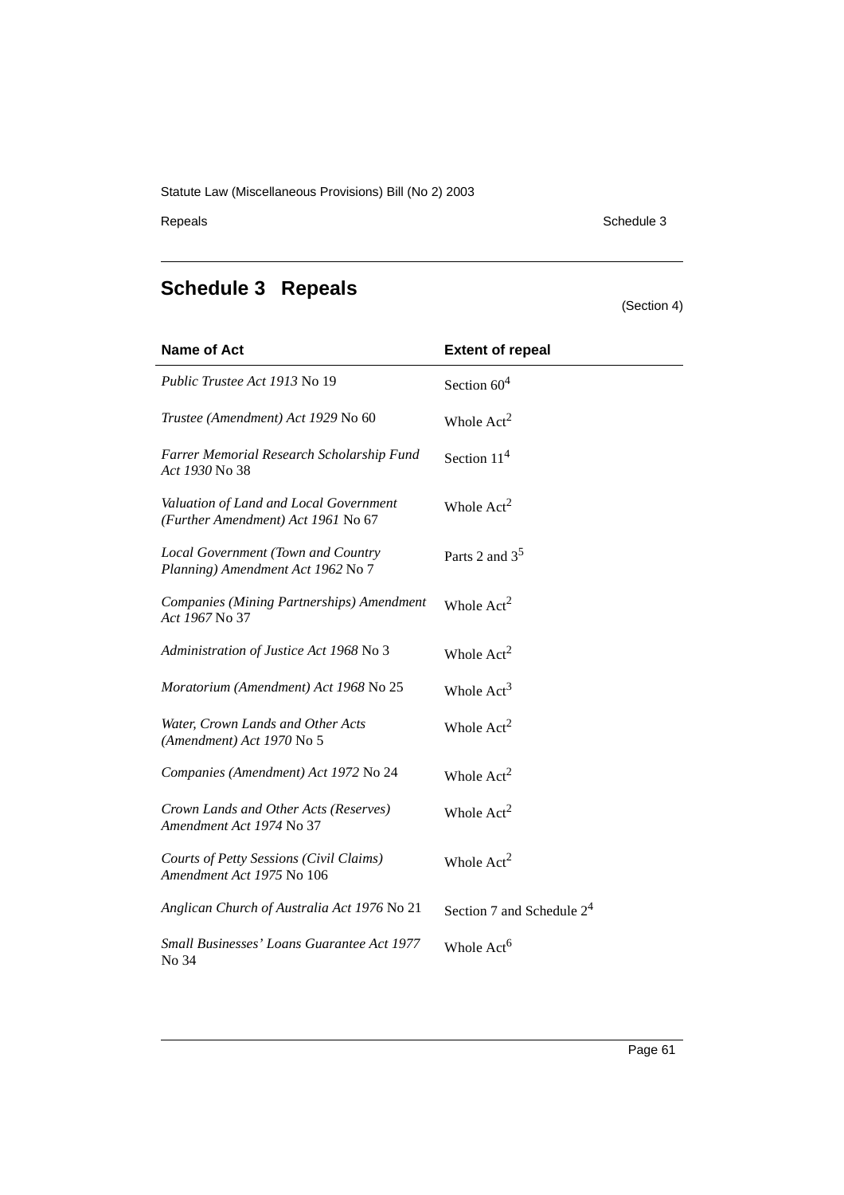# Schedule 3 Repeals

(Section 4)

| Name of Act | Extent of repeal |
|---|---|
| *Public Trustee Act 1913* No 19 | Section 60[4] |
| *Trustee (Amendment) Act 1929* No 60 | Whole Act[2] |
| *Farrer Memorial Research Scholarship Fund Act 1930* No 38 | Section 11[4] |
| *Valuation of Land and Local Government (Further Amendment) Act 1961* No 67 | Whole Act[2] |
| *Local Government (Town and Country Planning) Amendment Act 1962* No 7 | Parts 2 and 3[5] |
| *Companies (Mining Partnerships) Amendment Act 1967* No 37 | Whole Act[2] |
| *Administration of Justice Act 1968* No 3 | Whole Act[2] |
| *Moratorium (Amendment) Act 1968* No 25 | Whole Act[3] |
| *Water, Crown Lands and Other Acts (Amendment) Act 1970* No 5 | Whole Act[2] |
| *Companies (Amendment) Act 1972* No 24 | Whole Act[2] |
| *Crown Lands and Other Acts (Reserves) Amendment Act 1974* No 37 | Whole Act[2] |
| *Courts of Petty Sessions (Civil Claims) Amendment Act 1975* No 106 | Whole Act[2] |
| *Anglican Church of Australia Act 1976* No 21 | Section 7 and Schedule 2[4] |
| *Small Businesses' Loans Guarantee Act 1977* No 34 | Whole Act[6] |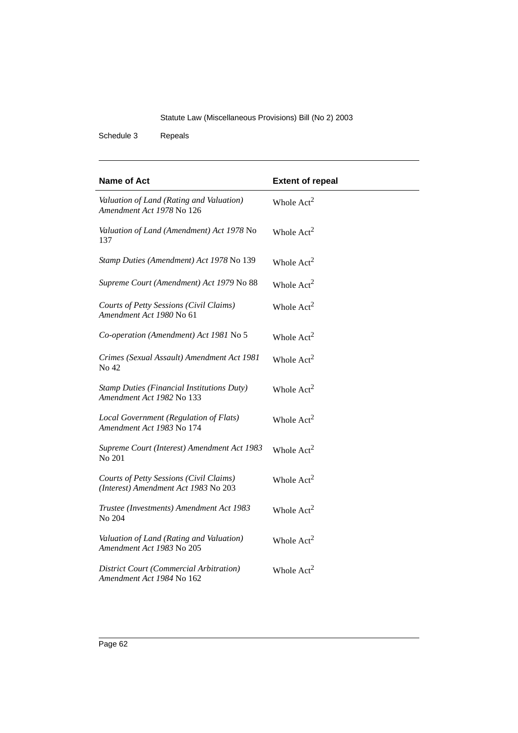| Name of Act | Extent of repeal |
|---|---|
| *Valuation of Land (Rating and Valuation) Amendment Act 1978* No 126 | Whole Act[2] |
| *Valuation of Land (Amendment) Act 1978* No 137 | Whole Act[2] |
| *Stamp Duties (Amendment) Act 1978* No 139 | Whole Act[2] |
| *Supreme Court (Amendment) Act 1979* No 88 | Whole Act[2] |
| *Courts of Petty Sessions (Civil Claims) Amendment Act 1980* No 61 | Whole Act[2] |
| *Co-operation (Amendment) Act 1981* No 5 | Whole Act[2] |
| *Crimes (Sexual Assault) Amendment Act 1981* No 42 | Whole Act[2] |
| *Stamp Duties (Financial Institutions Duty) Amendment Act 1982* No 133 | Whole Act[2] |
| *Local Government (Regulation of Flats) Amendment Act 1983* No 174 | Whole Act[2] |
| *Supreme Court (Interest) Amendment Act 1983* No 201 | Whole Act[2] |
| *Courts of Petty Sessions (Civil Claims) (Interest) Amendment Act 1983* No 203 | Whole Act[2] |
| *Trustee (Investments) Amendment Act 1983* No 204 | Whole Act[2] |
| *Valuation of Land (Rating and Valuation) Amendment Act 1983* No 205 | Whole Act[2] |
| *District Court (Commercial Arbitration) Amendment Act 1984* No 162 | Whole Act[2] |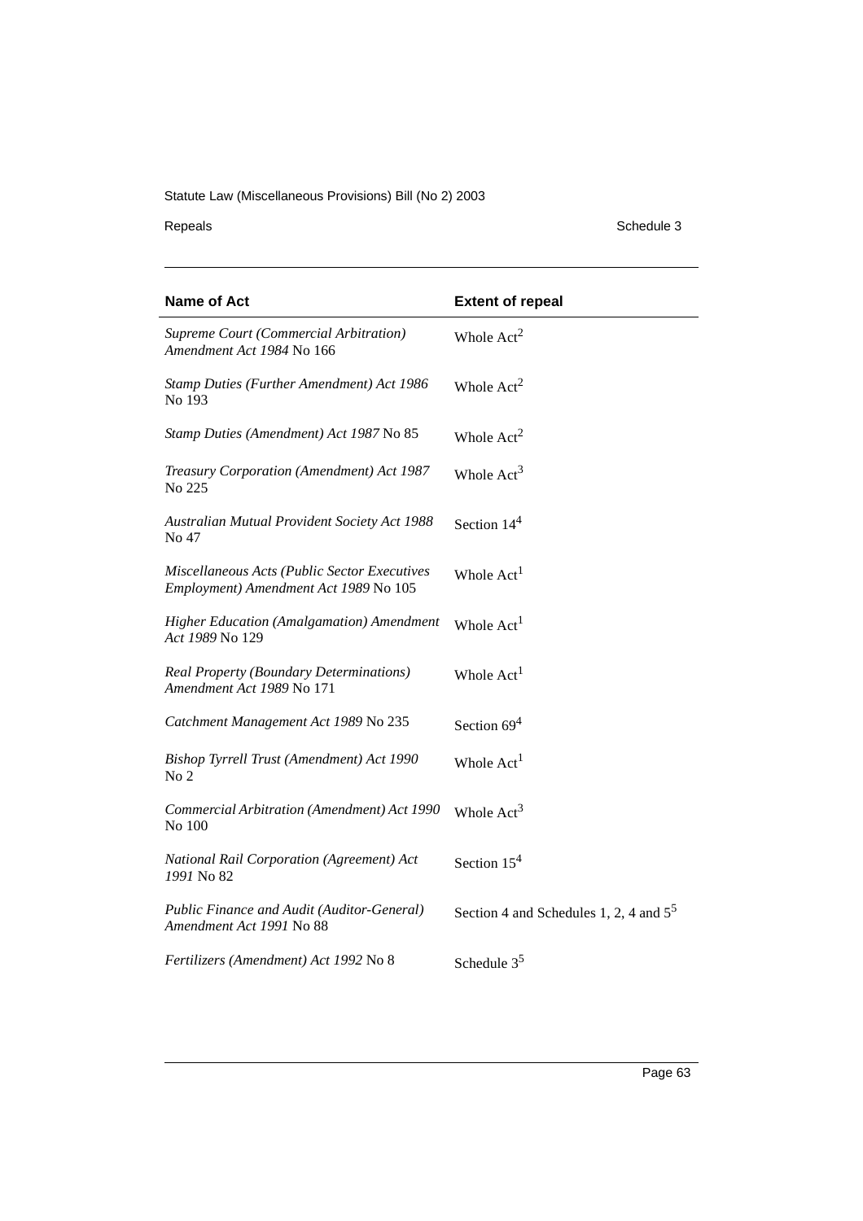| Name of Act | Extent of repeal |
| --- | --- |
| *Supreme Court (Commercial Arbitration) Amendment Act 1984* No 166 | Whole Act[2] |
| *Stamp Duties (Further Amendment) Act 1986* No 193 | Whole Act[2] |
| *Stamp Duties (Amendment) Act 1987* No 85 | Whole Act[2] |
| *Treasury Corporation (Amendment) Act 1987* No 225 | Whole Act[3] |
| *Australian Mutual Provident Society Act 1988* No 47 | Section 14[4] |
| *Miscellaneous Acts (Public Sector Executives Employment) Amendment Act 1989* No 105 | Whole Act[1] |
| *Higher Education (Amalgamation) Amendment Act 1989* No 129 | Whole Act[1] |
| *Real Property (Boundary Determinations) Amendment Act 1989* No 171 | Whole Act[1] |
| *Catchment Management Act 1989* No 235 | Section 69[4] |
| *Bishop Tyrrell Trust (Amendment) Act 1990* No 2 | Whole Act[1] |
| *Commercial Arbitration (Amendment) Act 1990* No 100 | Whole Act[3] |
| *National Rail Corporation (Agreement) Act 1991* No 82 | Section 15[4] |
| *Public Finance and Audit (Auditor-General) Amendment Act 1991* No 88 | Section 4 and Schedules 1, 2, 4 and 5[5] |
| *Fertilizers (Amendment) Act 1992* No 8 | Schedule 3[5] |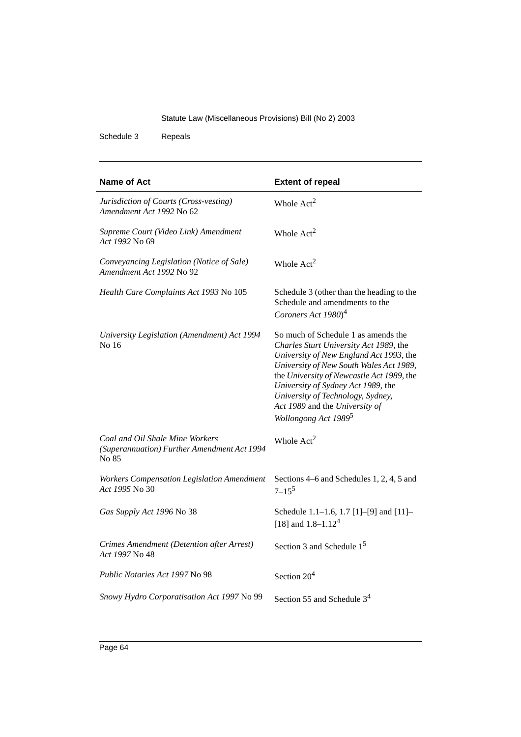| Name of Act | Extent of repeal |
|---|---|
| *Jurisdiction of Courts (Cross-vesting) Amendment Act 1992* No 62 | Whole Act[2] |
| *Supreme Court (Video Link) Amendment Act 1992* No 69 | Whole Act[2] |
| *Conveyancing Legislation (Notice of Sale) Amendment Act 1992* No 92 | Whole Act[2] |
| *Health Care Complaints Act 1993* No 105 | Schedule 3 (other than the heading to the Schedule and amendments to the *Coroners Act 1980*)[4] |
| *University Legislation (Amendment) Act 1994* No 16 | So much of Schedule 1 as amends the *Charles Sturt University Act 1989*, the *University of New England Act 1993*, the *University of New South Wales Act 1989*, the *University of Newcastle Act 1989*, the *University of Sydney Act 1989*, the *University of Technology, Sydney, Act 1989* and the *University of Wollongong Act 1989*[5] |
| *Coal and Oil Shale Mine Workers (Superannuation) Further Amendment Act 1994* No 85 | Whole Act[2] |
| *Workers Compensation Legislation Amendment Act 1995* No 30 | Sections 4–6 and Schedules 1, 2, 4, 5 and 7–15[5] |
| *Gas Supply Act 1996* No 38 | Schedule 1.1–1.6, 1.7 [1]–[9] and [11]–[18] and 1.8–1.12[4] |
| *Crimes Amendment (Detention after Arrest) Act 1997* No 48 | Section 3 and Schedule 1[5] |
| *Public Notaries Act 1997* No 98 | Section 20[4] |
| *Snowy Hydro Corporatisation Act 1997* No 99 | Section 55 and Schedule 3[4] |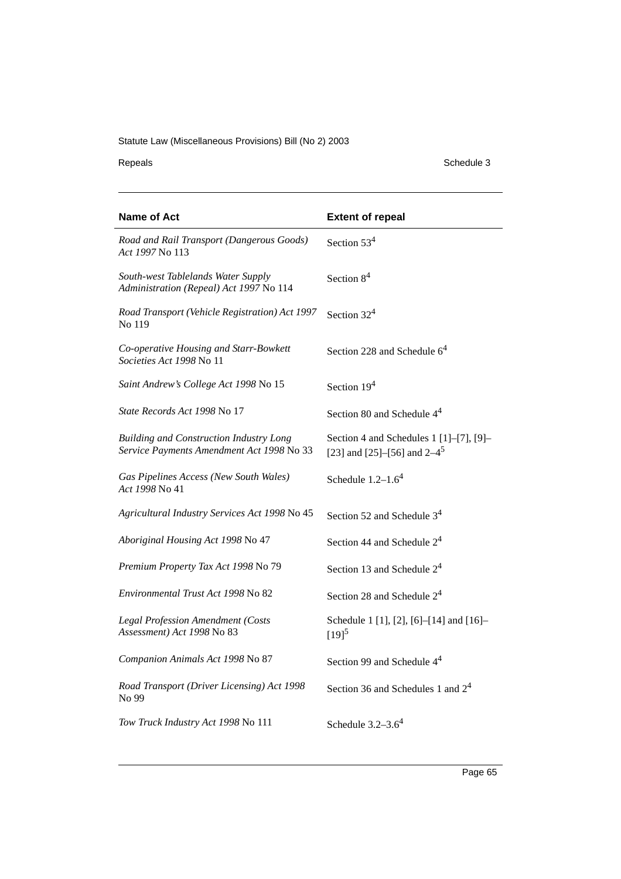| Name of Act | Extent of repeal |
| --- | --- |
| *Road and Rail Transport (Dangerous Goods) Act 1997* No 113 | Section 53[4] |
| *South-west Tablelands Water Supply Administration (Repeal) Act 1997* No 114 | Section 8[4] |
| *Road Transport (Vehicle Registration) Act 1997* No 119 | Section 32[4] |
| *Co-operative Housing and Starr-Bowkett Societies Act 1998* No 11 | Section 228 and Schedule 6[4] |
| *Saint Andrew's College Act 1998* No 15 | Section 19[4] |
| *State Records Act 1998* No 17 | Section 80 and Schedule 4[4] |
| *Building and Construction Industry Long Service Payments Amendment Act 1998* No 33 | Section 4 and Schedules 1 [1]–[7], [9]–[23] and [25]–[56] and 2–4[5] |
| *Gas Pipelines Access (New South Wales) Act 1998* No 41 | Schedule 1.2–1.6[4] |
| *Agricultural Industry Services Act 1998* No 45 | Section 52 and Schedule 3[4] |
| *Aboriginal Housing Act 1998* No 47 | Section 44 and Schedule 2[4] |
| *Premium Property Tax Act 1998* No 79 | Section 13 and Schedule 2[4] |
| *Environmental Trust Act 1998* No 82 | Section 28 and Schedule 2[4] |
| *Legal Profession Amendment (Costs Assessment) Act 1998* No 83 | Schedule 1 [1], [2], [6]–[14] and [16]–[19][5] |
| *Companion Animals Act 1998* No 87 | Section 99 and Schedule 4[4] |
| *Road Transport (Driver Licensing) Act 1998* No 99 | Section 36 and Schedules 1 and 2[4] |
| *Tow Truck Industry Act 1998* No 111 | Schedule 3.2–3.6[4] |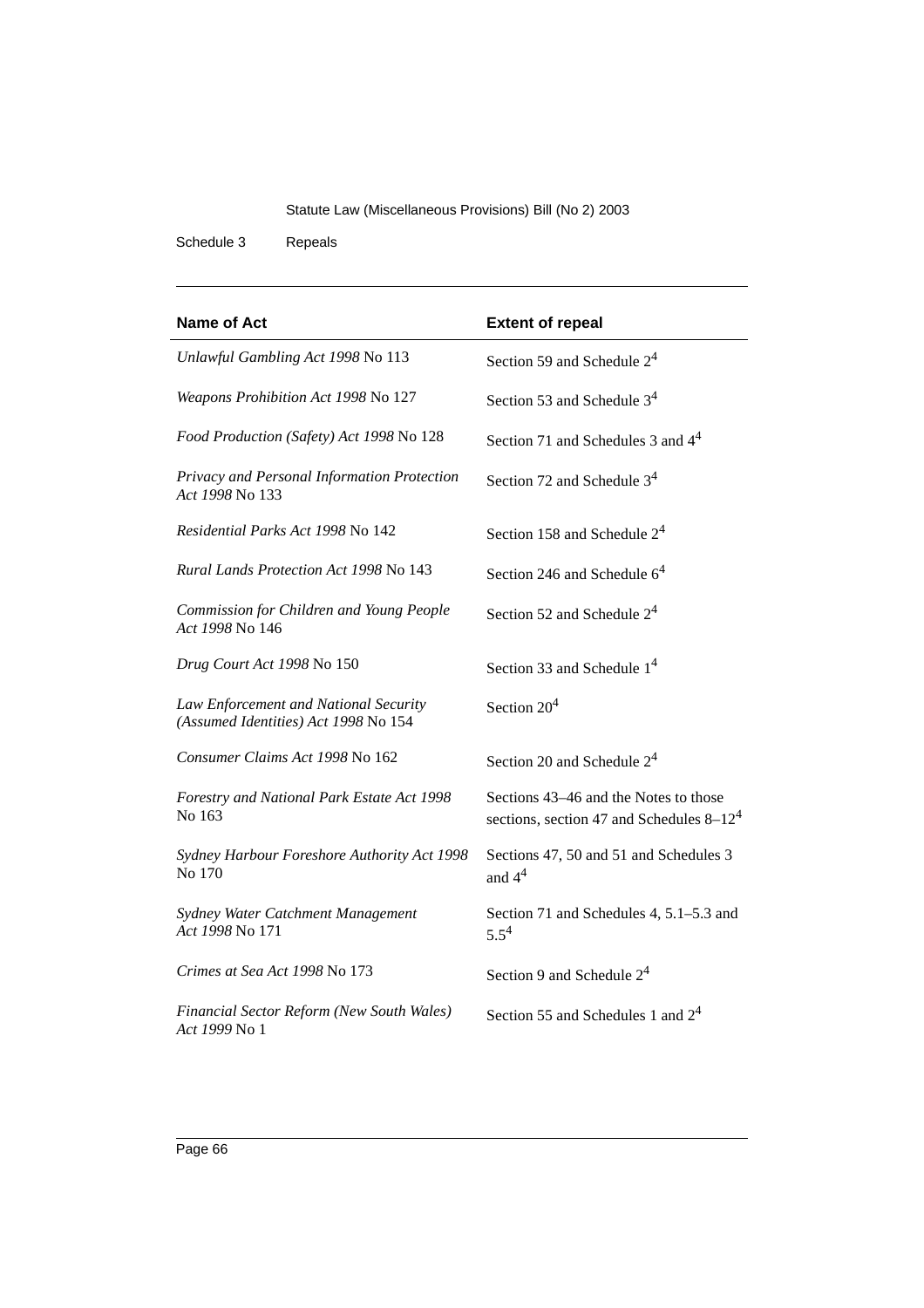| Name of Act | Extent of repeal |
| --- | --- |
| *Unlawful Gambling Act 1998* No 113 | Section 59 and Schedule 2[4] |
| *Weapons Prohibition Act 1998* No 127 | Section 53 and Schedule 3[4] |
| *Food Production (Safety) Act 1998* No 128 | Section 71 and Schedules 3 and 4[4] |
| *Privacy and Personal Information Protection Act 1998* No 133 | Section 72 and Schedule 3[4] |
| *Residential Parks Act 1998* No 142 | Section 158 and Schedule 2[4] |
| *Rural Lands Protection Act 1998* No 143 | Section 246 and Schedule 6[4] |
| *Commission for Children and Young People Act 1998* No 146 | Section 52 and Schedule 2[4] |
| *Drug Court Act 1998* No 150 | Section 33 and Schedule 1[4] |
| *Law Enforcement and National Security (Assumed Identities) Act 1998* No 154 | Section 20[4] |
| *Consumer Claims Act 1998* No 162 | Section 20 and Schedule 2[4] |
| *Forestry and National Park Estate Act 1998* No 163 | Sections 43–46 and the Notes to those sections, section 47 and Schedules 8–12[4] |
| *Sydney Harbour Foreshore Authority Act 1998* No 170 | Sections 47, 50 and 51 and Schedules 3 and 4[4] |
| *Sydney Water Catchment Management Act 1998* No 171 | Section 71 and Schedules 4, 5.1–5.3 and 5.5[4] |
| *Crimes at Sea Act 1998* No 173 | Section 9 and Schedule 2[4] |
| *Financial Sector Reform (New South Wales) Act 1999* No 1 | Section 55 and Schedules 1 and 2[4] |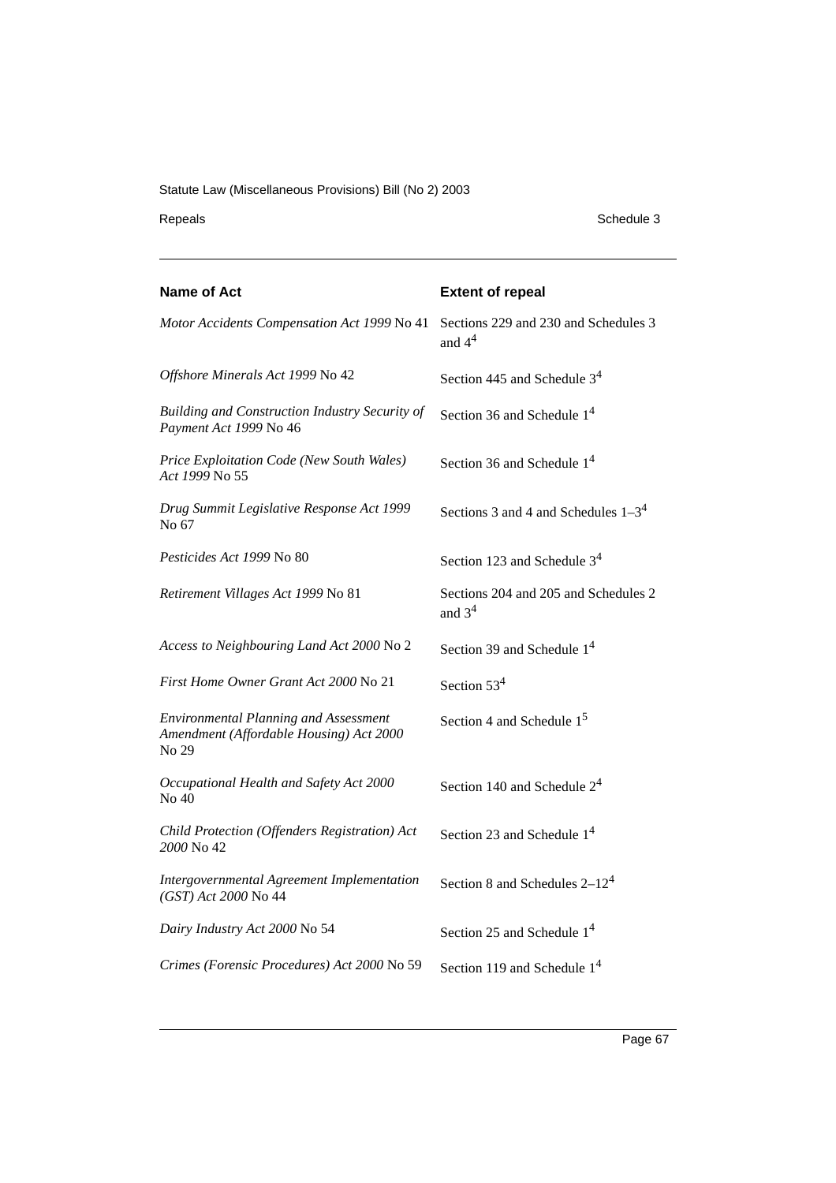| Name of Act | Extent of repeal |
| --- | --- |
| *Motor Accidents Compensation Act 1999* No 41 | Sections 229 and 230 and Schedules 3 and 4[4] |
| *Offshore Minerals Act 1999* No 42 | Section 445 and Schedule 3[4] |
| *Building and Construction Industry Security of Payment Act 1999* No 46 | Section 36 and Schedule 1[4] |
| *Price Exploitation Code (New South Wales) Act 1999* No 55 | Section 36 and Schedule 1[4] |
| *Drug Summit Legislative Response Act 1999* No 67 | Sections 3 and 4 and Schedules 1–3[4] |
| *Pesticides Act 1999* No 80 | Section 123 and Schedule 3[4] |
| *Retirement Villages Act 1999* No 81 | Sections 204 and 205 and Schedules 2 and 3[4] |
| *Access to Neighbouring Land Act 2000* No 2 | Section 39 and Schedule 1[4] |
| *First Home Owner Grant Act 2000* No 21 | Section 53[4] |
| *Environmental Planning and Assessment Amendment (Affordable Housing) Act 2000* No 29 | Section 4 and Schedule 1[5] |
| *Occupational Health and Safety Act 2000* No 40 | Section 140 and Schedule 2[4] |
| *Child Protection (Offenders Registration) Act 2000* No 42 | Section 23 and Schedule 1[4] |
| *Intergovernmental Agreement Implementation (GST) Act 2000* No 44 | Section 8 and Schedules 2–12[4] |
| *Dairy Industry Act 2000* No 54 | Section 25 and Schedule 1[4] |
| *Crimes (Forensic Procedures) Act 2000* No 59 | Section 119 and Schedule 1[4] |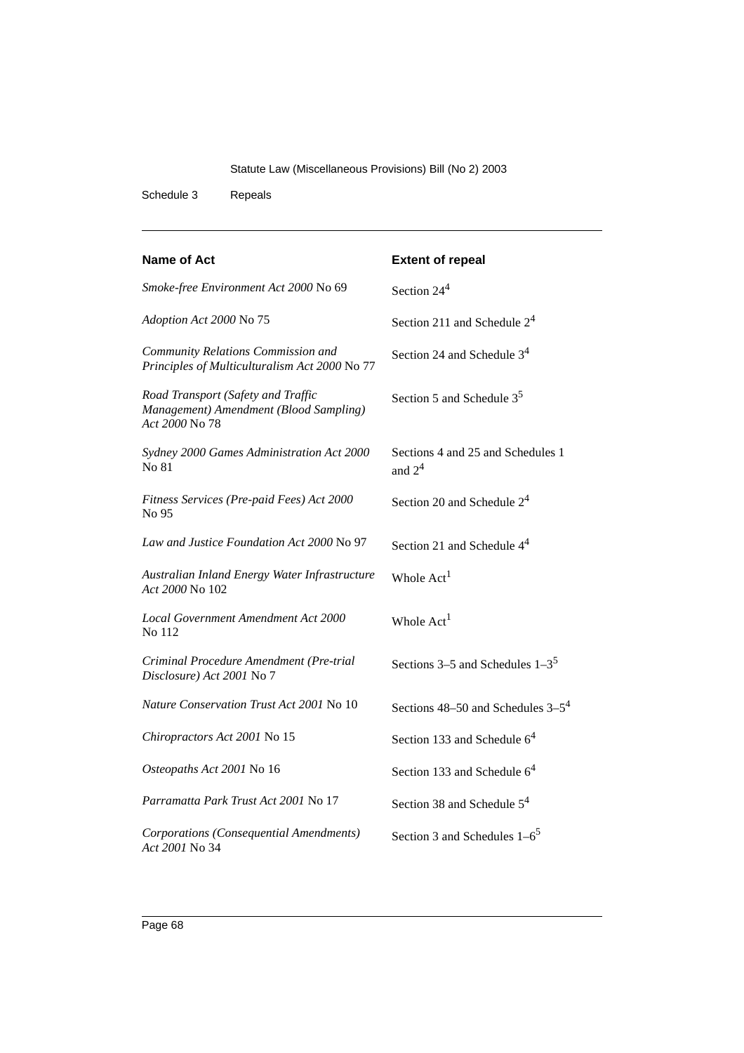| Name of Act | Extent of repeal |
| --- | --- |
| *Smoke-free Environment Act 2000* No 69 | Section 24[4] |
| *Adoption Act 2000* No 75 | Section 211 and Schedule 2[4] |
| *Community Relations Commission and Principles of Multiculturalism Act 2000* No 77 | Section 24 and Schedule 3[4] |
| *Road Transport (Safety and Traffic Management) Amendment (Blood Sampling) Act 2000* No 78 | Section 5 and Schedule 3[5] |
| *Sydney 2000 Games Administration Act 2000* No 81 | Sections 4 and 25 and Schedules 1 and 2[4] |
| *Fitness Services (Pre-paid Fees) Act 2000* No 95 | Section 20 and Schedule 2[4] |
| *Law and Justice Foundation Act 2000* No 97 | Section 21 and Schedule 4[4] |
| *Australian Inland Energy Water Infrastructure Act 2000* No 102 | Whole Act[1] |
| *Local Government Amendment Act 2000* No 112 | Whole Act[1] |
| *Criminal Procedure Amendment (Pre-trial Disclosure) Act 2001* No 7 | Sections 3–5 and Schedules 1–3[5] |
| *Nature Conservation Trust Act 2001* No 10 | Sections 48–50 and Schedules 3–5[4] |
| *Chiropractors Act 2001* No 15 | Section 133 and Schedule 6[4] |
| *Osteopaths Act 2001* No 16 | Section 133 and Schedule 6[4] |
| *Parramatta Park Trust Act 2001* No 17 | Section 38 and Schedule 5[4] |
| *Corporations (Consequential Amendments) Act 2001* No 34 | Section 3 and Schedules 1–6[5] |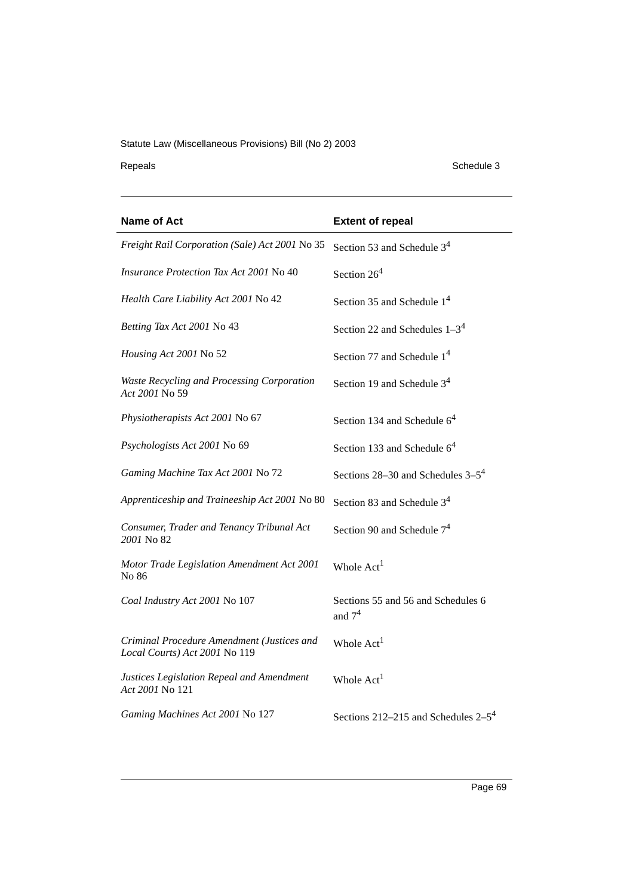| Name of Act | Extent of repeal |
| --- | --- |
| *Freight Rail Corporation (Sale) Act 2001* No 35 | Section 53 and Schedule 3[4] |
| *Insurance Protection Tax Act 2001* No 40 | Section 26[4] |
| *Health Care Liability Act 2001* No 42 | Section 35 and Schedule 1[4] |
| *Betting Tax Act 2001* No 43 | Section 22 and Schedules 1–3[4] |
| *Housing Act 2001* No 52 | Section 77 and Schedule 1[4] |
| *Waste Recycling and Processing Corporation Act 2001* No 59 | Section 19 and Schedule 3[4] |
| *Physiotherapists Act 2001* No 67 | Section 134 and Schedule 6[4] |
| *Psychologists Act 2001* No 69 | Section 133 and Schedule 6[4] |
| *Gaming Machine Tax Act 2001* No 72 | Sections 28–30 and Schedules 3–5[4] |
| *Apprenticeship and Traineeship Act 2001* No 80 | Section 83 and Schedule 3[4] |
| *Consumer, Trader and Tenancy Tribunal Act 2001* No 82 | Section 90 and Schedule 7[4] |
| *Motor Trade Legislation Amendment Act 2001* No 86 | Whole Act[1] |
| *Coal Industry Act 2001* No 107 | Sections 55 and 56 and Schedules 6 and 7[4] |
| *Criminal Procedure Amendment (Justices and Local Courts) Act 2001* No 119 | Whole Act[1] |
| *Justices Legislation Repeal and Amendment Act 2001* No 121 | Whole Act[1] |
| *Gaming Machines Act 2001* No 127 | Sections 212–215 and Schedules 2–5[4] |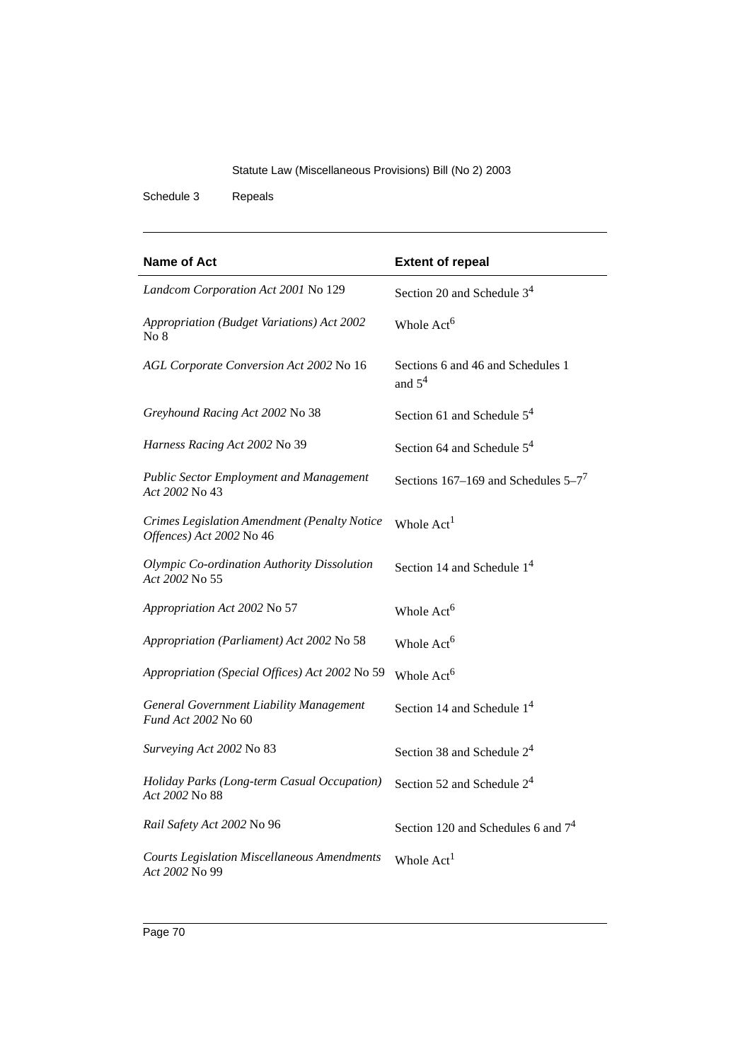| Name of Act | Extent of repeal |
| --- | --- |
| *Landcom Corporation Act 2001* No 129 | Section 20 and Schedule 3[4] |
| *Appropriation (Budget Variations) Act 2002* No 8 | Whole Act[6] |
| *AGL Corporate Conversion Act 2002* No 16 | Sections 6 and 46 and Schedules 1 and 5[4] |
| *Greyhound Racing Act 2002* No 38 | Section 61 and Schedule 5[4] |
| *Harness Racing Act 2002* No 39 | Section 64 and Schedule 5[4] |
| *Public Sector Employment and Management Act 2002* No 43 | Sections 167–169 and Schedules 5–7[7] |
| *Crimes Legislation Amendment (Penalty Notice Offences) Act 2002* No 46 | Whole Act[1] |
| *Olympic Co-ordination Authority Dissolution Act 2002* No 55 | Section 14 and Schedule 1[4] |
| *Appropriation Act 2002* No 57 | Whole Act[6] |
| *Appropriation (Parliament) Act 2002* No 58 | Whole Act[6] |
| *Appropriation (Special Offices) Act 2002* No 59 | Whole Act[6] |
| *General Government Liability Management Fund Act 2002* No 60 | Section 14 and Schedule 1[4] |
| *Surveying Act 2002* No 83 | Section 38 and Schedule 2[4] |
| *Holiday Parks (Long-term Casual Occupation) Act 2002* No 88 | Section 52 and Schedule 2[4] |
| *Rail Safety Act 2002* No 96 | Section 120 and Schedules 6 and 7[4] |
| *Courts Legislation Miscellaneous Amendments Act 2002* No 99 | Whole Act[1] |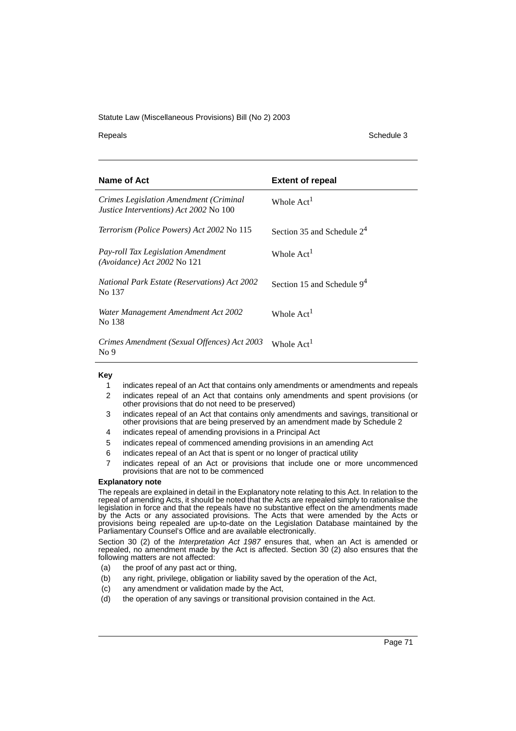| Name of Act | Extent of repeal |
| --- | --- |
| *Crimes Legislation Amendment (Criminal Justice Interventions) Act 2002* No 100 | Whole Act[1] |
| *Terrorism (Police Powers) Act 2002* No 115 | Section 35 and Schedule 2[4] |
| *Pay-roll Tax Legislation Amendment (Avoidance) Act 2002* No 121 | Whole Act[1] |
| *National Park Estate (Reservations) Act 2002* No 137 | Section 15 and Schedule 9[4] |
| *Water Management Amendment Act 2002* No 138 | Whole Act[1] |
| *Crimes Amendment (Sexual Offences) Act 2003* No 9 | Whole Act[1] |

**Key**

1 indicates repeal of an Act that contains only amendments or amendments and repeals

2 indicates repeal of an Act that contains only amendments and spent provisions (or other provisions that do not need to be preserved)

3 indicates repeal of an Act that contains only amendments and savings, transitional or other provisions that are being preserved by an amendment made by Schedule 2

4 indicates repeal of amending provisions in a Principal Act

5 indicates repeal of commenced amending provisions in an amending Act

6 indicates repeal of an Act that is spent or no longer of practical utility

7 indicates repeal of an Act or provisions that include one or more uncommenced provisions that are not to be commenced

**Explanatory note**

The repeals are explained in detail in the Explanatory note relating to this Act. In relation to the repeal of amending Acts, it should be noted that the Acts are repealed simply to rationalise the legislation in force and that the repeals have no substantive effect on the amendments made by the Acts or any associated provisions. The Acts that were amended by the Acts or provisions being repealed are up-to-date on the Legislation Database maintained by the Parliamentary Counsel's Office and are available electronically.

Section 30 (2) of the *Interpretation Act 1987* ensures that, when an Act is amended or repealed, no amendment made by the Act is affected. Section 30 (2) also ensures that the following matters are not affected:

(a) the proof of any past act or thing,

(b) any right, privilege, obligation or liability saved by the operation of the Act,

(c) any amendment or validation made by the Act,

(d) the operation of any savings or transitional provision contained in the Act.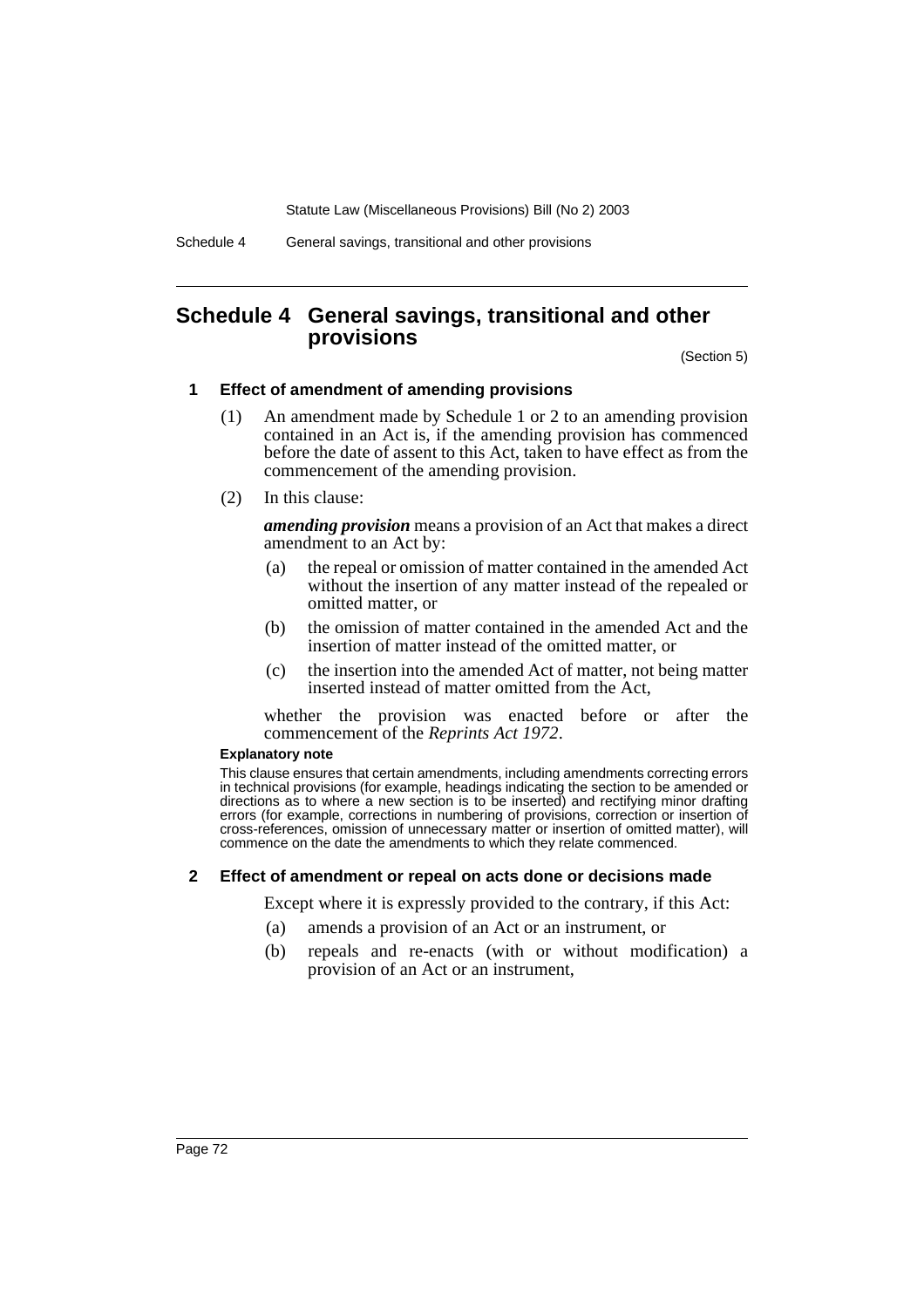# Schedule 4 General savings, transitional and other provisions

(Section 5)

## 1 Effect of amendment of amending provisions

(1) An amendment made by Schedule 1 or 2 to an amending provision contained in an Act is, if the amending provision has commenced before the date of assent to this Act, taken to have effect as from the commencement of the amending provision.

(2) In this clause:

***amending provision*** means a provision of an Act that makes a direct amendment to an Act by:

(a) the repeal or omission of matter contained in the amended Act without the insertion of any matter instead of the repealed or omitted matter, or

(b) the omission of matter contained in the amended Act and the insertion of matter instead of the omitted matter, or

(c) the insertion into the amended Act of matter, not being matter inserted instead of matter omitted from the Act,

whether the provision was enacted before or after the commencement of the *Reprints Act 1972*.

**Explanatory note**

This clause ensures that certain amendments, including amendments correcting errors in technical provisions (for example, headings indicating the section to be amended or directions as to where a new section is to be inserted) and rectifying minor drafting errors (for example, corrections in numbering of provisions, correction or insertion of cross-references, omission of unnecessary matter or insertion of omitted matter), will commence on the date the amendments to which they relate commenced.

## 2 Effect of amendment or repeal on acts done or decisions made

Except where it is expressly provided to the contrary, if this Act:

(a) amends a provision of an Act or an instrument, or

(b) repeals and re-enacts (with or without modification) a provision of an Act or an instrument,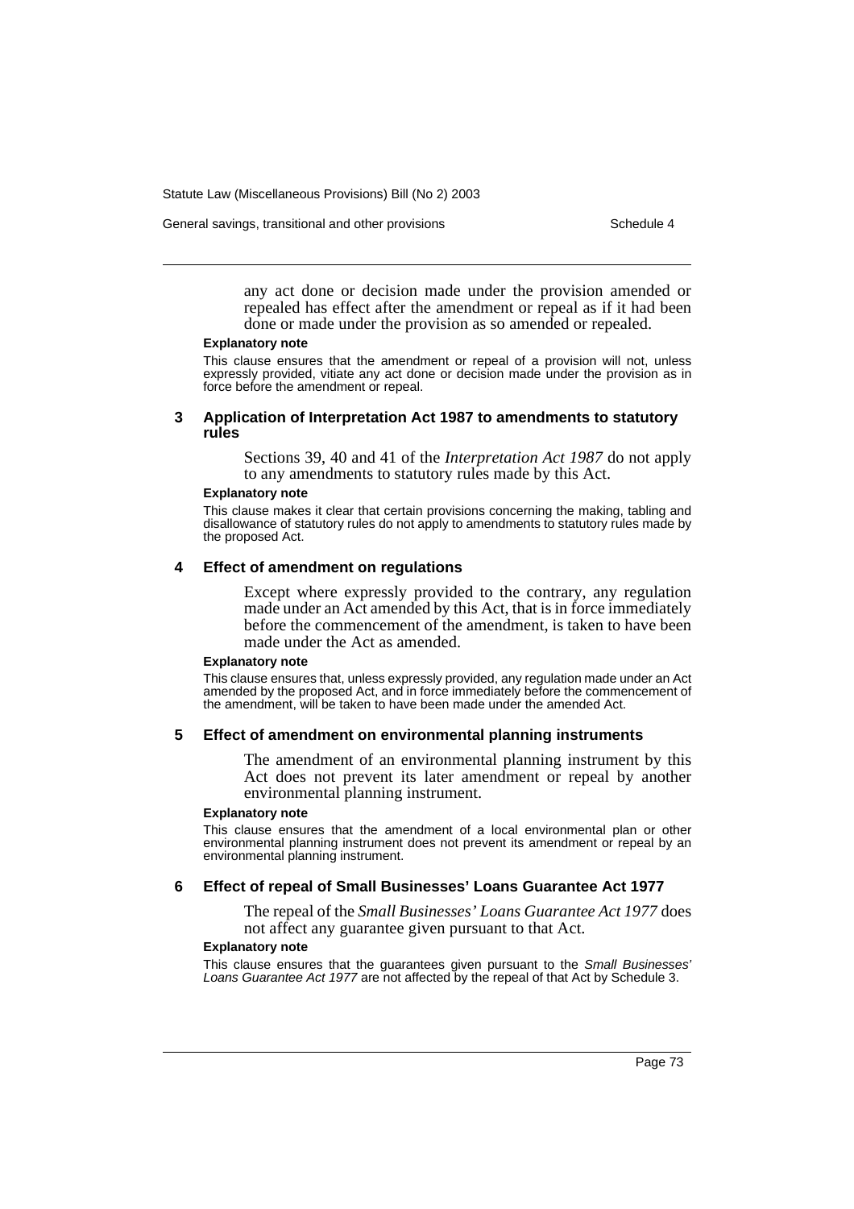any act done or decision made under the provision amended or repealed has effect after the amendment or repeal as if it had been done or made under the provision as so amended or repealed.

**Explanatory note**

This clause ensures that the amendment or repeal of a provision will not, unless expressly provided, vitiate any act done or decision made under the provision as in force before the amendment or repeal.

### 3 Application of Interpretation Act 1987 to amendments to statutory rules

Sections 39, 40 and 41 of the *Interpretation Act 1987* do not apply to any amendments to statutory rules made by this Act.

**Explanatory note**

This clause makes it clear that certain provisions concerning the making, tabling and disallowance of statutory rules do not apply to amendments to statutory rules made by the proposed Act.

### 4 Effect of amendment on regulations

Except where expressly provided to the contrary, any regulation made under an Act amended by this Act, that is in force immediately before the commencement of the amendment, is taken to have been made under the Act as amended.

**Explanatory note**

This clause ensures that, unless expressly provided, any regulation made under an Act amended by the proposed Act, and in force immediately before the commencement of the amendment, will be taken to have been made under the amended Act.

### 5 Effect of amendment on environmental planning instruments

The amendment of an environmental planning instrument by this Act does not prevent its later amendment or repeal by another environmental planning instrument.

**Explanatory note**

This clause ensures that the amendment of a local environmental plan or other environmental planning instrument does not prevent its amendment or repeal by an environmental planning instrument.

### 6 Effect of repeal of Small Businesses' Loans Guarantee Act 1977

The repeal of the *Small Businesses' Loans Guarantee Act 1977* does not affect any guarantee given pursuant to that Act.

**Explanatory note**

This clause ensures that the guarantees given pursuant to the *Small Businesses' Loans Guarantee Act 1977* are not affected by the repeal of that Act by Schedule 3.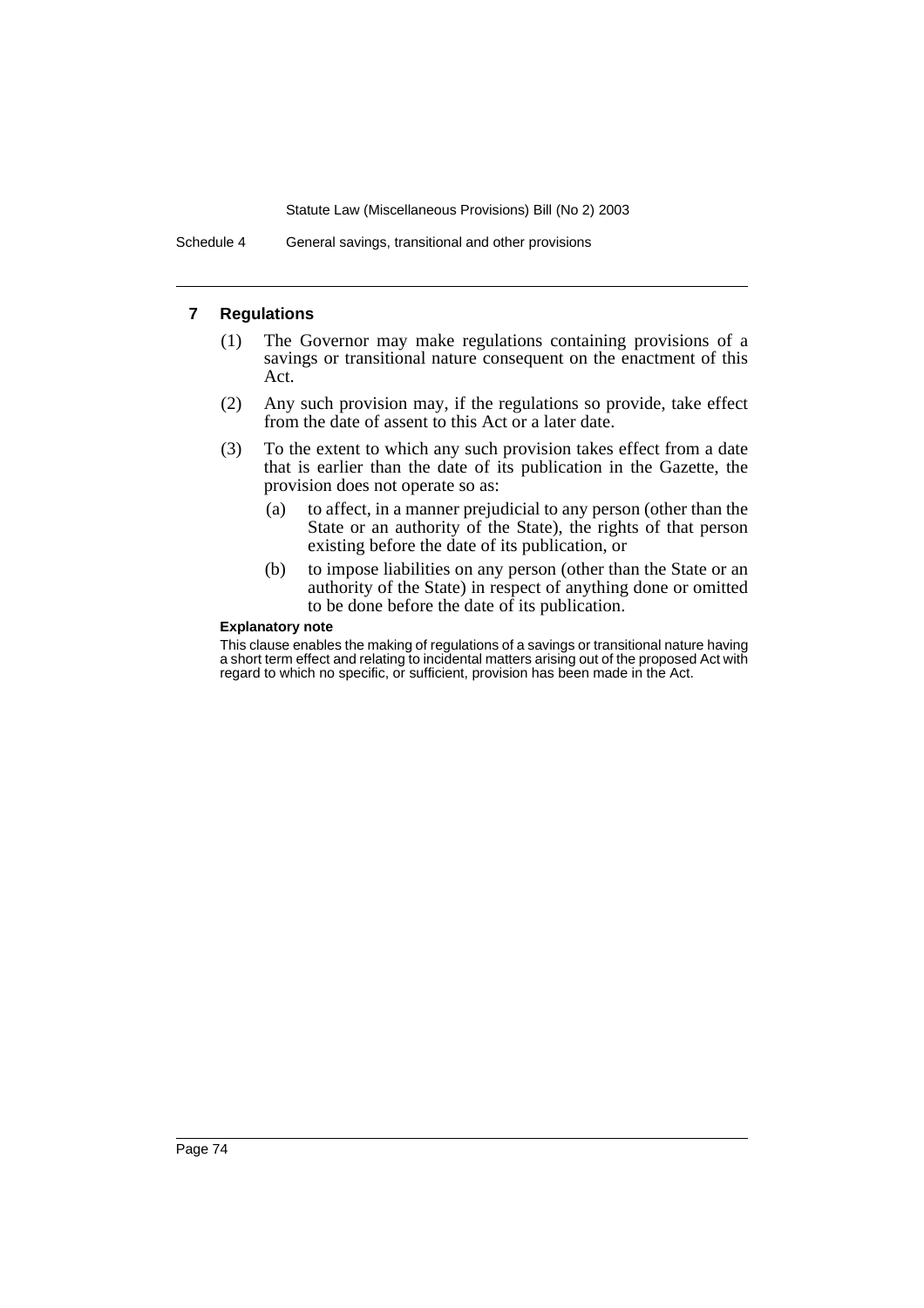## 7 Regulations

(1) The Governor may make regulations containing provisions of a savings or transitional nature consequent on the enactment of this Act.

(2) Any such provision may, if the regulations so provide, take effect from the date of assent to this Act or a later date.

(3) To the extent to which any such provision takes effect from a date that is earlier than the date of its publication in the Gazette, the provision does not operate so as:

- (a) to affect, in a manner prejudicial to any person (other than the State or an authority of the State), the rights of that person existing before the date of its publication, or
- (b) to impose liabilities on any person (other than the State or an authority of the State) in respect of anything done or omitted to be done before the date of its publication.

**Explanatory note**

This clause enables the making of regulations of a savings or transitional nature having a short term effect and relating to incidental matters arising out of the proposed Act with regard to which no specific, or sufficient, provision has been made in the Act.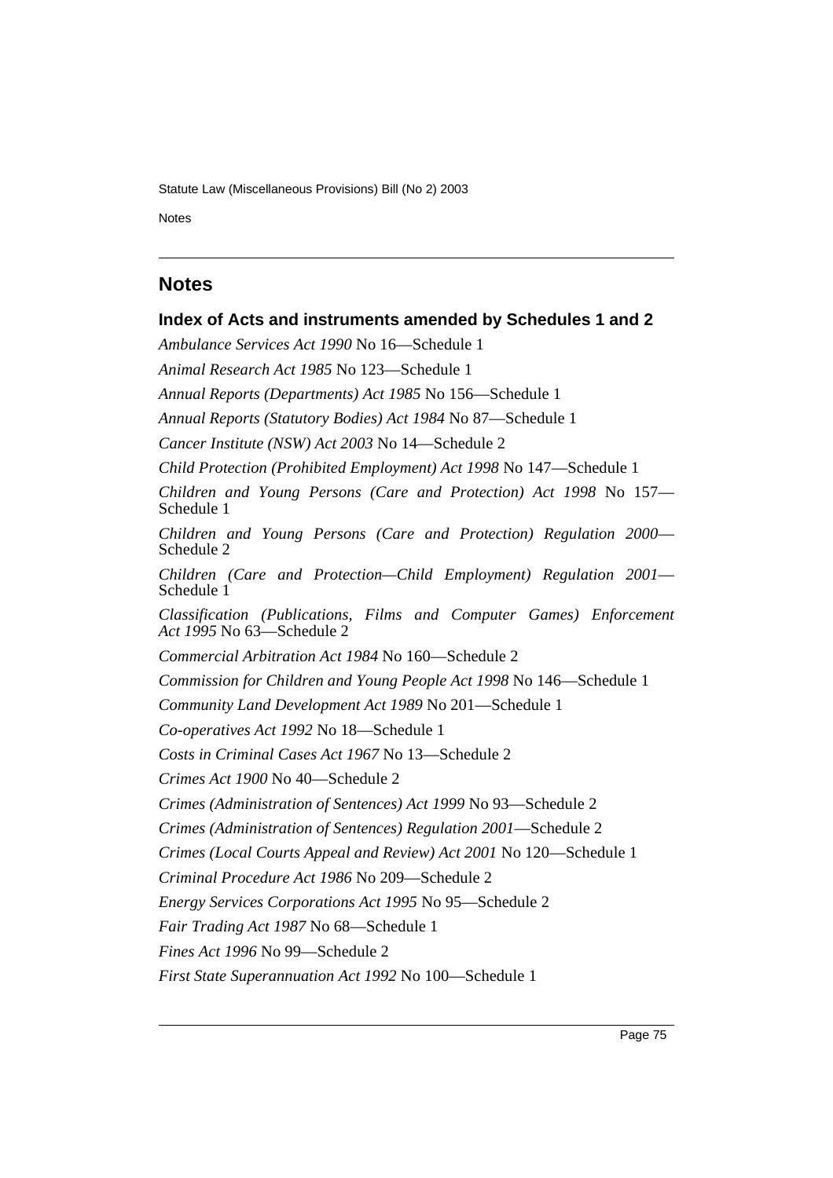## Notes

### Index of Acts and instruments amended by Schedules 1 and 2

*Ambulance Services Act 1990* No 16—Schedule 1

*Animal Research Act 1985* No 123—Schedule 1

*Annual Reports (Departments) Act 1985* No 156—Schedule 1

*Annual Reports (Statutory Bodies) Act 1984* No 87—Schedule 1

*Cancer Institute (NSW) Act 2003* No 14—Schedule 2

*Child Protection (Prohibited Employment) Act 1998* No 147—Schedule 1

*Children and Young Persons (Care and Protection) Act 1998* No 157—Schedule 1

*Children and Young Persons (Care and Protection) Regulation 2000*—Schedule 2

*Children (Care and Protection—Child Employment) Regulation 2001*—Schedule 1

*Classification (Publications, Films and Computer Games) Enforcement Act 1995* No 63—Schedule 2

*Commercial Arbitration Act 1984* No 160—Schedule 2

*Commission for Children and Young People Act 1998* No 146—Schedule 1

*Community Land Development Act 1989* No 201—Schedule 1

*Co-operatives Act 1992* No 18—Schedule 1

*Costs in Criminal Cases Act 1967* No 13—Schedule 2

*Crimes Act 1900* No 40—Schedule 2

*Crimes (Administration of Sentences) Act 1999* No 93—Schedule 2

*Crimes (Administration of Sentences) Regulation 2001*—Schedule 2

*Crimes (Local Courts Appeal and Review) Act 2001* No 120—Schedule 1

*Criminal Procedure Act 1986* No 209—Schedule 2

*Energy Services Corporations Act 1995* No 95—Schedule 2

*Fair Trading Act 1987* No 68—Schedule 1

*Fines Act 1996* No 99—Schedule 2

*First State Superannuation Act 1992* No 100—Schedule 1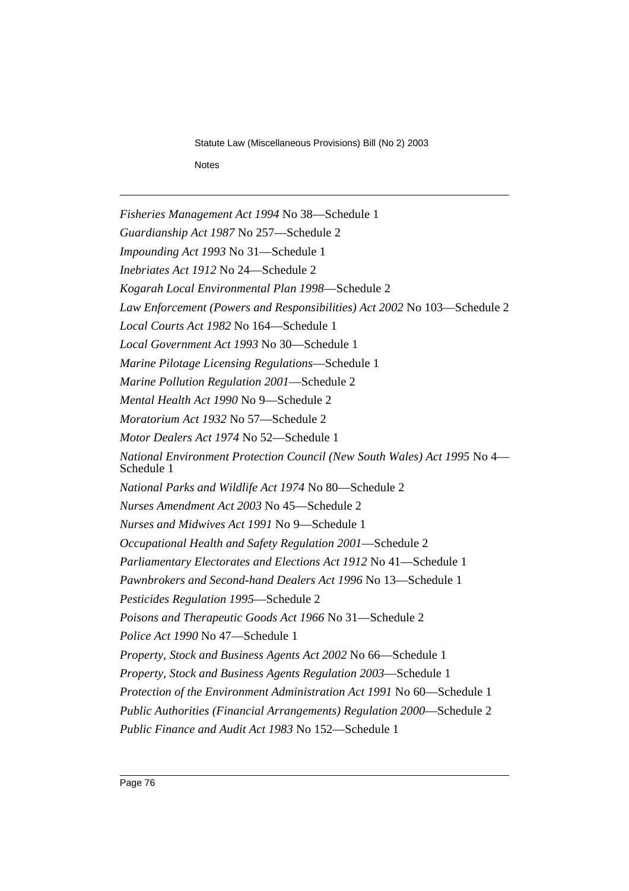*Fisheries Management Act 1994* No 38—Schedule 1

*Guardianship Act 1987* No 257—Schedule 2

*Impounding Act 1993* No 31—Schedule 1

*Inebriates Act 1912* No 24—Schedule 2

*Kogarah Local Environmental Plan 1998*—Schedule 2

*Law Enforcement (Powers and Responsibilities) Act 2002* No 103—Schedule 2

*Local Courts Act 1982* No 164—Schedule 1

*Local Government Act 1993* No 30—Schedule 1

*Marine Pilotage Licensing Regulations*—Schedule 1

*Marine Pollution Regulation 2001*—Schedule 2

*Mental Health Act 1990* No 9—Schedule 2

*Moratorium Act 1932* No 57—Schedule 2

*Motor Dealers Act 1974* No 52—Schedule 1

*National Environment Protection Council (New South Wales) Act 1995* No 4—Schedule 1

*National Parks and Wildlife Act 1974* No 80—Schedule 2

*Nurses Amendment Act 2003* No 45—Schedule 2

*Nurses and Midwives Act 1991* No 9—Schedule 1

*Occupational Health and Safety Regulation 2001*—Schedule 2

*Parliamentary Electorates and Elections Act 1912* No 41—Schedule 1

*Pawnbrokers and Second-hand Dealers Act 1996* No 13—Schedule 1

*Pesticides Regulation 1995*—Schedule 2

*Poisons and Therapeutic Goods Act 1966* No 31—Schedule 2

*Police Act 1990* No 47—Schedule 1

*Property, Stock and Business Agents Act 2002* No 66—Schedule 1

*Property, Stock and Business Agents Regulation 2003*—Schedule 1

*Protection of the Environment Administration Act 1991* No 60—Schedule 1

*Public Authorities (Financial Arrangements) Regulation 2000*—Schedule 2

*Public Finance and Audit Act 1983* No 152—Schedule 1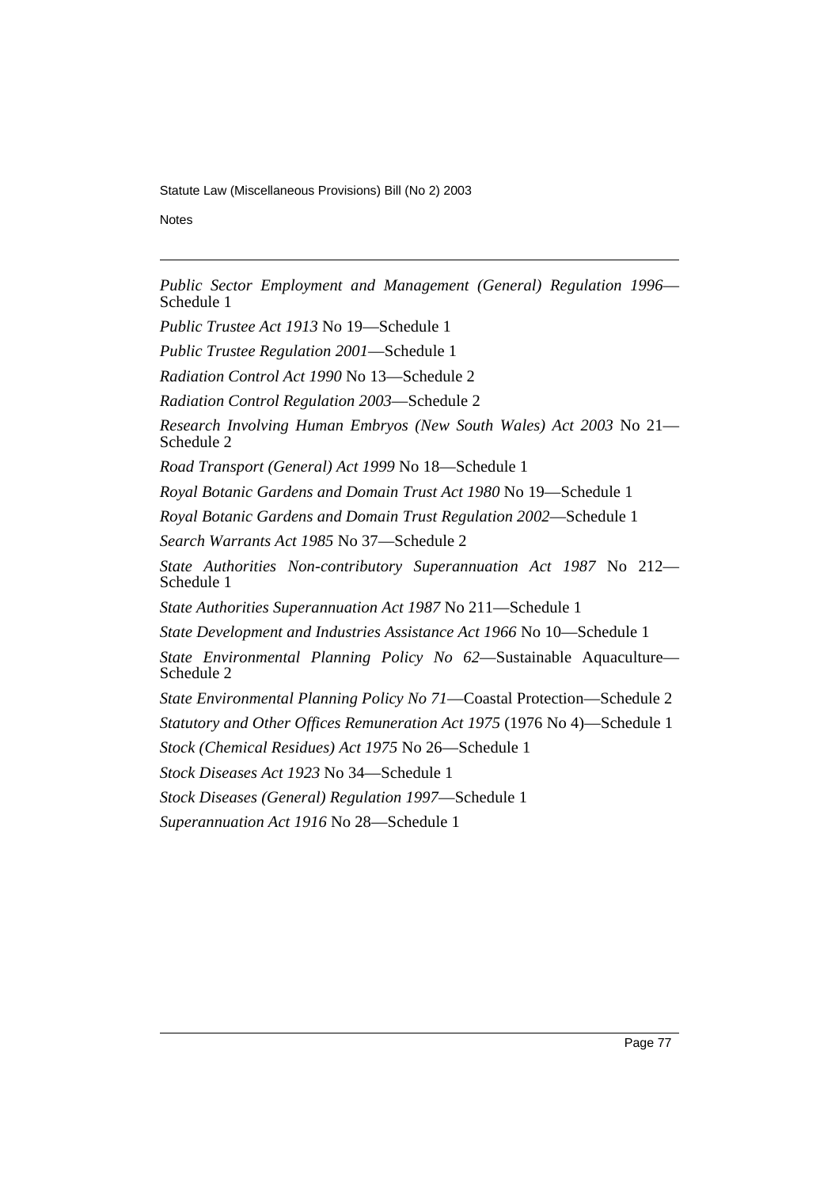*Public Sector Employment and Management (General) Regulation 1996*—Schedule 1

*Public Trustee Act 1913* No 19—Schedule 1

*Public Trustee Regulation 2001*—Schedule 1

*Radiation Control Act 1990* No 13—Schedule 2

*Radiation Control Regulation 2003*—Schedule 2

*Research Involving Human Embryos (New South Wales) Act 2003* No 21—Schedule 2

*Road Transport (General) Act 1999* No 18—Schedule 1

*Royal Botanic Gardens and Domain Trust Act 1980* No 19—Schedule 1

*Royal Botanic Gardens and Domain Trust Regulation 2002*—Schedule 1

*Search Warrants Act 1985* No 37—Schedule 2

*State Authorities Non-contributory Superannuation Act 1987* No 212—Schedule 1

*State Authorities Superannuation Act 1987* No 211—Schedule 1

*State Development and Industries Assistance Act 1966* No 10—Schedule 1

*State Environmental Planning Policy No 62*—Sustainable Aquaculture—Schedule 2

*State Environmental Planning Policy No 71*—Coastal Protection—Schedule 2

*Statutory and Other Offices Remuneration Act 1975* (1976 No 4)—Schedule 1

*Stock (Chemical Residues) Act 1975* No 26—Schedule 1

*Stock Diseases Act 1923* No 34—Schedule 1

*Stock Diseases (General) Regulation 1997*—Schedule 1

*Superannuation Act 1916* No 28—Schedule 1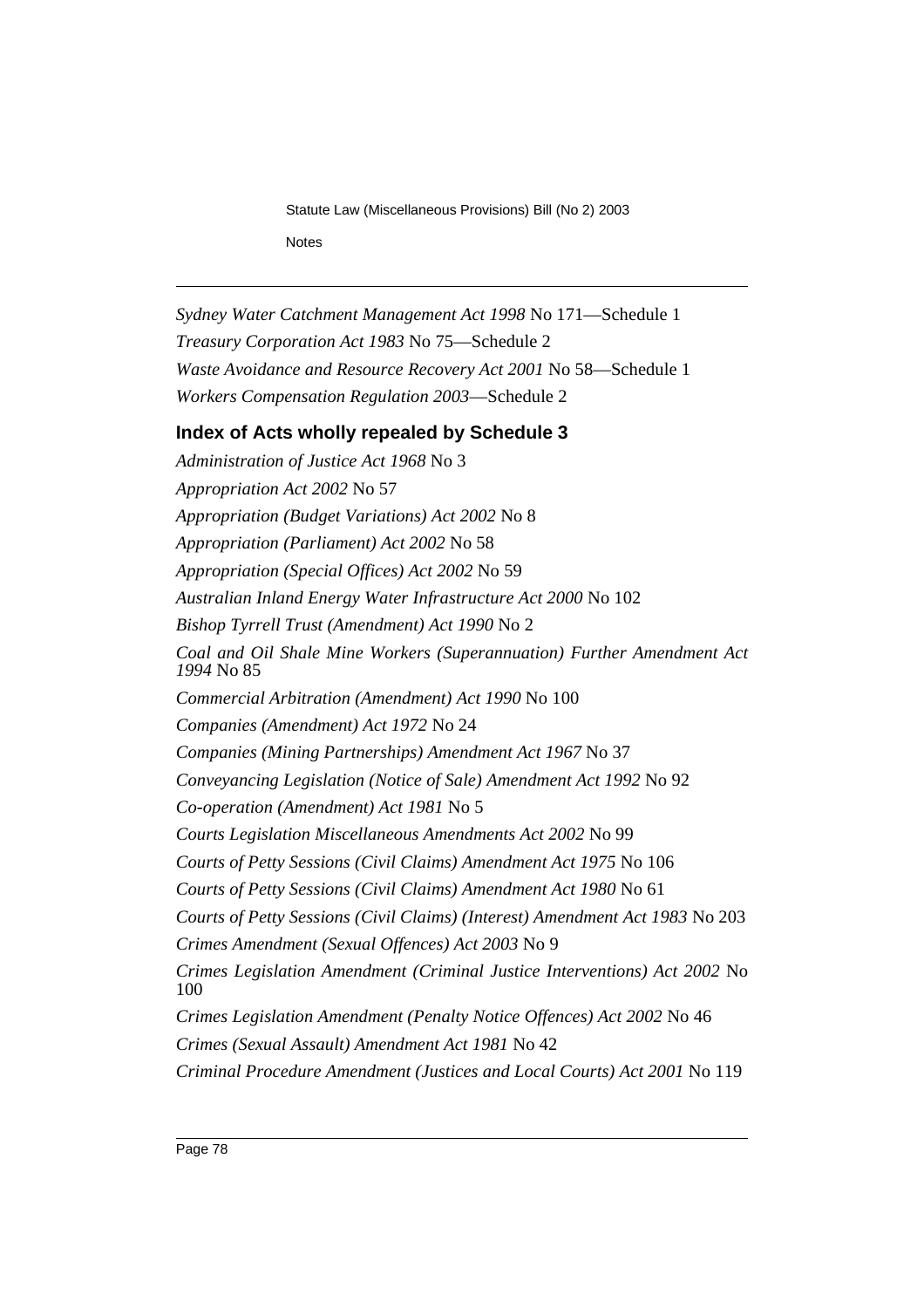*Sydney Water Catchment Management Act 1998* No 171—Schedule 1

*Treasury Corporation Act 1983* No 75—Schedule 2

*Waste Avoidance and Resource Recovery Act 2001* No 58—Schedule 1

*Workers Compensation Regulation 2003*—Schedule 2

## Index of Acts wholly repealed by Schedule 3

*Administration of Justice Act 1968* No 3

*Appropriation Act 2002* No 57

*Appropriation (Budget Variations) Act 2002* No 8

*Appropriation (Parliament) Act 2002* No 58

*Appropriation (Special Offices) Act 2002* No 59

*Australian Inland Energy Water Infrastructure Act 2000* No 102

*Bishop Tyrrell Trust (Amendment) Act 1990* No 2

*Coal and Oil Shale Mine Workers (Superannuation) Further Amendment Act 1994* No 85

*Commercial Arbitration (Amendment) Act 1990* No 100

*Companies (Amendment) Act 1972* No 24

*Companies (Mining Partnerships) Amendment Act 1967* No 37

*Conveyancing Legislation (Notice of Sale) Amendment Act 1992* No 92

*Co-operation (Amendment) Act 1981* No 5

*Courts Legislation Miscellaneous Amendments Act 2002* No 99

*Courts of Petty Sessions (Civil Claims) Amendment Act 1975* No 106

*Courts of Petty Sessions (Civil Claims) Amendment Act 1980* No 61

*Courts of Petty Sessions (Civil Claims) (Interest) Amendment Act 1983* No 203

*Crimes Amendment (Sexual Offences) Act 2003* No 9

*Crimes Legislation Amendment (Criminal Justice Interventions) Act 2002* No 100

*Crimes Legislation Amendment (Penalty Notice Offences) Act 2002* No 46

*Crimes (Sexual Assault) Amendment Act 1981* No 42

*Criminal Procedure Amendment (Justices and Local Courts) Act 2001* No 119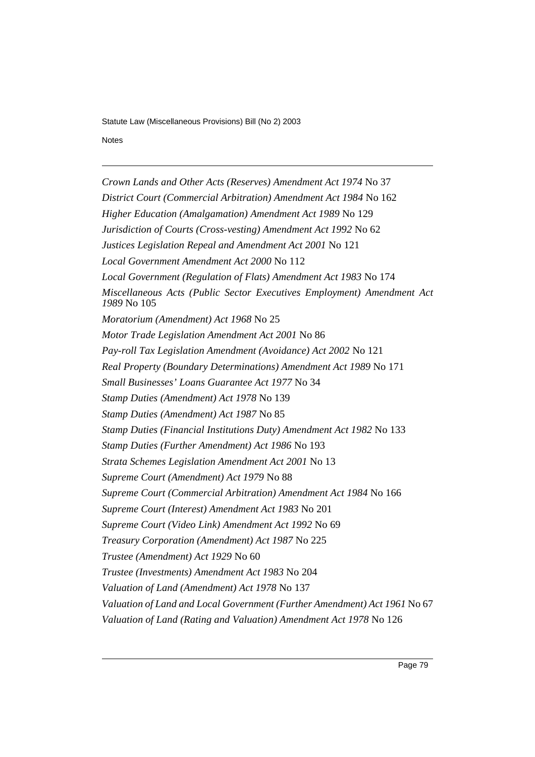*Crown Lands and Other Acts (Reserves) Amendment Act 1974* No 37

*District Court (Commercial Arbitration) Amendment Act 1984* No 162

*Higher Education (Amalgamation) Amendment Act 1989* No 129

*Jurisdiction of Courts (Cross-vesting) Amendment Act 1992* No 62

*Justices Legislation Repeal and Amendment Act 2001* No 121

*Local Government Amendment Act 2000* No 112

*Local Government (Regulation of Flats) Amendment Act 1983* No 174

*Miscellaneous Acts (Public Sector Executives Employment) Amendment Act 1989* No 105

*Moratorium (Amendment) Act 1968* No 25

*Motor Trade Legislation Amendment Act 2001* No 86

*Pay-roll Tax Legislation Amendment (Avoidance) Act 2002* No 121

*Real Property (Boundary Determinations) Amendment Act 1989* No 171

*Small Businesses' Loans Guarantee Act 1977* No 34

*Stamp Duties (Amendment) Act 1978* No 139

*Stamp Duties (Amendment) Act 1987* No 85

*Stamp Duties (Financial Institutions Duty) Amendment Act 1982* No 133

*Stamp Duties (Further Amendment) Act 1986* No 193

*Strata Schemes Legislation Amendment Act 2001* No 13

*Supreme Court (Amendment) Act 1979* No 88

*Supreme Court (Commercial Arbitration) Amendment Act 1984* No 166

*Supreme Court (Interest) Amendment Act 1983* No 201

*Supreme Court (Video Link) Amendment Act 1992* No 69

*Treasury Corporation (Amendment) Act 1987* No 225

*Trustee (Amendment) Act 1929* No 60

*Trustee (Investments) Amendment Act 1983* No 204

*Valuation of Land (Amendment) Act 1978* No 137

*Valuation of Land and Local Government (Further Amendment) Act 1961* No 67

*Valuation of Land (Rating and Valuation) Amendment Act 1978* No 126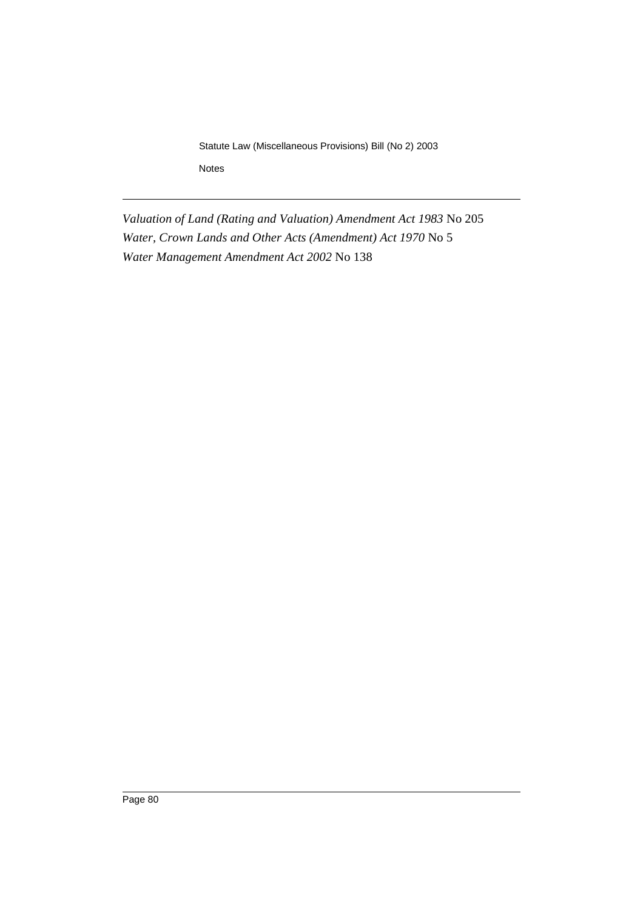*Valuation of Land (Rating and Valuation) Amendment Act 1983* No 205
*Water, Crown Lands and Other Acts (Amendment) Act 1970* No 5
*Water Management Amendment Act 2002* No 138